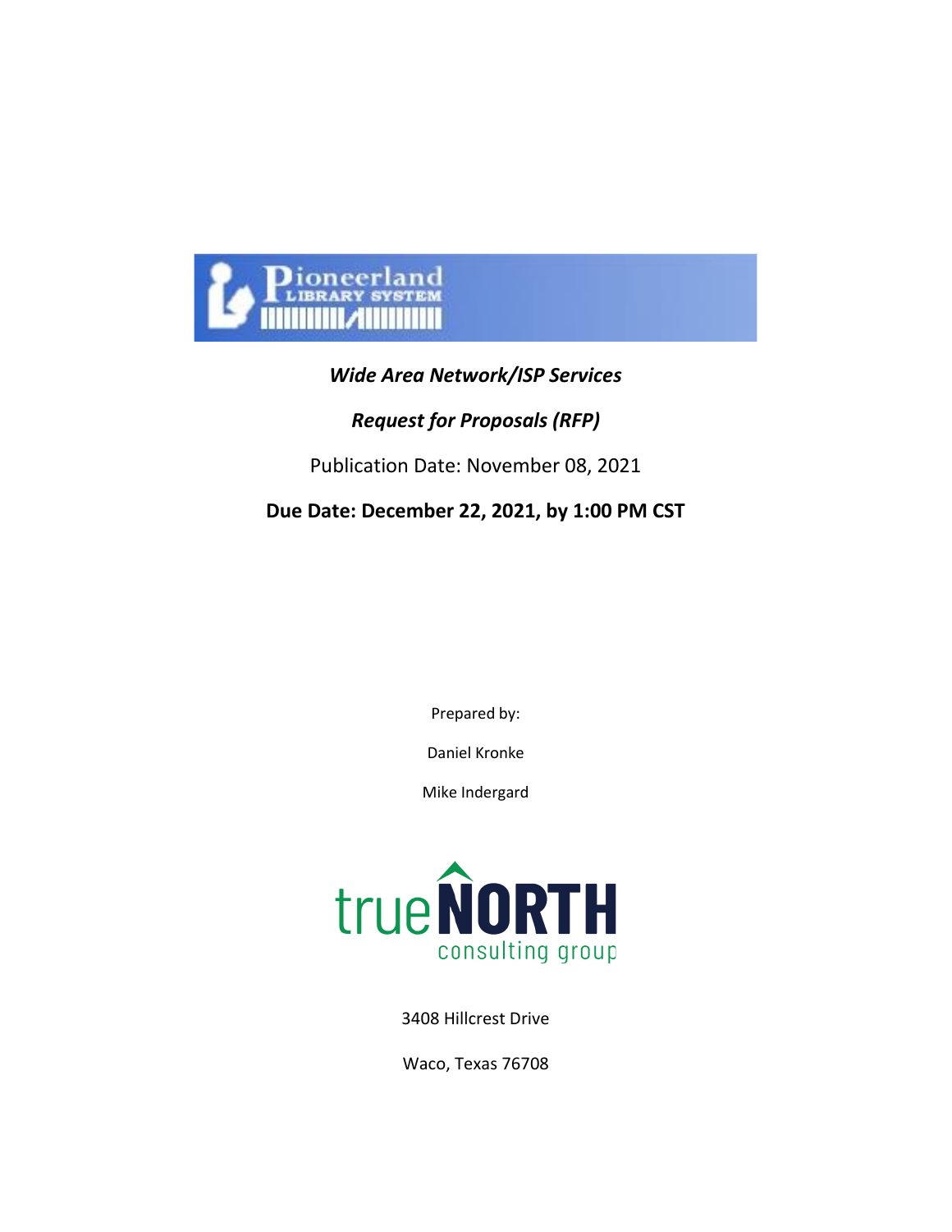Pioneerland LIBRARY SYSTEM

***Wide Area Network/ISP Services***

***Request for Proposals (RFP)***

Publication Date: November 08, 2021

**Due Date: December 22, 2021, by 1:00 PM CST**

Prepared by:

Daniel Kronke

Mike Indergard

trueNORTH consulting group

3408 Hillcrest Drive

Waco, Texas 76708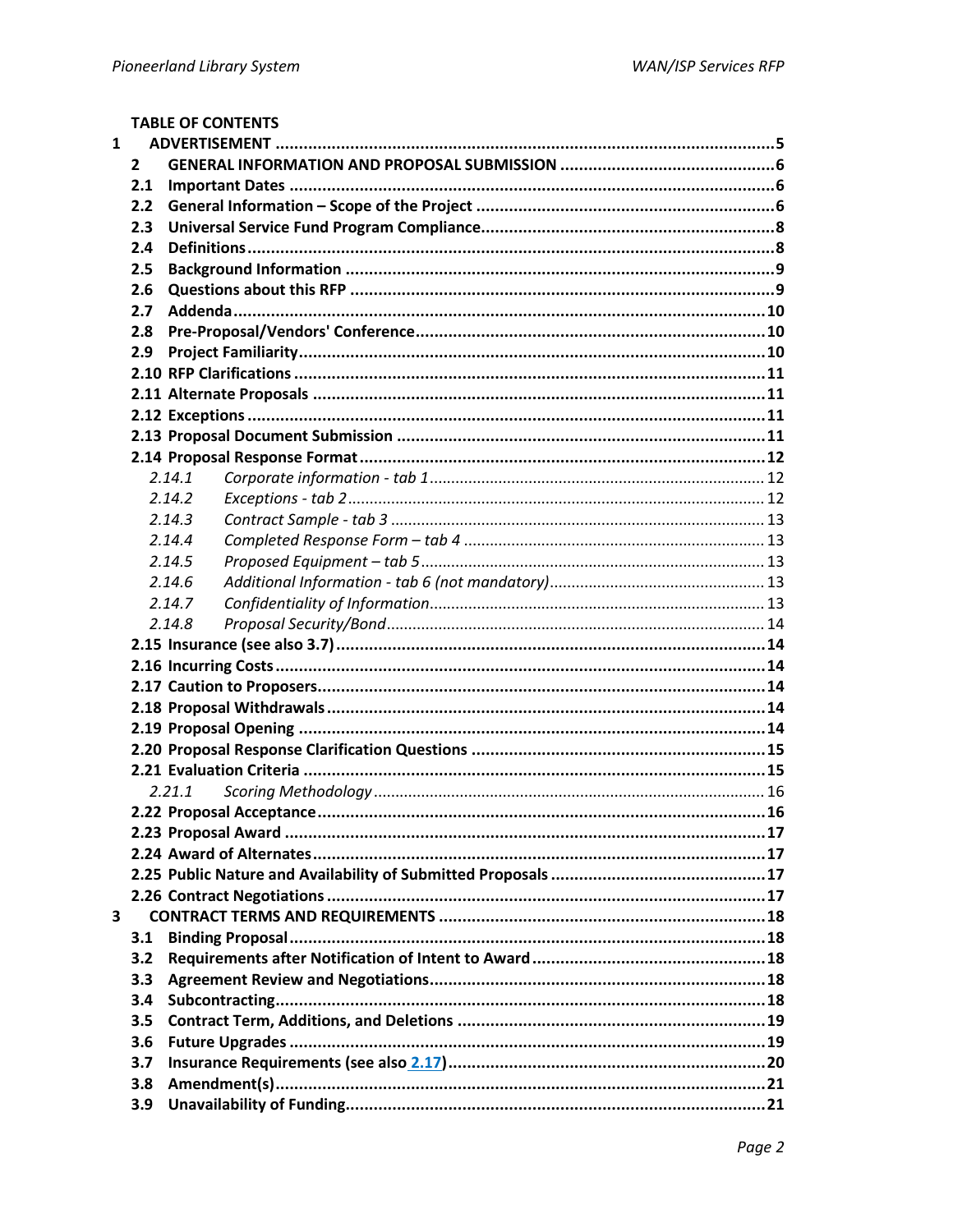**TABLE OF CONTENTS**

**1 ADVERTISEMENT** ..... 5

**2 GENERAL INFORMATION AND PROPOSAL SUBMISSION** ..... 6

**2.1 Important Dates** ..... 6

**2.2 General Information – Scope of the Project** ..... 6

**2.3 Universal Service Fund Program Compliance** ..... 8

**2.4 Definitions** ..... 8

**2.5 Background Information** ..... 9

**2.6 Questions about this RFP** ..... 9

**2.7 Addenda** ..... 10

**2.8 Pre-Proposal/Vendors' Conference** ..... 10

**2.9 Project Familiarity** ..... 10

**2.10 RFP Clarifications** ..... 11

**2.11 Alternate Proposals** ..... 11

**2.12 Exceptions** ..... 11

**2.13 Proposal Document Submission** ..... 11

**2.14 Proposal Response Format** ..... 12

*2.14.1 Corporate information - tab 1* ..... 12

*2.14.2 Exceptions - tab 2* ..... 12

*2.14.3 Contract Sample - tab 3* ..... 13

*2.14.4 Completed Response Form – tab 4* ..... 13

*2.14.5 Proposed Equipment – tab 5* ..... 13

*2.14.6 Additional Information - tab 6 (not mandatory)* ..... 13

*2.14.7 Confidentiality of Information* ..... 13

*2.14.8 Proposal Security/Bond* ..... 14

**2.15 Insurance (see also 3.7)** ..... 14

**2.16 Incurring Costs** ..... 14

**2.17 Caution to Proposers** ..... 14

**2.18 Proposal Withdrawals** ..... 14

**2.19 Proposal Opening** ..... 14

**2.20 Proposal Response Clarification Questions** ..... 15

**2.21 Evaluation Criteria** ..... 15

*2.21.1 Scoring Methodology* ..... 16

**2.22 Proposal Acceptance** ..... 16

**2.23 Proposal Award** ..... 17

**2.24 Award of Alternates** ..... 17

**2.25 Public Nature and Availability of Submitted Proposals** ..... 17

**2.26 Contract Negotiations** ..... 17

**3 CONTRACT TERMS AND REQUIREMENTS** ..... 18

**3.1 Binding Proposal** ..... 18

**3.2 Requirements after Notification of Intent to Award** ..... 18

**3.3 Agreement Review and Negotiations** ..... 18

**3.4 Subcontracting** ..... 18

**3.5 Contract Term, Additions, and Deletions** ..... 19

**3.6 Future Upgrades** ..... 19

**3.7 Insurance Requirements (see also 2.17)** ..... 20

**3.8 Amendment(s)** ..... 21

**3.9 Unavailability of Funding** ..... 21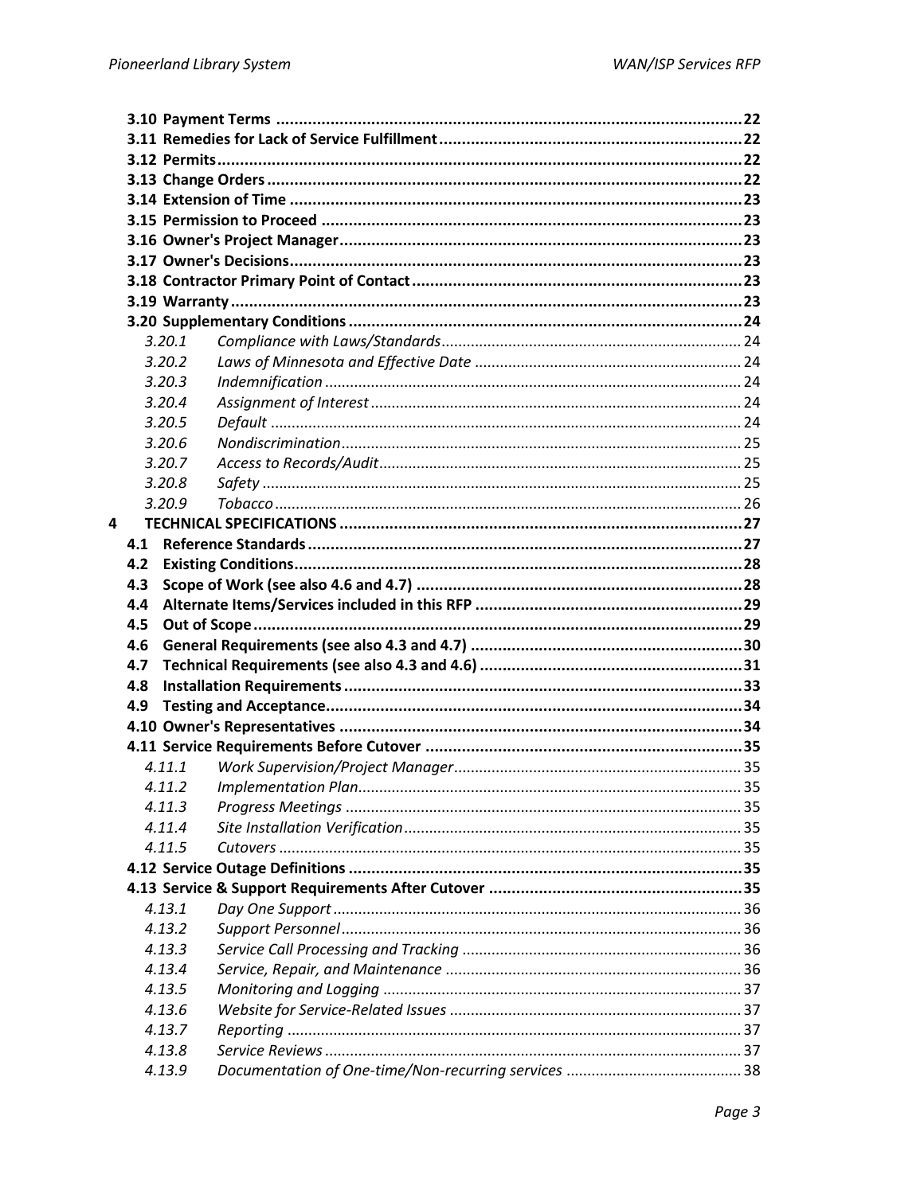**3.10 Payment Terms ........................................................................................................ 22**
**3.11 Remedies for Lack of Service Fulfillment ................................................................... 22**
**3.12 Permits ...................................................................................................................... 22**
**3.13 Change Orders ........................................................................................................... 22**
**3.14 Extension of Time ..................................................................................................... 23**
**3.15 Permission to Proceed .............................................................................................. 23**
**3.16 Owner's Project Manager .......................................................................................... 23**
**3.17 Owner's Decisions ..................................................................................................... 23**
**3.18 Contractor Primary Point of Contact ......................................................................... 23**
**3.19 Warranty ................................................................................................................... 23**
**3.20 Supplementary Conditions ........................................................................................ 24**

*3.20.1 Compliance with Laws/Standards ........................................................................ 24*
*3.20.2 Laws of Minnesota and Effective Date ................................................................. 24*
*3.20.3 Indemnification .................................................................................................... 24*
*3.20.4 Assignment of Interest ......................................................................................... 24*
*3.20.5 Default ................................................................................................................. 24*
*3.20.6 Nondiscrimination ................................................................................................ 25*
*3.20.7 Access to Records/Audit ....................................................................................... 25*
*3.20.8 Safety ................................................................................................................... 25*
*3.20.9 Tobacco ................................................................................................................ 26*

**4 TECHNICAL SPECIFICATIONS ......................................................................................... 27**

**4.1 Reference Standards .................................................................................................. 27**
**4.2 Existing Conditions ..................................................................................................... 28**
**4.3 Scope of Work (see also 4.6 and 4.7) ......................................................................... 28**
**4.4 Alternate Items/Services included in this RFP ............................................................ 29**
**4.5 Out of Scope ............................................................................................................... 29**
**4.6 General Requirements (see also 4.3 and 4.7) ............................................................. 30**
**4.7 Technical Requirements (see also 4.3 and 4.6) ........................................................... 31**
**4.8 Installation Requirements .......................................................................................... 33**
**4.9 Testing and Acceptance .............................................................................................. 34**
**4.10 Owner's Representatives .......................................................................................... 34**
**4.11 Service Requirements Before Cutover ....................................................................... 35**

*4.11.1 Work Supervision/Project Manager ...................................................................... 35*
*4.11.2 Implementation Plan ............................................................................................. 35*
*4.11.3 Progress Meetings ................................................................................................ 35*
*4.11.4 Site Installation Verification .................................................................................. 35*
*4.11.5 Cutovers ............................................................................................................... 35*

**4.12 Service Outage Definitions ........................................................................................ 35**
**4.13 Service & Support Requirements After Cutover ......................................................... 35**

*4.13.1 Day One Support ................................................................................................... 36*
*4.13.2 Support Personnel ................................................................................................. 36*
*4.13.3 Service Call Processing and Tracking .................................................................... 36*
*4.13.4 Service, Repair, and Maintenance ........................................................................ 36*
*4.13.5 Monitoring and Logging ....................................................................................... 37*
*4.13.6 Website for Service-Related Issues ....................................................................... 37*
*4.13.7 Reporting .............................................................................................................. 37*
*4.13.8 Service Reviews .................................................................................................... 37*
*4.13.9 Documentation of One-time/Non-recurring services ........................................... 38*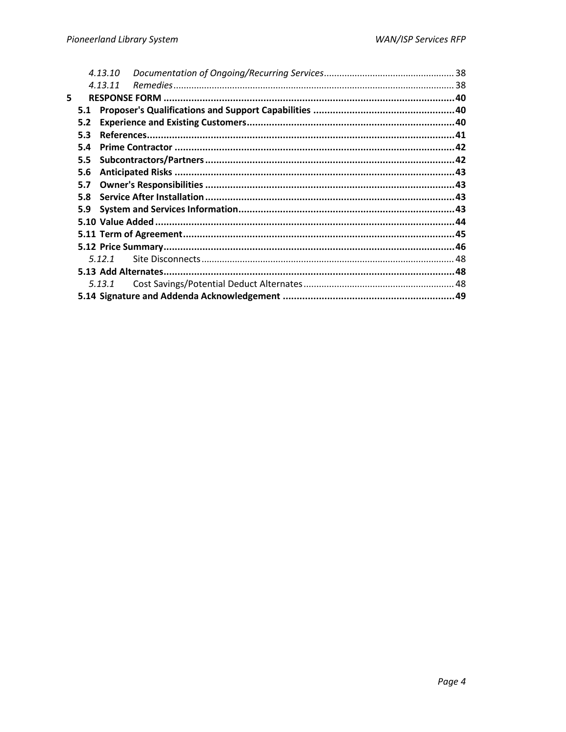- *4.13.10 Documentation of Ongoing/Recurring Services* .......... 38
- *4.13.11 Remedies* .......... 38

**5 RESPONSE FORM** .......... **40**

- **5.1 Proposer's Qualifications and Support Capabilities** .......... **40**
- **5.2 Experience and Existing Customers** .......... **40**
- **5.3 References** .......... **41**
- **5.4 Prime Contractor** .......... **42**
- **5.5 Subcontractors/Partners** .......... **42**
- **5.6 Anticipated Risks** .......... **43**
- **5.7 Owner's Responsibilities** .......... **43**
- **5.8 Service After Installation** .......... **43**
- **5.9 System and Services Information** .......... **43**
- **5.10 Value Added** .......... **44**
- **5.11 Term of Agreement** .......... **45**
- **5.12 Price Summary** .......... **46**
  - *5.12.1* Site Disconnects .......... 48
- **5.13 Add Alternates** .......... **48**
  - *5.13.1* Cost Savings/Potential Deduct Alternates .......... 48
- **5.14 Signature and Addenda Acknowledgement** .......... **49**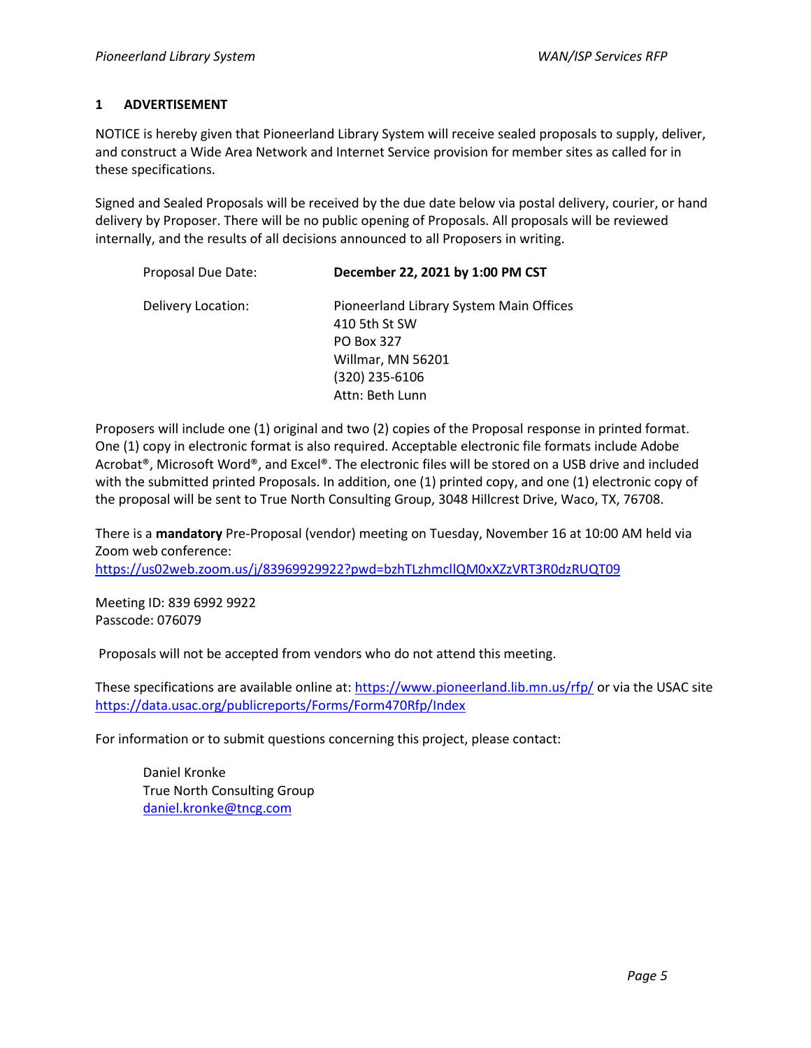# 1 ADVERTISEMENT

NOTICE is hereby given that Pioneerland Library System will receive sealed proposals to supply, deliver, and construct a Wide Area Network and Internet Service provision for member sites as called for in these specifications.

Signed and Sealed Proposals will be received by the due date below via postal delivery, courier, or hand delivery by Proposer. There will be no public opening of Proposals. All proposals will be reviewed internally, and the results of all decisions announced to all Proposers in writing.

| | |
|---|---|
| Proposal Due Date: | **December 22, 2021 by 1:00 PM CST** |
| Delivery Location: | Pioneerland Library System Main Offices<br>410 5th St SW<br>PO Box 327<br>Willmar, MN 56201<br>(320) 235-6106<br>Attn: Beth Lunn |

Proposers will include one (1) original and two (2) copies of the Proposal response in printed format. One (1) copy in electronic format is also required. Acceptable electronic file formats include Adobe Acrobat®, Microsoft Word®, and Excel®. The electronic files will be stored on a USB drive and included with the submitted printed Proposals. In addition, one (1) printed copy, and one (1) electronic copy of the proposal will be sent to True North Consulting Group, 3048 Hillcrest Drive, Waco, TX, 76708.

There is a **mandatory** Pre-Proposal (vendor) meeting on Tuesday, November 16 at 10:00 AM held via Zoom web conference:
https://us02web.zoom.us/j/83969929922?pwd=bzhTLzhmcllQM0xXZzVRT3R0dzRUQT09

Meeting ID: 839 6992 9922
Passcode: 076079

Proposals will not be accepted from vendors who do not attend this meeting.

These specifications are available online at: https://www.pioneerland.lib.mn.us/rfp/ or via the USAC site https://data.usac.org/publicreports/Forms/Form470Rfp/Index

For information or to submit questions concerning this project, please contact:

Daniel Kronke
True North Consulting Group
daniel.kronke@tncg.com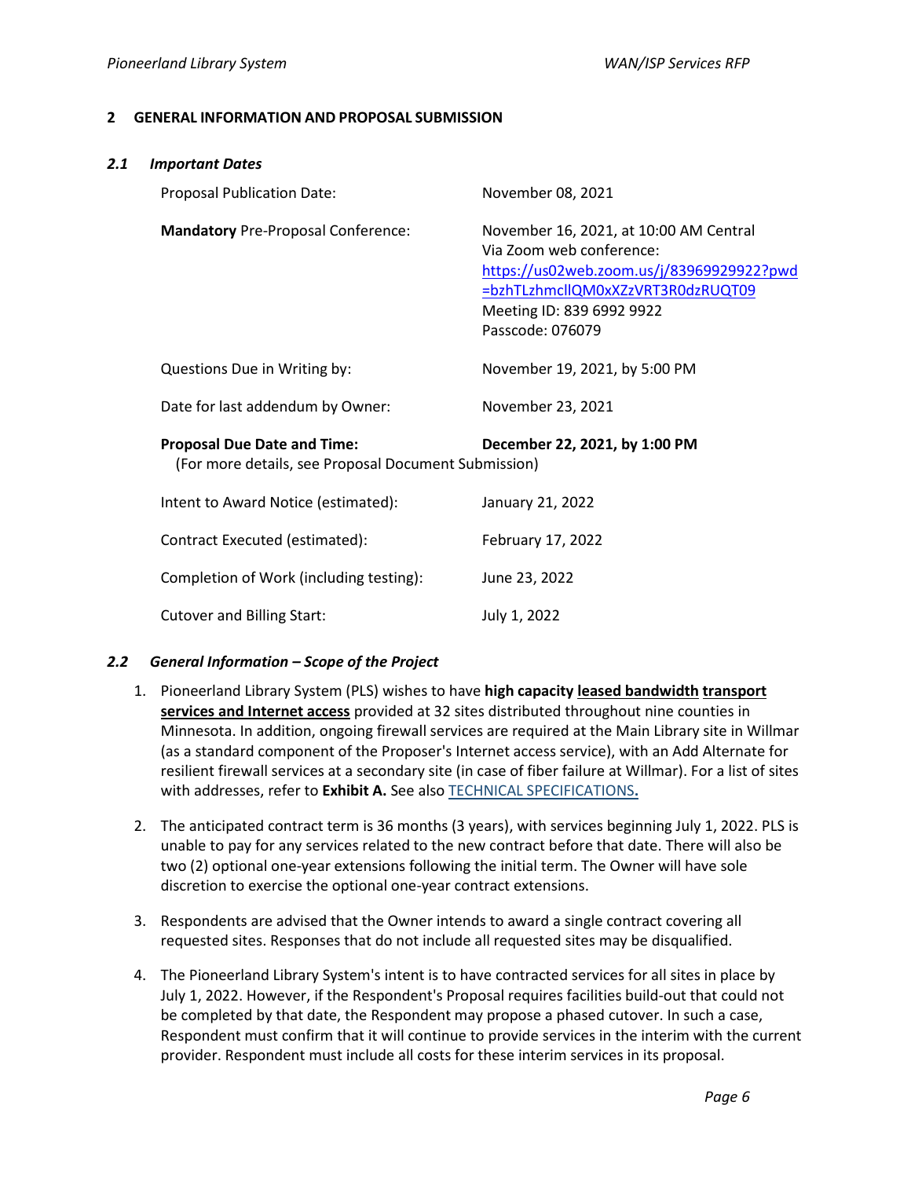## 2 GENERAL INFORMATION AND PROPOSAL SUBMISSION

### *2.1 Important Dates*

| | |
|---|---|
| Proposal Publication Date: | November 08, 2021 |
| **Mandatory** Pre-Proposal Conference: | November 16, 2021, at 10:00 AM Central<br>Via Zoom web conference:<br>https://us02web.zoom.us/j/83969929922?pwd=bzhTLzhmcllQM0xXZzVRT3R0dzRUQT09<br>Meeting ID: 839 6992 9922<br>Passcode: 076079 |
| Questions Due in Writing by: | November 19, 2021, by 5:00 PM |
| Date for last addendum by Owner: | November 23, 2021 |
| **Proposal Due Date and Time:**<br>(For more details, see Proposal Document Submission) | **December 22, 2021, by 1:00 PM** |
| Intent to Award Notice (estimated): | January 21, 2022 |
| Contract Executed (estimated): | February 17, 2022 |
| Completion of Work (including testing): | June 23, 2022 |
| Cutover and Billing Start: | July 1, 2022 |

### *2.2 General Information – Scope of the Project*

1. Pioneerland Library System (PLS) wishes to have **high capacity leased bandwidth transport services and Internet access** provided at 32 sites distributed throughout nine counties in Minnesota. In addition, ongoing firewall services are required at the Main Library site in Willmar (as a standard component of the Proposer's Internet access service), with an Add Alternate for resilient firewall services at a secondary site (in case of fiber failure at Willmar). For a list of sites with addresses, refer to **Exhibit A.** See also TECHNICAL SPECIFICATIONS**.**

2. The anticipated contract term is 36 months (3 years), with services beginning July 1, 2022. PLS is unable to pay for any services related to the new contract before that date. There will also be two (2) optional one-year extensions following the initial term. The Owner will have sole discretion to exercise the optional one-year contract extensions.

3. Respondents are advised that the Owner intends to award a single contract covering all requested sites. Responses that do not include all requested sites may be disqualified.

4. The Pioneerland Library System's intent is to have contracted services for all sites in place by July 1, 2022. However, if the Respondent's Proposal requires facilities build-out that could not be completed by that date, the Respondent may propose a phased cutover. In such a case, Respondent must confirm that it will continue to provide services in the interim with the current provider. Respondent must include all costs for these interim services in its proposal.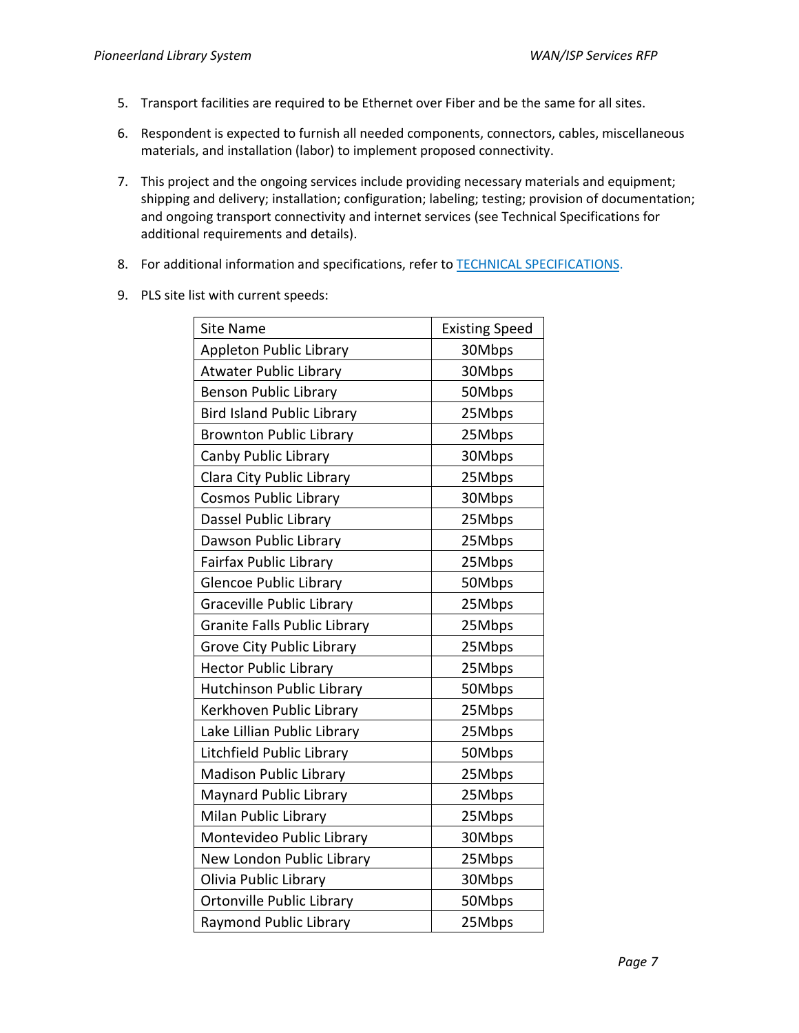5. Transport facilities are required to be Ethernet over Fiber and be the same for all sites.

6. Respondent is expected to furnish all needed components, connectors, cables, miscellaneous materials, and installation (labor) to implement proposed connectivity.

7. This project and the ongoing services include providing necessary materials and equipment; shipping and delivery; installation; configuration; labeling; testing; provision of documentation; and ongoing transport connectivity and internet services (see Technical Specifications for additional requirements and details).

8. For additional information and specifications, refer to TECHNICAL SPECIFICATIONS.

9. PLS site list with current speeds:

| Site Name | Existing Speed |
|---|---|
| Appleton Public Library | 30Mbps |
| Atwater Public Library | 30Mbps |
| Benson Public Library | 50Mbps |
| Bird Island Public Library | 25Mbps |
| Brownton Public Library | 25Mbps |
| Canby Public Library | 30Mbps |
| Clara City Public Library | 25Mbps |
| Cosmos Public Library | 30Mbps |
| Dassel Public Library | 25Mbps |
| Dawson Public Library | 25Mbps |
| Fairfax Public Library | 25Mbps |
| Glencoe Public Library | 50Mbps |
| Graceville Public Library | 25Mbps |
| Granite Falls Public Library | 25Mbps |
| Grove City Public Library | 25Mbps |
| Hector Public Library | 25Mbps |
| Hutchinson Public Library | 50Mbps |
| Kerkhoven Public Library | 25Mbps |
| Lake Lillian Public Library | 25Mbps |
| Litchfield Public Library | 50Mbps |
| Madison Public Library | 25Mbps |
| Maynard Public Library | 25Mbps |
| Milan Public Library | 25Mbps |
| Montevideo Public Library | 30Mbps |
| New London Public Library | 25Mbps |
| Olivia Public Library | 30Mbps |
| Ortonville Public Library | 50Mbps |
| Raymond Public Library | 25Mbps |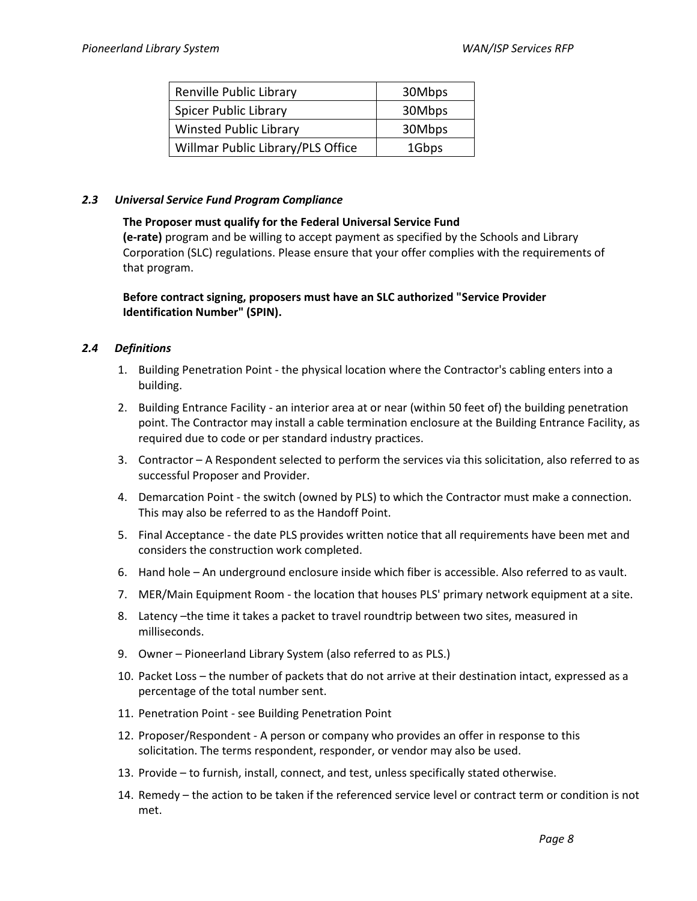| Renville Public Library | 30Mbps |
|---|---|
| Spicer Public Library | 30Mbps |
| Winsted Public Library | 30Mbps |
| Willmar Public Library/PLS Office | 1Gbps |

### *2.3 Universal Service Fund Program Compliance*

**The Proposer must qualify for the Federal Universal Service Fund (e-rate)** program and be willing to accept payment as specified by the Schools and Library Corporation (SLC) regulations. Please ensure that your offer complies with the requirements of that program.

**Before contract signing, proposers must have an SLC authorized "Service Provider Identification Number" (SPIN).**

### *2.4 Definitions*

1. Building Penetration Point - the physical location where the Contractor's cabling enters into a building.
2. Building Entrance Facility - an interior area at or near (within 50 feet of) the building penetration point. The Contractor may install a cable termination enclosure at the Building Entrance Facility, as required due to code or per standard industry practices.
3. Contractor – A Respondent selected to perform the services via this solicitation, also referred to as successful Proposer and Provider.
4. Demarcation Point - the switch (owned by PLS) to which the Contractor must make a connection. This may also be referred to as the Handoff Point.
5. Final Acceptance - the date PLS provides written notice that all requirements have been met and considers the construction work completed.
6. Hand hole – An underground enclosure inside which fiber is accessible. Also referred to as vault.
7. MER/Main Equipment Room - the location that houses PLS' primary network equipment at a site.
8. Latency –the time it takes a packet to travel roundtrip between two sites, measured in milliseconds.
9. Owner – Pioneerland Library System (also referred to as PLS.)
10. Packet Loss – the number of packets that do not arrive at their destination intact, expressed as a percentage of the total number sent.
11. Penetration Point - see Building Penetration Point
12. Proposer/Respondent - A person or company who provides an offer in response to this solicitation. The terms respondent, responder, or vendor may also be used.
13. Provide – to furnish, install, connect, and test, unless specifically stated otherwise.
14. Remedy – the action to be taken if the referenced service level or contract term or condition is not met.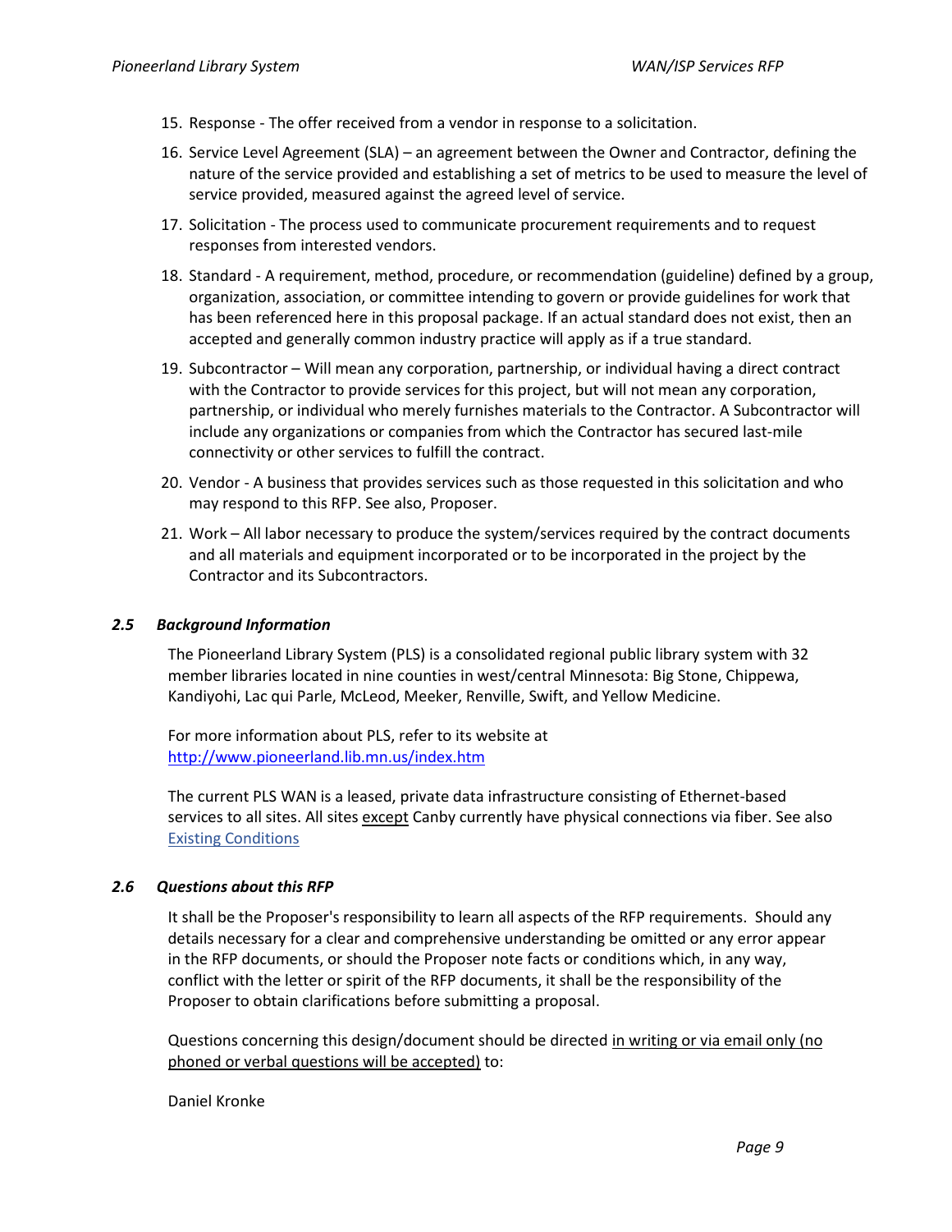15. Response - The offer received from a vendor in response to a solicitation.
16. Service Level Agreement (SLA) – an agreement between the Owner and Contractor, defining the nature of the service provided and establishing a set of metrics to be used to measure the level of service provided, measured against the agreed level of service.
17. Solicitation - The process used to communicate procurement requirements and to request responses from interested vendors.
18. Standard - A requirement, method, procedure, or recommendation (guideline) defined by a group, organization, association, or committee intending to govern or provide guidelines for work that has been referenced here in this proposal package. If an actual standard does not exist, then an accepted and generally common industry practice will apply as if a true standard.
19. Subcontractor – Will mean any corporation, partnership, or individual having a direct contract with the Contractor to provide services for this project, but will not mean any corporation, partnership, or individual who merely furnishes materials to the Contractor. A Subcontractor will include any organizations or companies from which the Contractor has secured last-mile connectivity or other services to fulfill the contract.
20. Vendor - A business that provides services such as those requested in this solicitation and who may respond to this RFP. See also, Proposer.
21. Work – All labor necessary to produce the system/services required by the contract documents and all materials and equipment incorporated or to be incorporated in the project by the Contractor and its Subcontractors.

### *2.5 Background Information*

The Pioneerland Library System (PLS) is a consolidated regional public library system with 32 member libraries located in nine counties in west/central Minnesota: Big Stone, Chippewa, Kandiyohi, Lac qui Parle, McLeod, Meeker, Renville, Swift, and Yellow Medicine.

For more information about PLS, refer to its website at http://www.pioneerland.lib.mn.us/index.htm

The current PLS WAN is a leased, private data infrastructure consisting of Ethernet-based services to all sites. All sites except Canby currently have physical connections via fiber. See also Existing Conditions

### *2.6 Questions about this RFP*

It shall be the Proposer's responsibility to learn all aspects of the RFP requirements. Should any details necessary for a clear and comprehensive understanding be omitted or any error appear in the RFP documents, or should the Proposer note facts or conditions which, in any way, conflict with the letter or spirit of the RFP documents, it shall be the responsibility of the Proposer to obtain clarifications before submitting a proposal.

Questions concerning this design/document should be directed in writing or via email only (no phoned or verbal questions will be accepted) to:

Daniel Kronke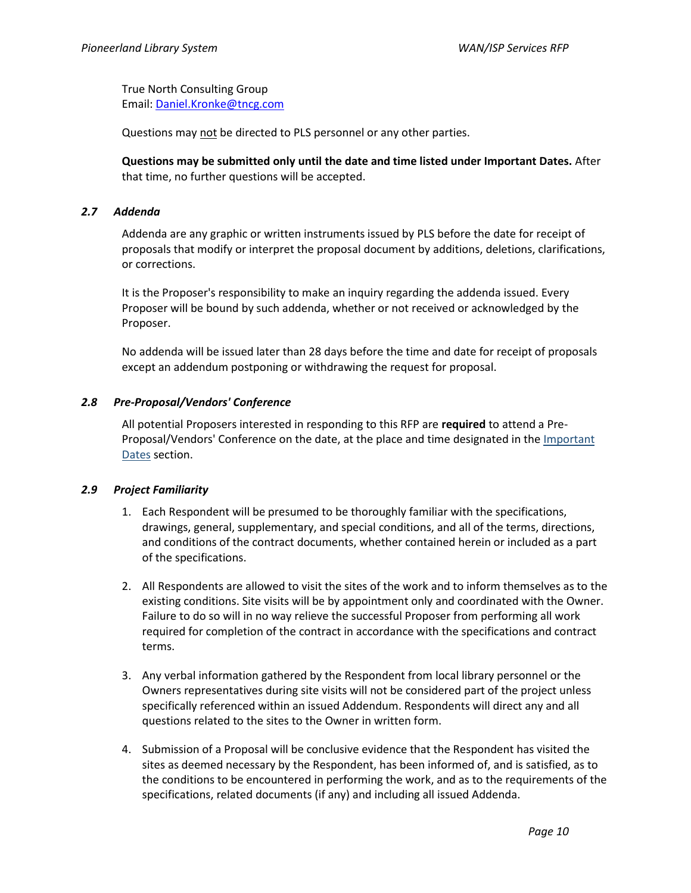True North Consulting Group
Email: [Daniel.Kronke@tncg.com](mailto:Daniel.Kronke@tncg.com)

Questions may not be directed to PLS personnel or any other parties.

**Questions may be submitted only until the date and time listed under Important Dates.** After that time, no further questions will be accepted.

### *2.7 Addenda*

Addenda are any graphic or written instruments issued by PLS before the date for receipt of proposals that modify or interpret the proposal document by additions, deletions, clarifications, or corrections.

It is the Proposer's responsibility to make an inquiry regarding the addenda issued. Every Proposer will be bound by such addenda, whether or not received or acknowledged by the Proposer.

No addenda will be issued later than 28 days before the time and date for receipt of proposals except an addendum postponing or withdrawing the request for proposal.

### *2.8 Pre-Proposal/Vendors' Conference*

All potential Proposers interested in responding to this RFP are **required** to attend a Pre-Proposal/Vendors' Conference on the date, at the place and time designated in the Important Dates section.

### *2.9 Project Familiarity*

1. Each Respondent will be presumed to be thoroughly familiar with the specifications, drawings, general, supplementary, and special conditions, and all of the terms, directions, and conditions of the contract documents, whether contained herein or included as a part of the specifications.

2. All Respondents are allowed to visit the sites of the work and to inform themselves as to the existing conditions. Site visits will be by appointment only and coordinated with the Owner. Failure to do so will in no way relieve the successful Proposer from performing all work required for completion of the contract in accordance with the specifications and contract terms.

3. Any verbal information gathered by the Respondent from local library personnel or the Owners representatives during site visits will not be considered part of the project unless specifically referenced within an issued Addendum. Respondents will direct any and all questions related to the sites to the Owner in written form.

4. Submission of a Proposal will be conclusive evidence that the Respondent has visited the sites as deemed necessary by the Respondent, has been informed of, and is satisfied, as to the conditions to be encountered in performing the work, and as to the requirements of the specifications, related documents (if any) and including all issued Addenda.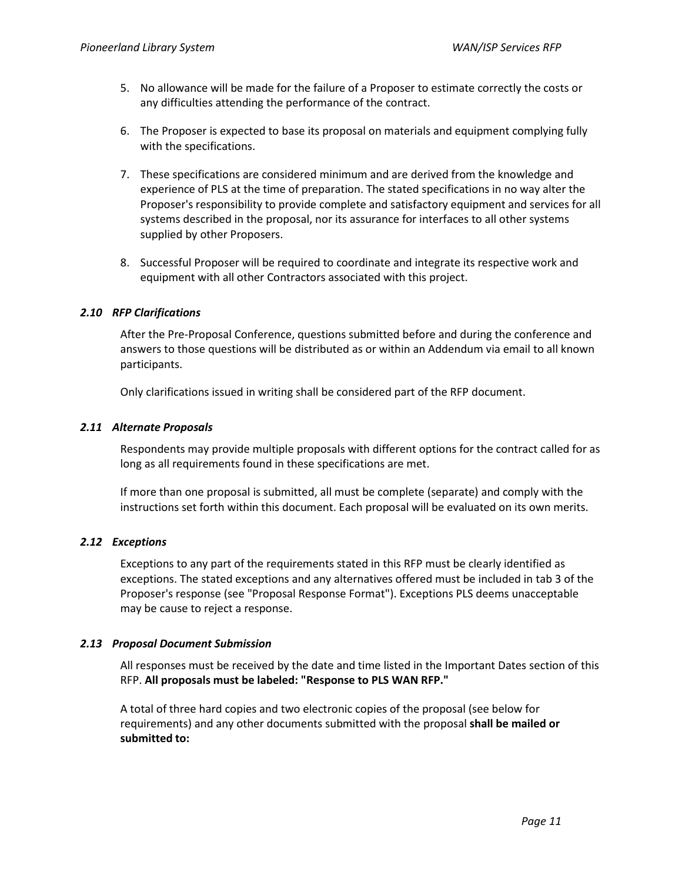5. No allowance will be made for the failure of a Proposer to estimate correctly the costs or any difficulties attending the performance of the contract.

6. The Proposer is expected to base its proposal on materials and equipment complying fully with the specifications.

7. These specifications are considered minimum and are derived from the knowledge and experience of PLS at the time of preparation. The stated specifications in no way alter the Proposer's responsibility to provide complete and satisfactory equipment and services for all systems described in the proposal, nor its assurance for interfaces to all other systems supplied by other Proposers.

8. Successful Proposer will be required to coordinate and integrate its respective work and equipment with all other Contractors associated with this project.

### *2.10 RFP Clarifications*

After the Pre-Proposal Conference, questions submitted before and during the conference and answers to those questions will be distributed as or within an Addendum via email to all known participants.

Only clarifications issued in writing shall be considered part of the RFP document.

### *2.11 Alternate Proposals*

Respondents may provide multiple proposals with different options for the contract called for as long as all requirements found in these specifications are met.

If more than one proposal is submitted, all must be complete (separate) and comply with the instructions set forth within this document. Each proposal will be evaluated on its own merits.

### *2.12 Exceptions*

Exceptions to any part of the requirements stated in this RFP must be clearly identified as exceptions. The stated exceptions and any alternatives offered must be included in tab 3 of the Proposer's response (see "Proposal Response Format"). Exceptions PLS deems unacceptable may be cause to reject a response.

### *2.13 Proposal Document Submission*

All responses must be received by the date and time listed in the Important Dates section of this RFP. **All proposals must be labeled: "Response to PLS WAN RFP."**

A total of three hard copies and two electronic copies of the proposal (see below for requirements) and any other documents submitted with the proposal **shall be mailed or submitted to:**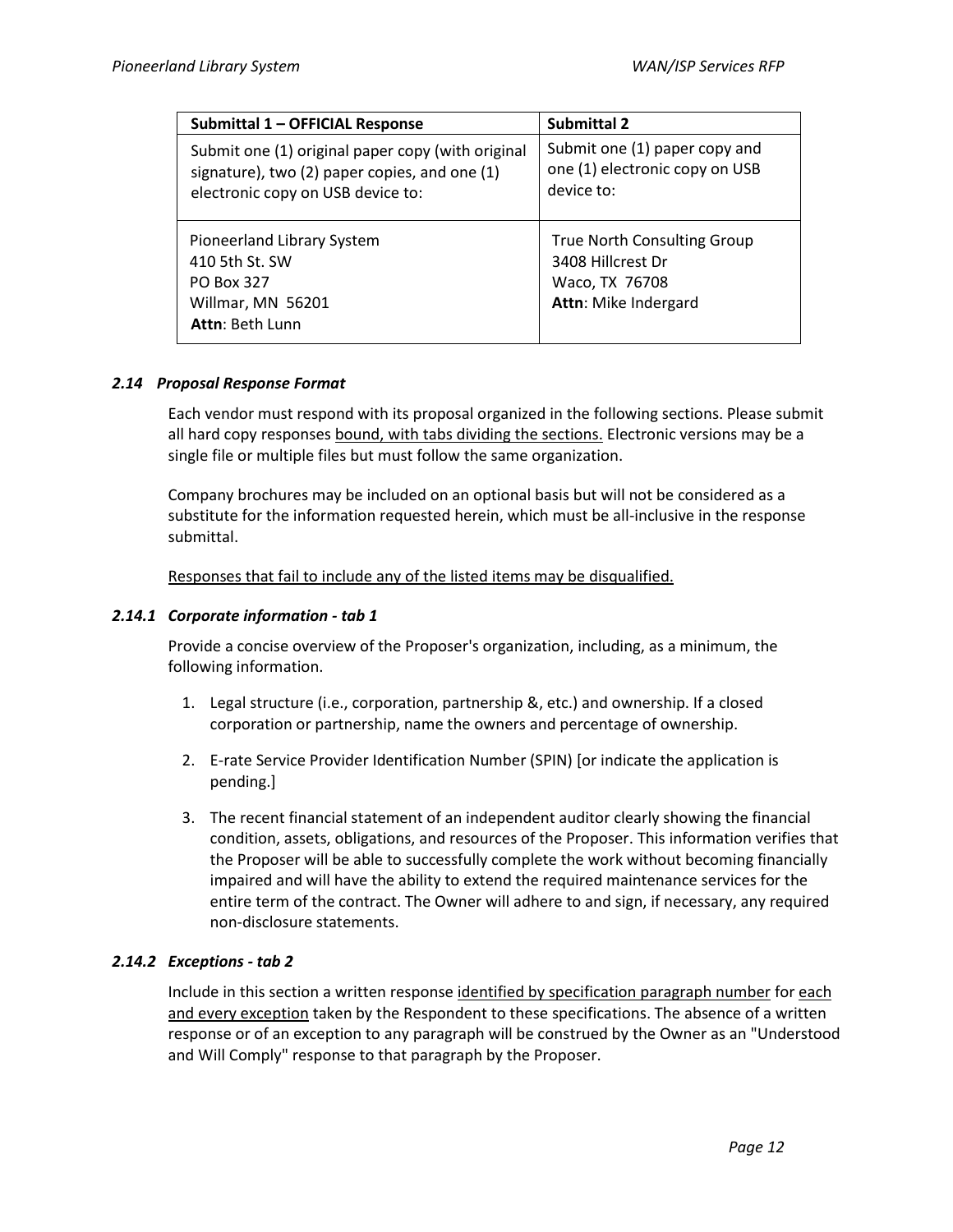| Submittal 1 – OFFICIAL Response | Submittal 2 |
| --- | --- |
| Submit one (1) original paper copy (with original signature), two (2) paper copies, and one (1) electronic copy on USB device to: | Submit one (1) paper copy and one (1) electronic copy on USB device to: |
| Pioneerland Library System<br>410 5th St. SW<br>PO Box 327<br>Willmar, MN 56201<br>**Attn**: Beth Lunn | True North Consulting Group<br>3408 Hillcrest Dr<br>Waco, TX 76708<br>**Attn**: Mike Indergard |

### *2.14 Proposal Response Format*

Each vendor must respond with its proposal organized in the following sections. Please submit all hard copy responses <u>bound, with tabs dividing the sections.</u> Electronic versions may be a single file or multiple files but must follow the same organization.

Company brochures may be included on an optional basis but will not be considered as a substitute for the information requested herein, which must be all-inclusive in the response submittal.

<u>Responses that fail to include any of the listed items may be disqualified.</u>

#### *2.14.1 Corporate information - tab 1*

Provide a concise overview of the Proposer's organization, including, as a minimum, the following information.

1. Legal structure (i.e., corporation, partnership &, etc.) and ownership. If a closed corporation or partnership, name the owners and percentage of ownership.
2. E-rate Service Provider Identification Number (SPIN) [or indicate the application is pending.]
3. The recent financial statement of an independent auditor clearly showing the financial condition, assets, obligations, and resources of the Proposer. This information verifies that the Proposer will be able to successfully complete the work without becoming financially impaired and will have the ability to extend the required maintenance services for the entire term of the contract. The Owner will adhere to and sign, if necessary, any required non-disclosure statements.

#### *2.14.2 Exceptions - tab 2*

Include in this section a written response <u>identified by specification paragraph number</u> for <u>each and every exception</u> taken by the Respondent to these specifications. The absence of a written response or of an exception to any paragraph will be construed by the Owner as an "Understood and Will Comply" response to that paragraph by the Proposer.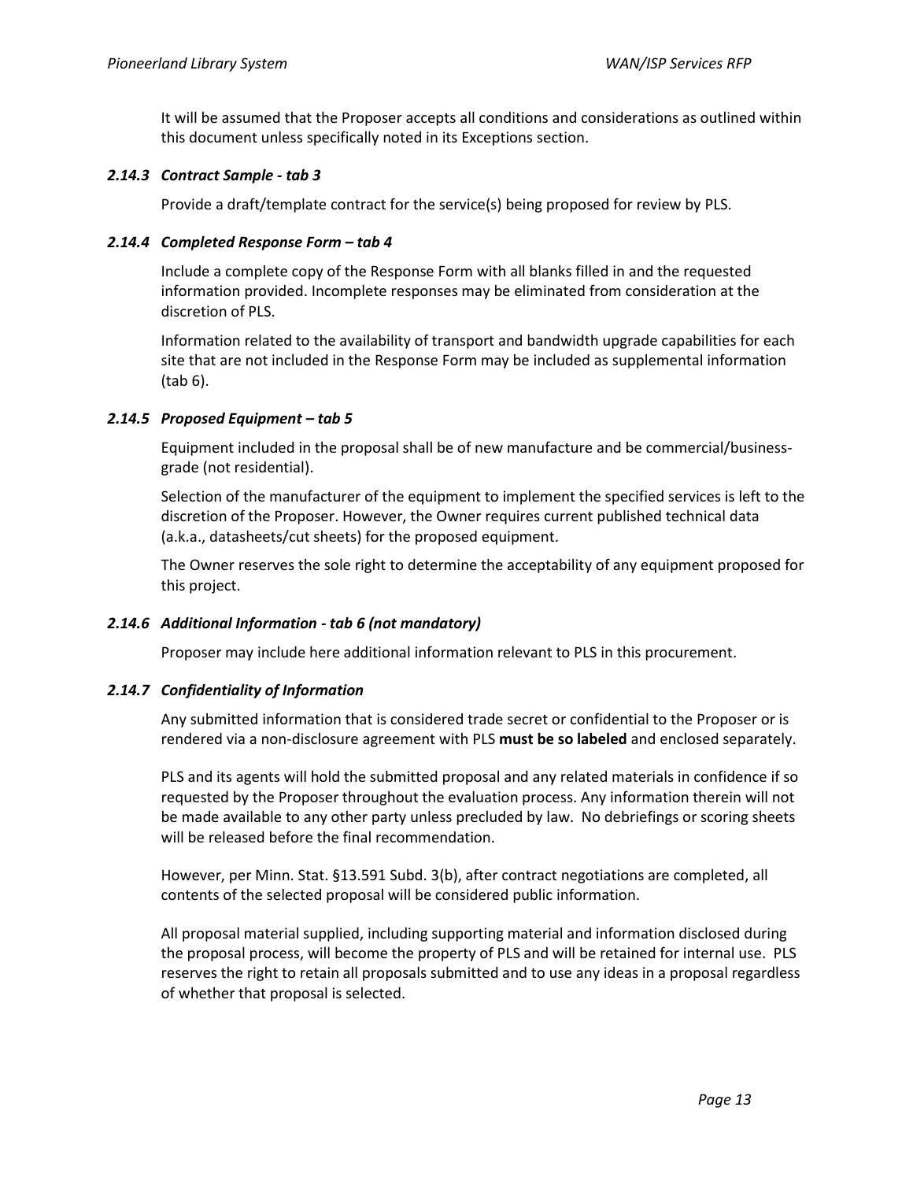It will be assumed that the Proposer accepts all conditions and considerations as outlined within this document unless specifically noted in its Exceptions section.

#### *2.14.3 Contract Sample - tab 3*

Provide a draft/template contract for the service(s) being proposed for review by PLS.

#### *2.14.4 Completed Response Form – tab 4*

Include a complete copy of the Response Form with all blanks filled in and the requested information provided. Incomplete responses may be eliminated from consideration at the discretion of PLS.

Information related to the availability of transport and bandwidth upgrade capabilities for each site that are not included in the Response Form may be included as supplemental information (tab 6).

#### *2.14.5 Proposed Equipment – tab 5*

Equipment included in the proposal shall be of new manufacture and be commercial/business-grade (not residential).

Selection of the manufacturer of the equipment to implement the specified services is left to the discretion of the Proposer. However, the Owner requires current published technical data (a.k.a., datasheets/cut sheets) for the proposed equipment.

The Owner reserves the sole right to determine the acceptability of any equipment proposed for this project.

#### *2.14.6 Additional Information - tab 6 (not mandatory)*

Proposer may include here additional information relevant to PLS in this procurement.

#### *2.14.7 Confidentiality of Information*

Any submitted information that is considered trade secret or confidential to the Proposer or is rendered via a non-disclosure agreement with PLS **must be so labeled** and enclosed separately.

PLS and its agents will hold the submitted proposal and any related materials in confidence if so requested by the Proposer throughout the evaluation process. Any information therein will not be made available to any other party unless precluded by law. No debriefings or scoring sheets will be released before the final recommendation.

However, per Minn. Stat. §13.591 Subd. 3(b), after contract negotiations are completed, all contents of the selected proposal will be considered public information.

All proposal material supplied, including supporting material and information disclosed during the proposal process, will become the property of PLS and will be retained for internal use. PLS reserves the right to retain all proposals submitted and to use any ideas in a proposal regardless of whether that proposal is selected.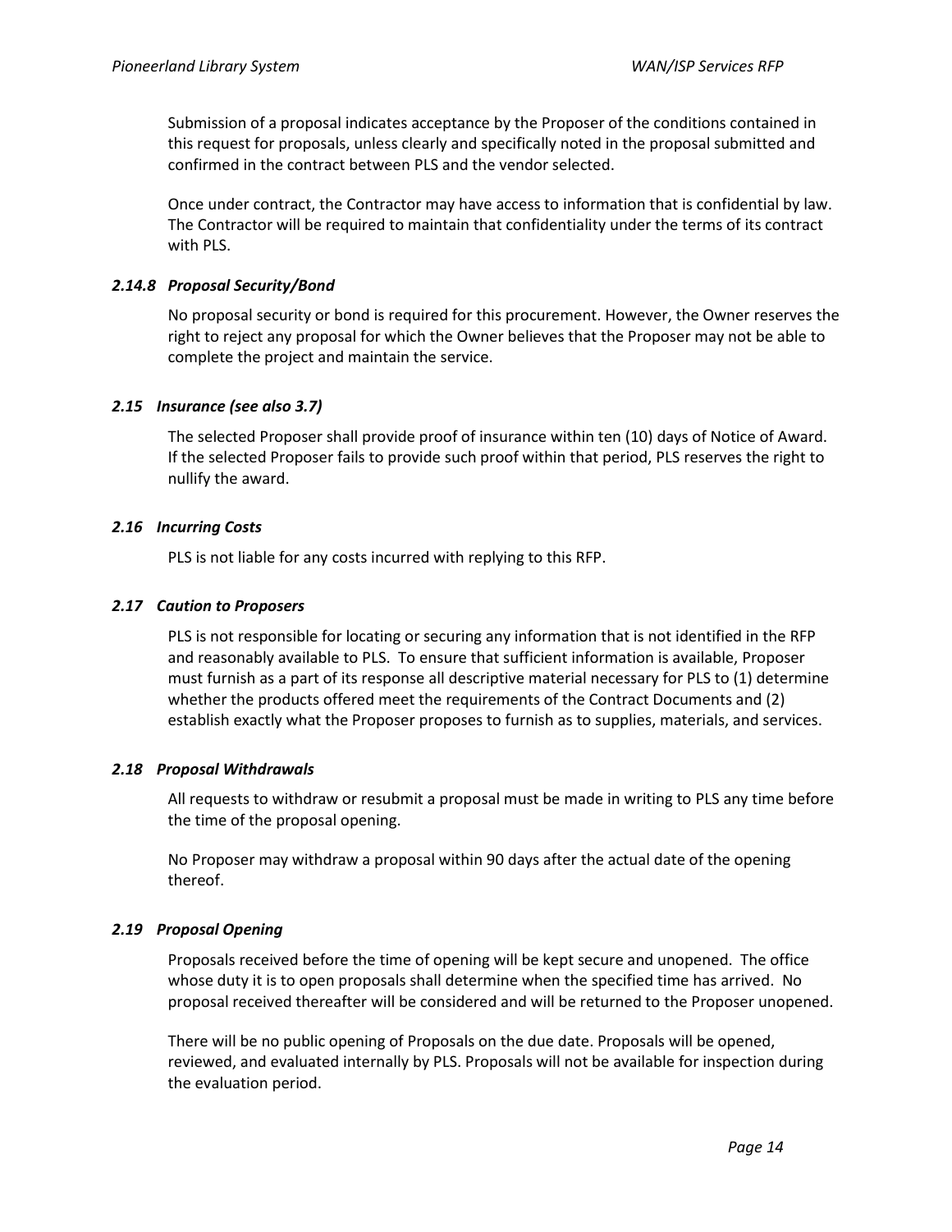Submission of a proposal indicates acceptance by the Proposer of the conditions contained in this request for proposals, unless clearly and specifically noted in the proposal submitted and confirmed in the contract between PLS and the vendor selected.

Once under contract, the Contractor may have access to information that is confidential by law. The Contractor will be required to maintain that confidentiality under the terms of its contract with PLS.

#### *2.14.8 Proposal Security/Bond*

No proposal security or bond is required for this procurement. However, the Owner reserves the right to reject any proposal for which the Owner believes that the Proposer may not be able to complete the project and maintain the service.

### *2.15 Insurance (see also 3.7)*

The selected Proposer shall provide proof of insurance within ten (10) days of Notice of Award. If the selected Proposer fails to provide such proof within that period, PLS reserves the right to nullify the award.

### *2.16 Incurring Costs*

PLS is not liable for any costs incurred with replying to this RFP.

### *2.17 Caution to Proposers*

PLS is not responsible for locating or securing any information that is not identified in the RFP and reasonably available to PLS. To ensure that sufficient information is available, Proposer must furnish as a part of its response all descriptive material necessary for PLS to (1) determine whether the products offered meet the requirements of the Contract Documents and (2) establish exactly what the Proposer proposes to furnish as to supplies, materials, and services.

### *2.18 Proposal Withdrawals*

All requests to withdraw or resubmit a proposal must be made in writing to PLS any time before the time of the proposal opening.

No Proposer may withdraw a proposal within 90 days after the actual date of the opening thereof.

### *2.19 Proposal Opening*

Proposals received before the time of opening will be kept secure and unopened. The office whose duty it is to open proposals shall determine when the specified time has arrived. No proposal received thereafter will be considered and will be returned to the Proposer unopened.

There will be no public opening of Proposals on the due date. Proposals will be opened, reviewed, and evaluated internally by PLS. Proposals will not be available for inspection during the evaluation period.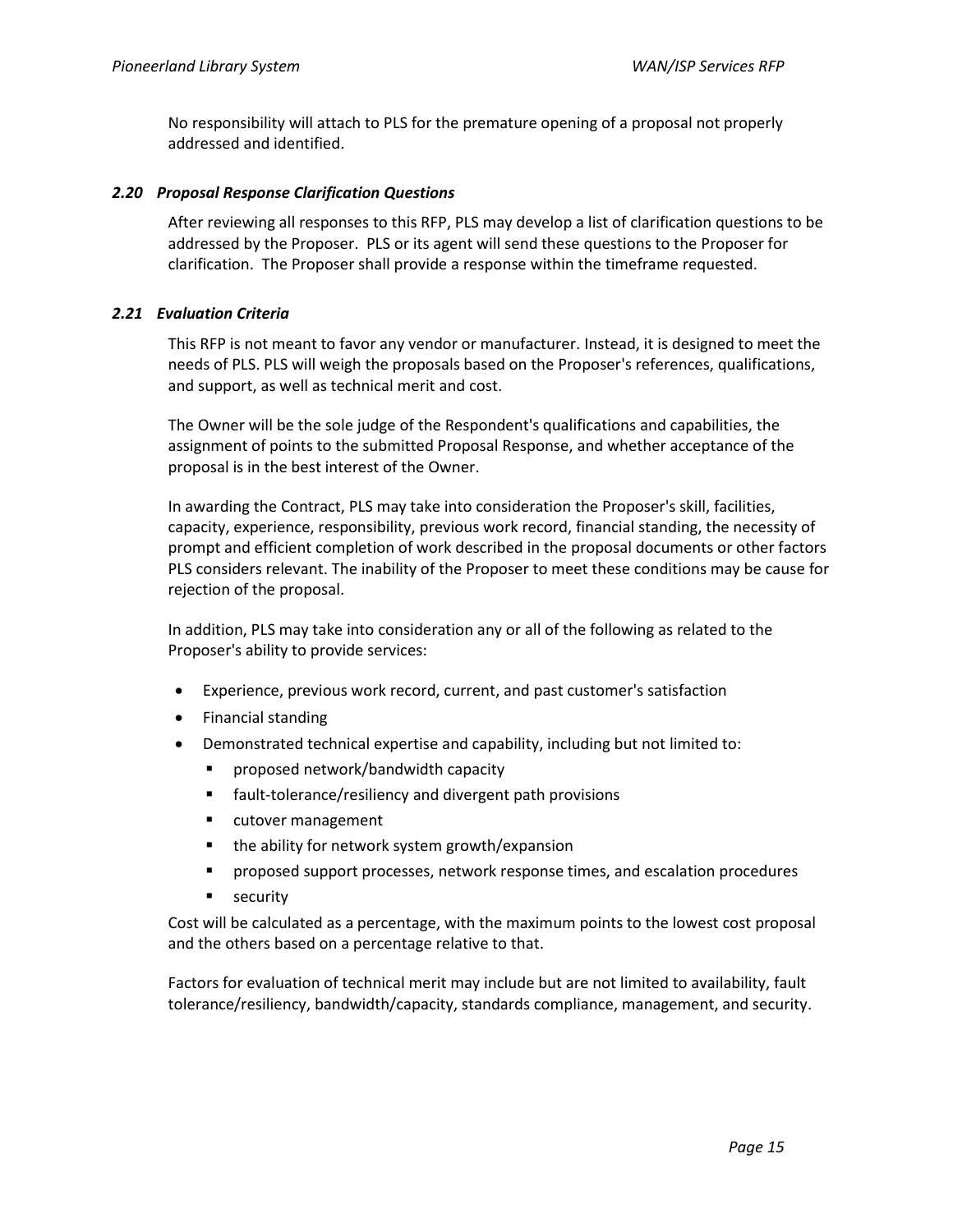No responsibility will attach to PLS for the premature opening of a proposal not properly addressed and identified.

### *2.20 Proposal Response Clarification Questions*

After reviewing all responses to this RFP, PLS may develop a list of clarification questions to be addressed by the Proposer. PLS or its agent will send these questions to the Proposer for clarification. The Proposer shall provide a response within the timeframe requested.

### *2.21 Evaluation Criteria*

This RFP is not meant to favor any vendor or manufacturer. Instead, it is designed to meet the needs of PLS. PLS will weigh the proposals based on the Proposer's references, qualifications, and support, as well as technical merit and cost.

The Owner will be the sole judge of the Respondent's qualifications and capabilities, the assignment of points to the submitted Proposal Response, and whether acceptance of the proposal is in the best interest of the Owner.

In awarding the Contract, PLS may take into consideration the Proposer's skill, facilities, capacity, experience, responsibility, previous work record, financial standing, the necessity of prompt and efficient completion of work described in the proposal documents or other factors PLS considers relevant. The inability of the Proposer to meet these conditions may be cause for rejection of the proposal.

In addition, PLS may take into consideration any or all of the following as related to the Proposer's ability to provide services:

- Experience, previous work record, current, and past customer's satisfaction
- Financial standing
- Demonstrated technical expertise and capability, including but not limited to:
  - proposed network/bandwidth capacity
  - fault-tolerance/resiliency and divergent path provisions
  - cutover management
  - the ability for network system growth/expansion
  - proposed support processes, network response times, and escalation procedures
  - security

Cost will be calculated as a percentage, with the maximum points to the lowest cost proposal and the others based on a percentage relative to that.

Factors for evaluation of technical merit may include but are not limited to availability, fault tolerance/resiliency, bandwidth/capacity, standards compliance, management, and security.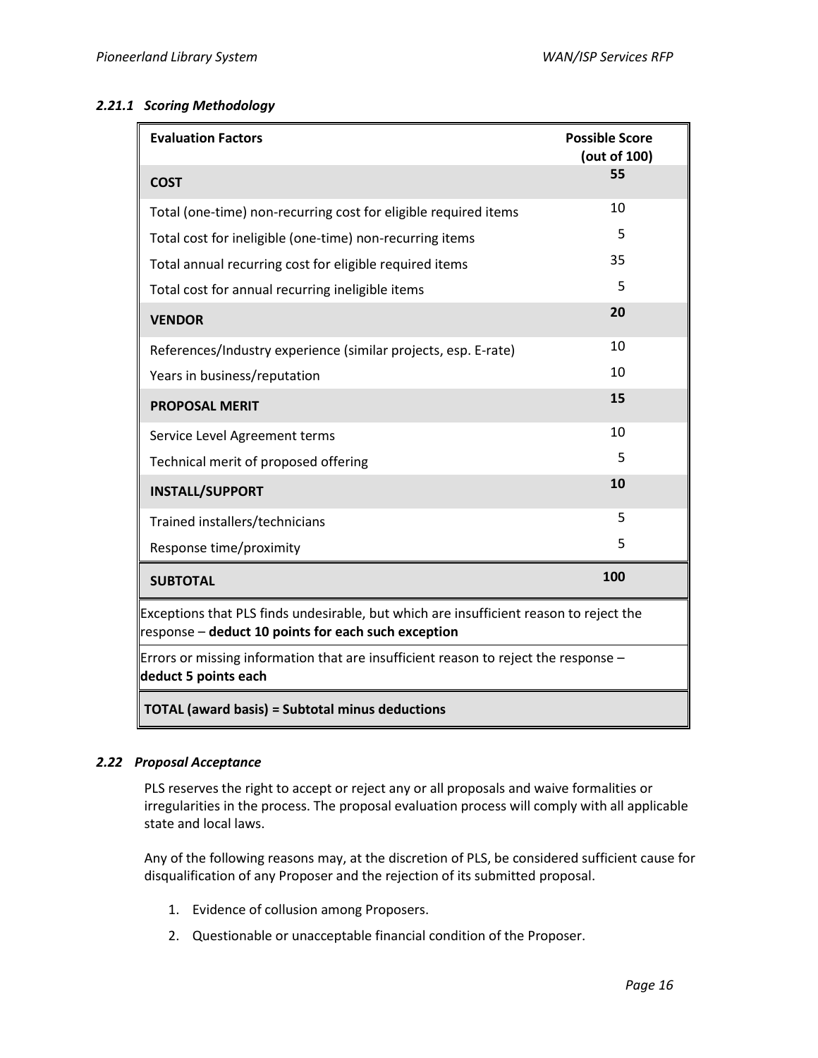#### *2.21.1 Scoring Methodology*

| Evaluation Factors | Possible Score (out of 100) |
|---|---|
| **COST** | **55** |
| Total (one-time) non-recurring cost for eligible required items | 10 |
| Total cost for ineligible (one-time) non-recurring items | 5 |
| Total annual recurring cost for eligible required items | 35 |
| Total cost for annual recurring ineligible items | 5 |
| **VENDOR** | **20** |
| References/Industry experience (similar projects, esp. E-rate) | 10 |
| Years in business/reputation | 10 |
| **PROPOSAL MERIT** | **15** |
| Service Level Agreement terms | 10 |
| Technical merit of proposed offering | 5 |
| **INSTALL/SUPPORT** | **10** |
| Trained installers/technicians | 5 |
| Response time/proximity | 5 |
| **SUBTOTAL** | **100** |
| Exceptions that PLS finds undesirable, but which are insufficient reason to reject the response – **deduct 10 points for each such exception** | |
| Errors or missing information that are insufficient reason to reject the response – **deduct 5 points each** | |
| **TOTAL (award basis) = Subtotal minus deductions** | |

### *2.22 Proposal Acceptance*

PLS reserves the right to accept or reject any or all proposals and waive formalities or irregularities in the process. The proposal evaluation process will comply with all applicable state and local laws.

Any of the following reasons may, at the discretion of PLS, be considered sufficient cause for disqualification of any Proposer and the rejection of its submitted proposal.

1. Evidence of collusion among Proposers.
2. Questionable or unacceptable financial condition of the Proposer.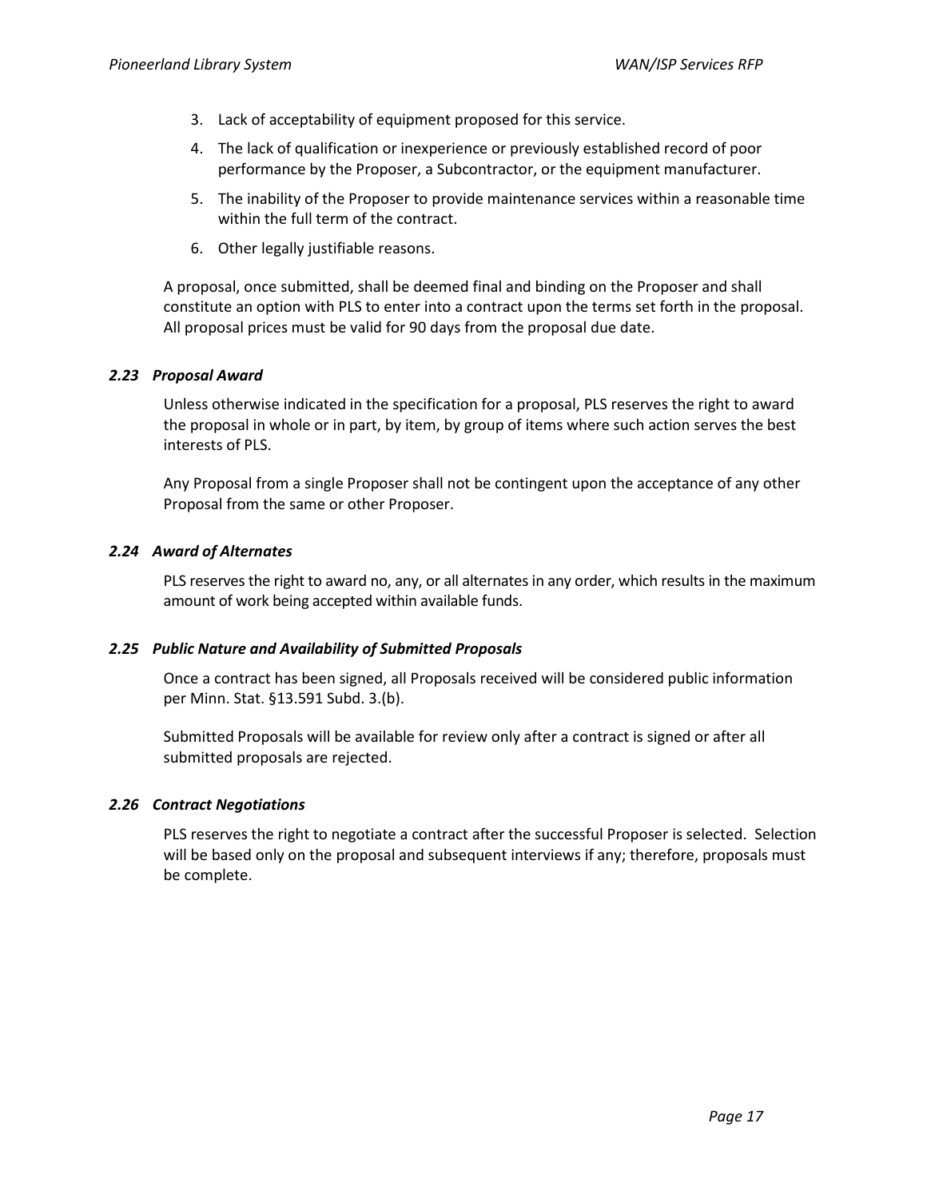3. Lack of acceptability of equipment proposed for this service.
4. The lack of qualification or inexperience or previously established record of poor performance by the Proposer, a Subcontractor, or the equipment manufacturer.
5. The inability of the Proposer to provide maintenance services within a reasonable time within the full term of the contract.
6. Other legally justifiable reasons.

A proposal, once submitted, shall be deemed final and binding on the Proposer and shall constitute an option with PLS to enter into a contract upon the terms set forth in the proposal. All proposal prices must be valid for 90 days from the proposal due date.

### *2.23 Proposal Award*

Unless otherwise indicated in the specification for a proposal, PLS reserves the right to award the proposal in whole or in part, by item, by group of items where such action serves the best interests of PLS.

Any Proposal from a single Proposer shall not be contingent upon the acceptance of any other Proposal from the same or other Proposer.

### *2.24 Award of Alternates*

PLS reserves the right to award no, any, or all alternates in any order, which results in the maximum amount of work being accepted within available funds.

### *2.25 Public Nature and Availability of Submitted Proposals*

Once a contract has been signed, all Proposals received will be considered public information per Minn. Stat. §13.591 Subd. 3.(b).

Submitted Proposals will be available for review only after a contract is signed or after all submitted proposals are rejected.

### *2.26 Contract Negotiations*

PLS reserves the right to negotiate a contract after the successful Proposer is selected. Selection will be based only on the proposal and subsequent interviews if any; therefore, proposals must be complete.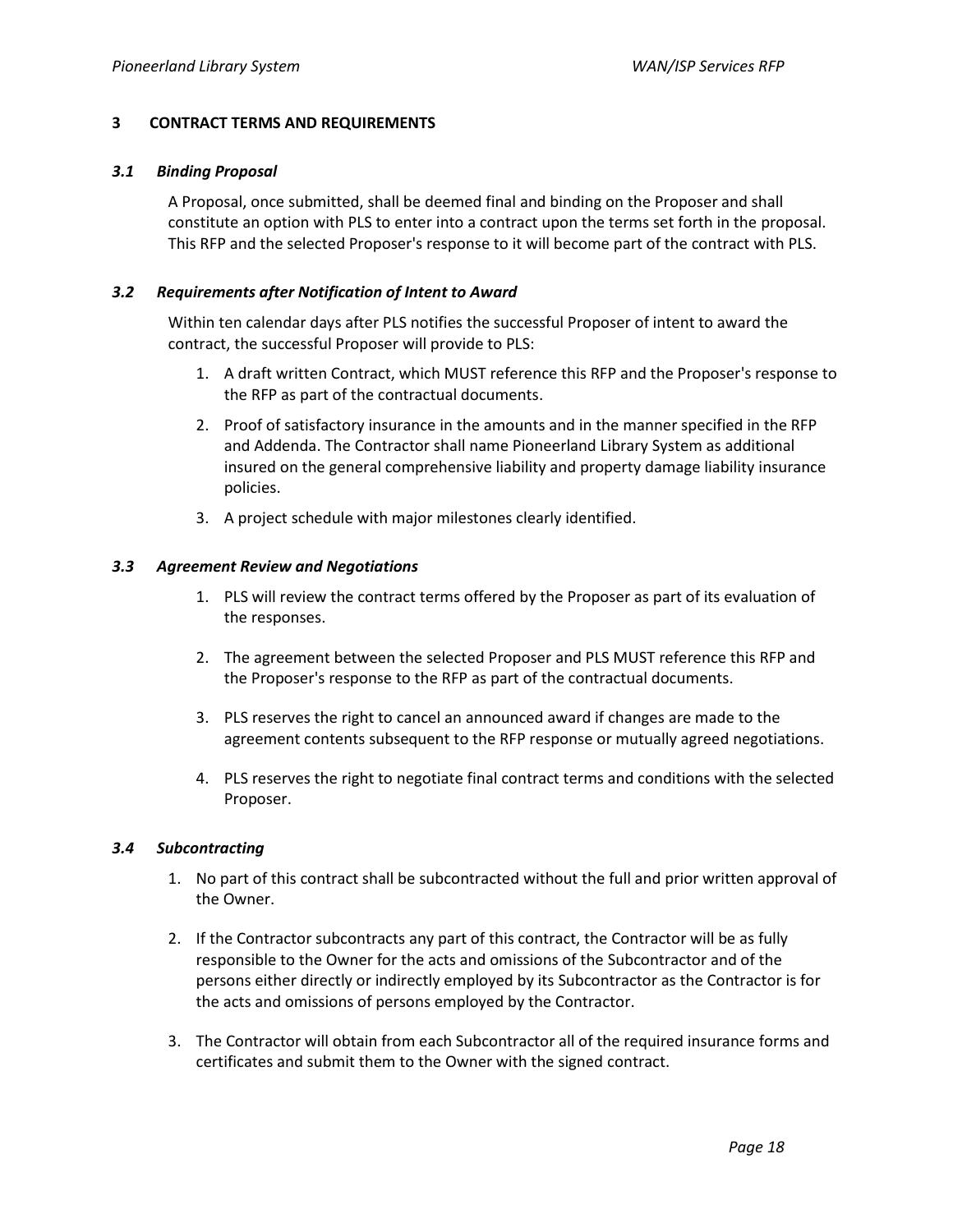# 3 CONTRACT TERMS AND REQUIREMENTS

## *3.1 Binding Proposal*

A Proposal, once submitted, shall be deemed final and binding on the Proposer and shall constitute an option with PLS to enter into a contract upon the terms set forth in the proposal. This RFP and the selected Proposer's response to it will become part of the contract with PLS.

## *3.2 Requirements after Notification of Intent to Award*

Within ten calendar days after PLS notifies the successful Proposer of intent to award the contract, the successful Proposer will provide to PLS:

1. A draft written Contract, which MUST reference this RFP and the Proposer's response to the RFP as part of the contractual documents.
2. Proof of satisfactory insurance in the amounts and in the manner specified in the RFP and Addenda. The Contractor shall name Pioneerland Library System as additional insured on the general comprehensive liability and property damage liability insurance policies.
3. A project schedule with major milestones clearly identified.

## *3.3 Agreement Review and Negotiations*

1. PLS will review the contract terms offered by the Proposer as part of its evaluation of the responses.
2. The agreement between the selected Proposer and PLS MUST reference this RFP and the Proposer's response to the RFP as part of the contractual documents.
3. PLS reserves the right to cancel an announced award if changes are made to the agreement contents subsequent to the RFP response or mutually agreed negotiations.
4. PLS reserves the right to negotiate final contract terms and conditions with the selected Proposer.

## *3.4 Subcontracting*

1. No part of this contract shall be subcontracted without the full and prior written approval of the Owner.
2. If the Contractor subcontracts any part of this contract, the Contractor will be as fully responsible to the Owner for the acts and omissions of the Subcontractor and of the persons either directly or indirectly employed by its Subcontractor as the Contractor is for the acts and omissions of persons employed by the Contractor.
3. The Contractor will obtain from each Subcontractor all of the required insurance forms and certificates and submit them to the Owner with the signed contract.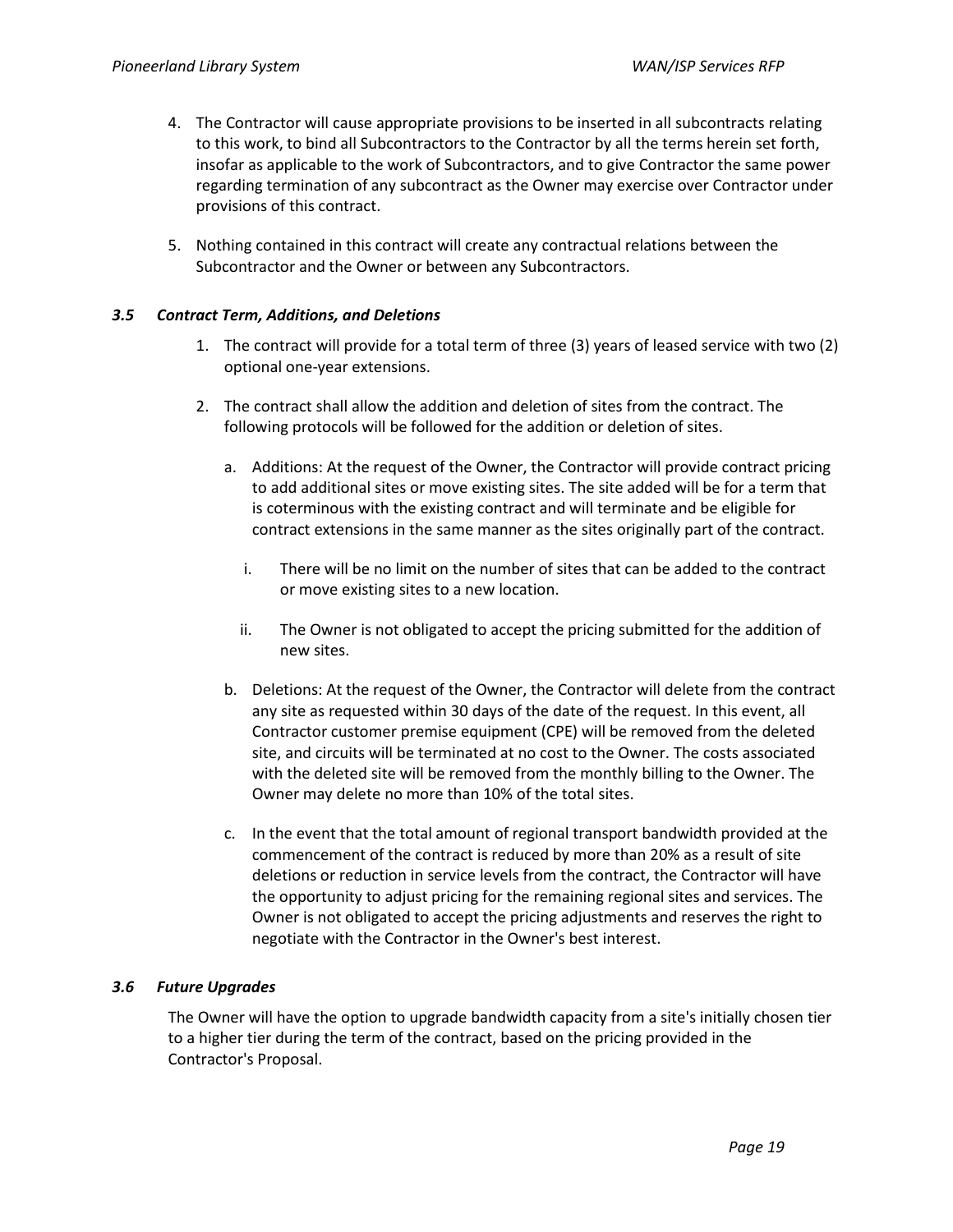4. The Contractor will cause appropriate provisions to be inserted in all subcontracts relating to this work, to bind all Subcontractors to the Contractor by all the terms herein set forth, insofar as applicable to the work of Subcontractors, and to give Contractor the same power regarding termination of any subcontract as the Owner may exercise over Contractor under provisions of this contract.

5. Nothing contained in this contract will create any contractual relations between the Subcontractor and the Owner or between any Subcontractors.

### *3.5 Contract Term, Additions, and Deletions*

1. The contract will provide for a total term of three (3) years of leased service with two (2) optional one-year extensions.

2. The contract shall allow the addition and deletion of sites from the contract. The following protocols will be followed for the addition or deletion of sites.

   a. Additions: At the request of the Owner, the Contractor will provide contract pricing to add additional sites or move existing sites. The site added will be for a term that is coterminous with the existing contract and will terminate and be eligible for contract extensions in the same manner as the sites originally part of the contract.

      i. There will be no limit on the number of sites that can be added to the contract or move existing sites to a new location.

      ii. The Owner is not obligated to accept the pricing submitted for the addition of new sites.

   b. Deletions: At the request of the Owner, the Contractor will delete from the contract any site as requested within 30 days of the date of the request. In this event, all Contractor customer premise equipment (CPE) will be removed from the deleted site, and circuits will be terminated at no cost to the Owner. The costs associated with the deleted site will be removed from the monthly billing to the Owner. The Owner may delete no more than 10% of the total sites.

   c. In the event that the total amount of regional transport bandwidth provided at the commencement of the contract is reduced by more than 20% as a result of site deletions or reduction in service levels from the contract, the Contractor will have the opportunity to adjust pricing for the remaining regional sites and services. The Owner is not obligated to accept the pricing adjustments and reserves the right to negotiate with the Contractor in the Owner's best interest.

### *3.6 Future Upgrades*

The Owner will have the option to upgrade bandwidth capacity from a site's initially chosen tier to a higher tier during the term of the contract, based on the pricing provided in the Contractor's Proposal.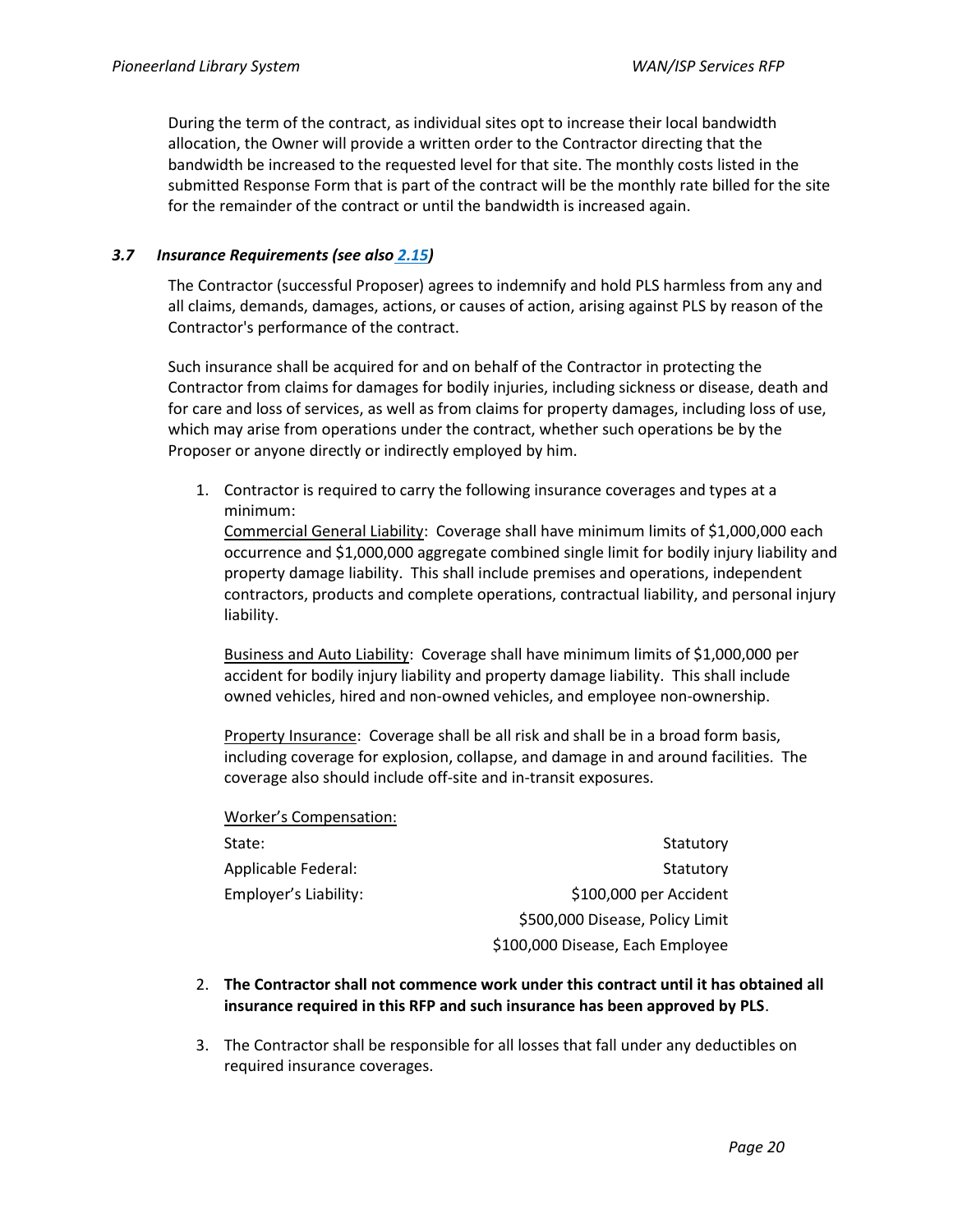During the term of the contract, as individual sites opt to increase their local bandwidth allocation, the Owner will provide a written order to the Contractor directing that the bandwidth be increased to the requested level for that site. The monthly costs listed in the submitted Response Form that is part of the contract will be the monthly rate billed for the site for the remainder of the contract or until the bandwidth is increased again.

### *3.7 Insurance Requirements (see also 2.15)*

The Contractor (successful Proposer) agrees to indemnify and hold PLS harmless from any and all claims, demands, damages, actions, or causes of action, arising against PLS by reason of the Contractor's performance of the contract.

Such insurance shall be acquired for and on behalf of the Contractor in protecting the Contractor from claims for damages for bodily injuries, including sickness or disease, death and for care and loss of services, as well as from claims for property damages, including loss of use, which may arise from operations under the contract, whether such operations be by the Proposer or anyone directly or indirectly employed by him.

1. Contractor is required to carry the following insurance coverages and types at a minimum:
   <u>Commercial General Liability</u>: Coverage shall have minimum limits of $1,000,000 each occurrence and $1,000,000 aggregate combined single limit for bodily injury liability and property damage liability. This shall include premises and operations, independent contractors, products and complete operations, contractual liability, and personal injury liability.

   <u>Business and Auto Liability</u>: Coverage shall have minimum limits of $1,000,000 per accident for bodily injury liability and property damage liability. This shall include owned vehicles, hired and non-owned vehicles, and employee non-ownership.

   <u>Property Insurance</u>: Coverage shall be all risk and shall be in a broad form basis, including coverage for explosion, collapse, and damage in and around facilities. The coverage also should include off-site and in-transit exposures.

   <u>Worker's Compensation:</u>

   | | |
   |---|---|
   | State: | Statutory |
   | Applicable Federal: | Statutory |
   | Employer's Liability: | $100,000 per Accident |
   | | $500,000 Disease, Policy Limit |
   | | $100,000 Disease, Each Employee |

2. **The Contractor shall not commence work under this contract until it has obtained all insurance required in this RFP and such insurance has been approved by PLS**.

3. The Contractor shall be responsible for all losses that fall under any deductibles on required insurance coverages.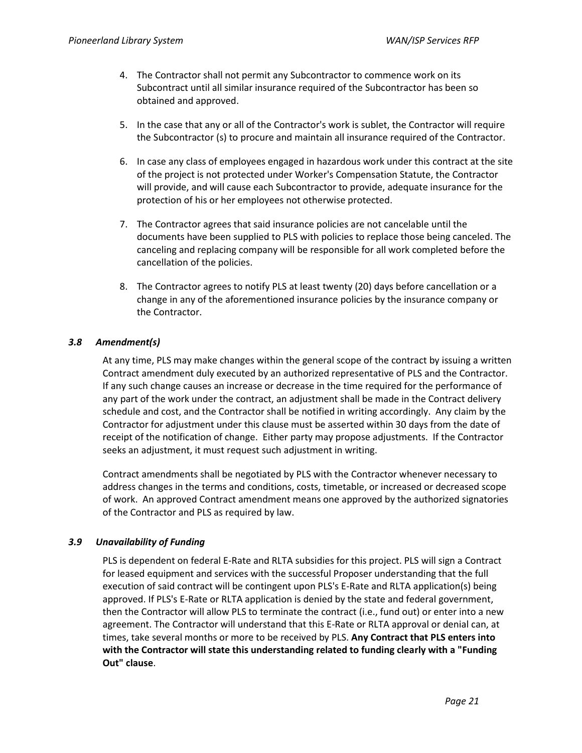4. The Contractor shall not permit any Subcontractor to commence work on its Subcontract until all similar insurance required of the Subcontractor has been so obtained and approved.

5. In the case that any or all of the Contractor's work is sublet, the Contractor will require the Subcontractor (s) to procure and maintain all insurance required of the Contractor.

6. In case any class of employees engaged in hazardous work under this contract at the site of the project is not protected under Worker's Compensation Statute, the Contractor will provide, and will cause each Subcontractor to provide, adequate insurance for the protection of his or her employees not otherwise protected.

7. The Contractor agrees that said insurance policies are not cancelable until the documents have been supplied to PLS with policies to replace those being canceled. The canceling and replacing company will be responsible for all work completed before the cancellation of the policies.

8. The Contractor agrees to notify PLS at least twenty (20) days before cancellation or a change in any of the aforementioned insurance policies by the insurance company or the Contractor.

### *3.8 Amendment(s)*

At any time, PLS may make changes within the general scope of the contract by issuing a written Contract amendment duly executed by an authorized representative of PLS and the Contractor. If any such change causes an increase or decrease in the time required for the performance of any part of the work under the contract, an adjustment shall be made in the Contract delivery schedule and cost, and the Contractor shall be notified in writing accordingly. Any claim by the Contractor for adjustment under this clause must be asserted within 30 days from the date of receipt of the notification of change. Either party may propose adjustments. If the Contractor seeks an adjustment, it must request such adjustment in writing.

Contract amendments shall be negotiated by PLS with the Contractor whenever necessary to address changes in the terms and conditions, costs, timetable, or increased or decreased scope of work. An approved Contract amendment means one approved by the authorized signatories of the Contractor and PLS as required by law.

### *3.9 Unavailability of Funding*

PLS is dependent on federal E-Rate and RLTA subsidies for this project. PLS will sign a Contract for leased equipment and services with the successful Proposer understanding that the full execution of said contract will be contingent upon PLS's E-Rate and RLTA application(s) being approved. If PLS's E-Rate or RLTA application is denied by the state and federal government, then the Contractor will allow PLS to terminate the contract (i.e., fund out) or enter into a new agreement. The Contractor will understand that this E-Rate or RLTA approval or denial can, at times, take several months or more to be received by PLS. **Any Contract that PLS enters into with the Contractor will state this understanding related to funding clearly with a "Funding Out" clause**.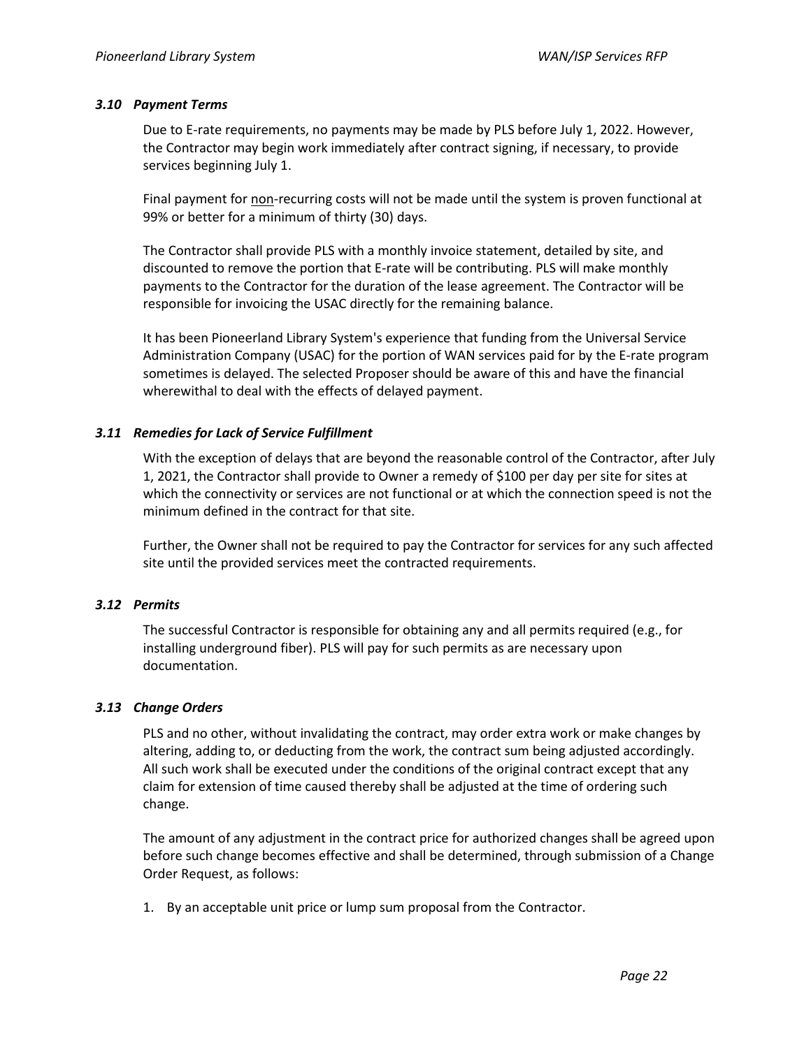### *3.10 Payment Terms*

Due to E-rate requirements, no payments may be made by PLS before July 1, 2022. However, the Contractor may begin work immediately after contract signing, if necessary, to provide services beginning July 1.

Final payment for non-recurring costs will not be made until the system is proven functional at 99% or better for a minimum of thirty (30) days.

The Contractor shall provide PLS with a monthly invoice statement, detailed by site, and discounted to remove the portion that E-rate will be contributing. PLS will make monthly payments to the Contractor for the duration of the lease agreement. The Contractor will be responsible for invoicing the USAC directly for the remaining balance.

It has been Pioneerland Library System's experience that funding from the Universal Service Administration Company (USAC) for the portion of WAN services paid for by the E-rate program sometimes is delayed. The selected Proposer should be aware of this and have the financial wherewithal to deal with the effects of delayed payment.

### *3.11 Remedies for Lack of Service Fulfillment*

With the exception of delays that are beyond the reasonable control of the Contractor, after July 1, 2021, the Contractor shall provide to Owner a remedy of $100 per day per site for sites at which the connectivity or services are not functional or at which the connection speed is not the minimum defined in the contract for that site.

Further, the Owner shall not be required to pay the Contractor for services for any such affected site until the provided services meet the contracted requirements.

### *3.12 Permits*

The successful Contractor is responsible for obtaining any and all permits required (e.g., for installing underground fiber). PLS will pay for such permits as are necessary upon documentation.

### *3.13 Change Orders*

PLS and no other, without invalidating the contract, may order extra work or make changes by altering, adding to, or deducting from the work, the contract sum being adjusted accordingly. All such work shall be executed under the conditions of the original contract except that any claim for extension of time caused thereby shall be adjusted at the time of ordering such change.

The amount of any adjustment in the contract price for authorized changes shall be agreed upon before such change becomes effective and shall be determined, through submission of a Change Order Request, as follows:

1. By an acceptable unit price or lump sum proposal from the Contractor.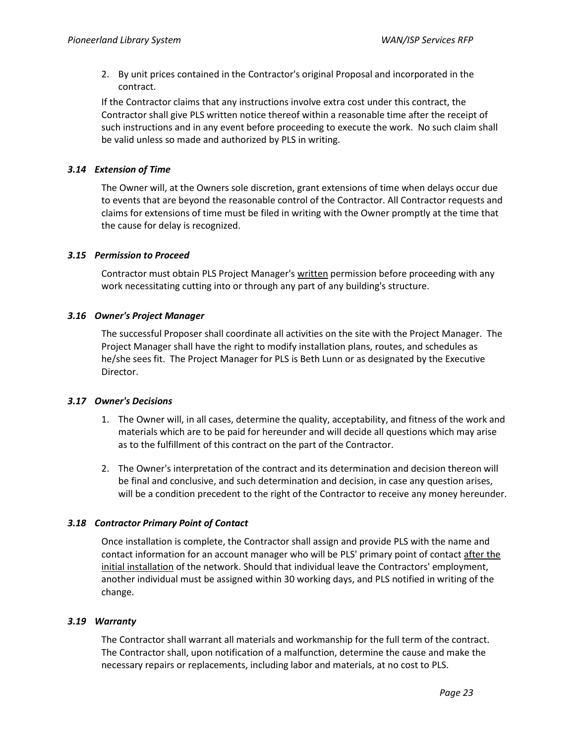2. By unit prices contained in the Contractor's original Proposal and incorporated in the contract.

If the Contractor claims that any instructions involve extra cost under this contract, the Contractor shall give PLS written notice thereof within a reasonable time after the receipt of such instructions and in any event before proceeding to execute the work. No such claim shall be valid unless so made and authorized by PLS in writing.

### *3.14 Extension of Time*

The Owner will, at the Owners sole discretion, grant extensions of time when delays occur due to events that are beyond the reasonable control of the Contractor. All Contractor requests and claims for extensions of time must be filed in writing with the Owner promptly at the time that the cause for delay is recognized.

### *3.15 Permission to Proceed*

Contractor must obtain PLS Project Manager's <u>written</u> permission before proceeding with any work necessitating cutting into or through any part of any building's structure.

### *3.16 Owner's Project Manager*

The successful Proposer shall coordinate all activities on the site with the Project Manager. The Project Manager shall have the right to modify installation plans, routes, and schedules as he/she sees fit. The Project Manager for PLS is Beth Lunn or as designated by the Executive Director.

### *3.17 Owner's Decisions*

1. The Owner will, in all cases, determine the quality, acceptability, and fitness of the work and materials which are to be paid for hereunder and will decide all questions which may arise as to the fulfillment of this contract on the part of the Contractor.

2. The Owner's interpretation of the contract and its determination and decision thereon will be final and conclusive, and such determination and decision, in case any question arises, will be a condition precedent to the right of the Contractor to receive any money hereunder.

### *3.18 Contractor Primary Point of Contact*

Once installation is complete, the Contractor shall assign and provide PLS with the name and contact information for an account manager who will be PLS' primary point of contact <u>after the initial installation</u> of the network. Should that individual leave the Contractors' employment, another individual must be assigned within 30 working days, and PLS notified in writing of the change.

### *3.19 Warranty*

The Contractor shall warrant all materials and workmanship for the full term of the contract. The Contractor shall, upon notification of a malfunction, determine the cause and make the necessary repairs or replacements, including labor and materials, at no cost to PLS.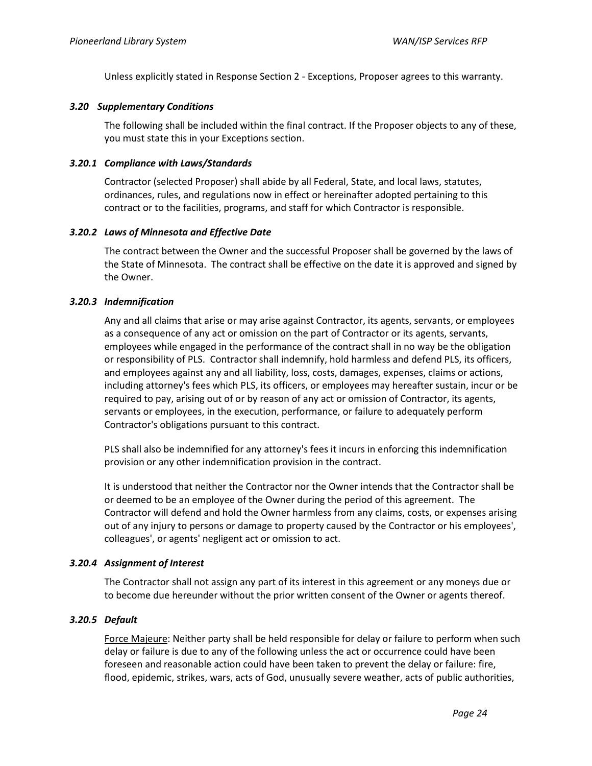Unless explicitly stated in Response Section 2 - Exceptions, Proposer agrees to this warranty.

### *3.20 Supplementary Conditions*

The following shall be included within the final contract. If the Proposer objects to any of these, you must state this in your Exceptions section.

#### *3.20.1 Compliance with Laws/Standards*

Contractor (selected Proposer) shall abide by all Federal, State, and local laws, statutes, ordinances, rules, and regulations now in effect or hereinafter adopted pertaining to this contract or to the facilities, programs, and staff for which Contractor is responsible.

#### *3.20.2 Laws of Minnesota and Effective Date*

The contract between the Owner and the successful Proposer shall be governed by the laws of the State of Minnesota. The contract shall be effective on the date it is approved and signed by the Owner.

#### *3.20.3 Indemnification*

Any and all claims that arise or may arise against Contractor, its agents, servants, or employees as a consequence of any act or omission on the part of Contractor or its agents, servants, employees while engaged in the performance of the contract shall in no way be the obligation or responsibility of PLS. Contractor shall indemnify, hold harmless and defend PLS, its officers, and employees against any and all liability, loss, costs, damages, expenses, claims or actions, including attorney's fees which PLS, its officers, or employees may hereafter sustain, incur or be required to pay, arising out of or by reason of any act or omission of Contractor, its agents, servants or employees, in the execution, performance, or failure to adequately perform Contractor's obligations pursuant to this contract.

PLS shall also be indemnified for any attorney's fees it incurs in enforcing this indemnification provision or any other indemnification provision in the contract.

It is understood that neither the Contractor nor the Owner intends that the Contractor shall be or deemed to be an employee of the Owner during the period of this agreement. The Contractor will defend and hold the Owner harmless from any claims, costs, or expenses arising out of any injury to persons or damage to property caused by the Contractor or his employees', colleagues', or agents' negligent act or omission to act.

#### *3.20.4 Assignment of Interest*

The Contractor shall not assign any part of its interest in this agreement or any moneys due or to become due hereunder without the prior written consent of the Owner or agents thereof.

#### *3.20.5 Default*

Force Majeure: Neither party shall be held responsible for delay or failure to perform when such delay or failure is due to any of the following unless the act or occurrence could have been foreseen and reasonable action could have been taken to prevent the delay or failure: fire, flood, epidemic, strikes, wars, acts of God, unusually severe weather, acts of public authorities,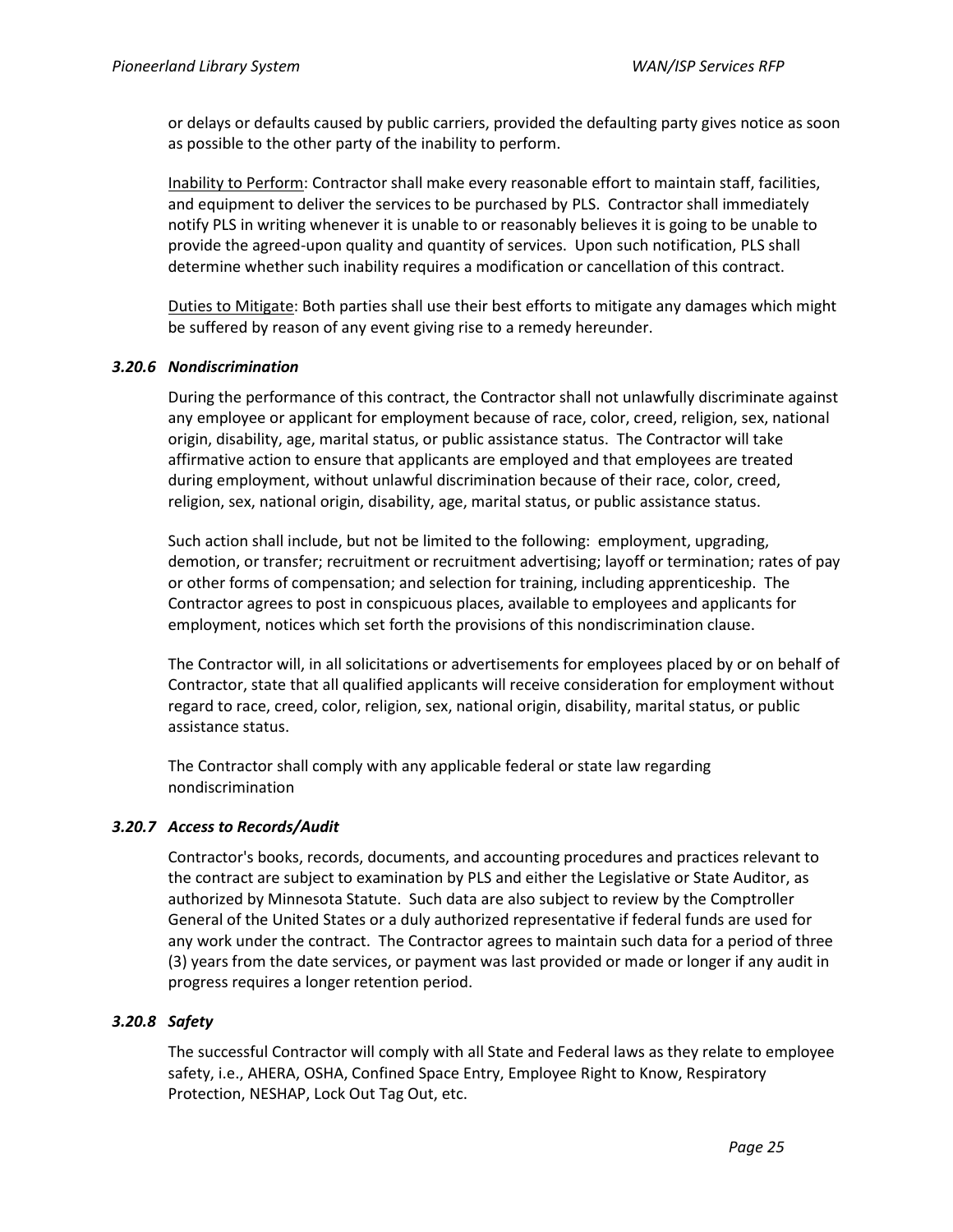or delays or defaults caused by public carriers, provided the defaulting party gives notice as soon as possible to the other party of the inability to perform.

Inability to Perform: Contractor shall make every reasonable effort to maintain staff, facilities, and equipment to deliver the services to be purchased by PLS. Contractor shall immediately notify PLS in writing whenever it is unable to or reasonably believes it is going to be unable to provide the agreed-upon quality and quantity of services. Upon such notification, PLS shall determine whether such inability requires a modification or cancellation of this contract.

Duties to Mitigate: Both parties shall use their best efforts to mitigate any damages which might be suffered by reason of any event giving rise to a remedy hereunder.

### *3.20.6 Nondiscrimination*

During the performance of this contract, the Contractor shall not unlawfully discriminate against any employee or applicant for employment because of race, color, creed, religion, sex, national origin, disability, age, marital status, or public assistance status. The Contractor will take affirmative action to ensure that applicants are employed and that employees are treated during employment, without unlawful discrimination because of their race, color, creed, religion, sex, national origin, disability, age, marital status, or public assistance status.

Such action shall include, but not be limited to the following: employment, upgrading, demotion, or transfer; recruitment or recruitment advertising; layoff or termination; rates of pay or other forms of compensation; and selection for training, including apprenticeship. The Contractor agrees to post in conspicuous places, available to employees and applicants for employment, notices which set forth the provisions of this nondiscrimination clause.

The Contractor will, in all solicitations or advertisements for employees placed by or on behalf of Contractor, state that all qualified applicants will receive consideration for employment without regard to race, creed, color, religion, sex, national origin, disability, marital status, or public assistance status.

The Contractor shall comply with any applicable federal or state law regarding nondiscrimination

### *3.20.7 Access to Records/Audit*

Contractor's books, records, documents, and accounting procedures and practices relevant to the contract are subject to examination by PLS and either the Legislative or State Auditor, as authorized by Minnesota Statute. Such data are also subject to review by the Comptroller General of the United States or a duly authorized representative if federal funds are used for any work under the contract. The Contractor agrees to maintain such data for a period of three (3) years from the date services, or payment was last provided or made or longer if any audit in progress requires a longer retention period.

### *3.20.8 Safety*

The successful Contractor will comply with all State and Federal laws as they relate to employee safety, i.e., AHERA, OSHA, Confined Space Entry, Employee Right to Know, Respiratory Protection, NESHAP, Lock Out Tag Out, etc.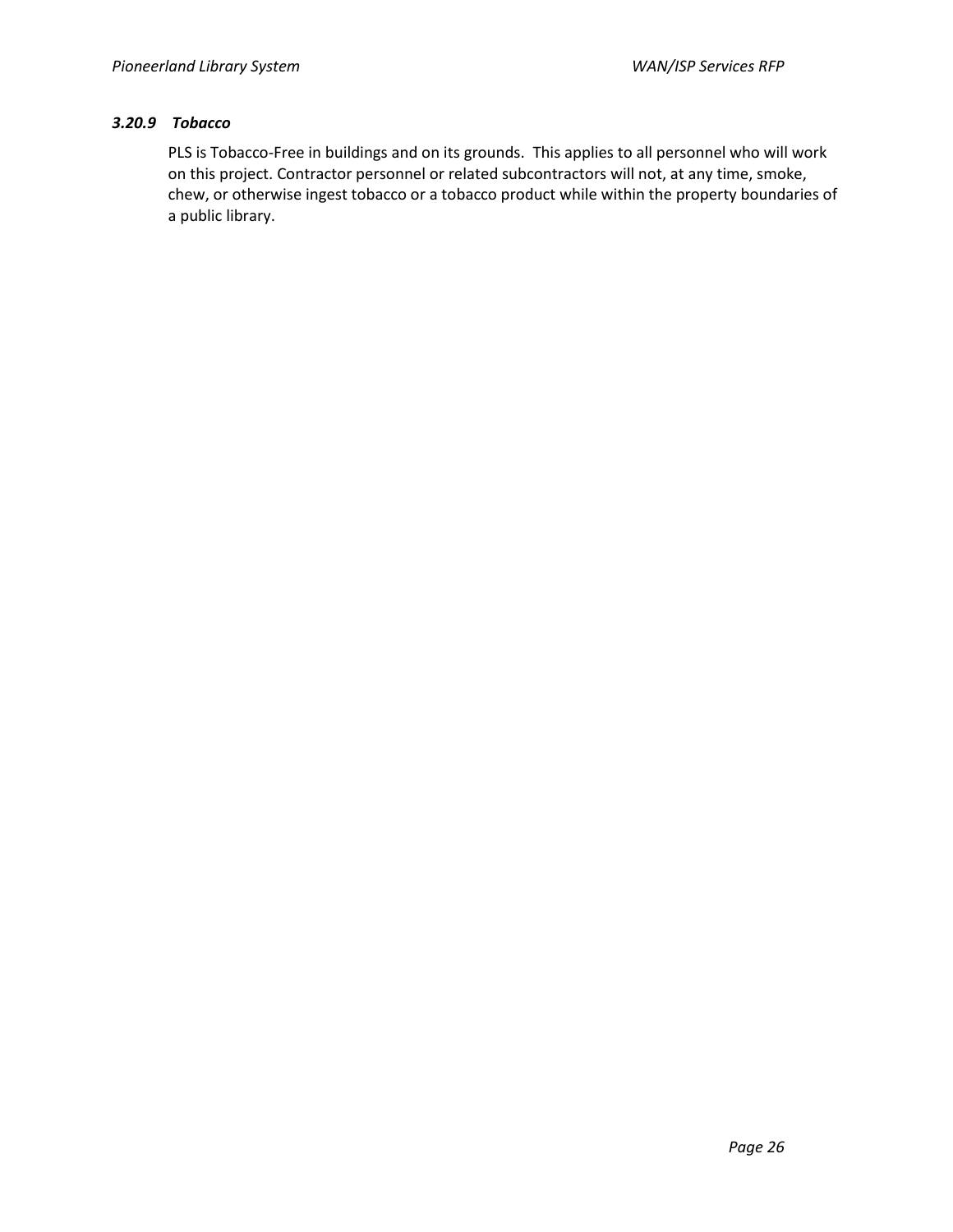### *3.20.9 Tobacco*

PLS is Tobacco-Free in buildings and on its grounds. This applies to all personnel who will work on this project. Contractor personnel or related subcontractors will not, at any time, smoke, chew, or otherwise ingest tobacco or a tobacco product while within the property boundaries of a public library.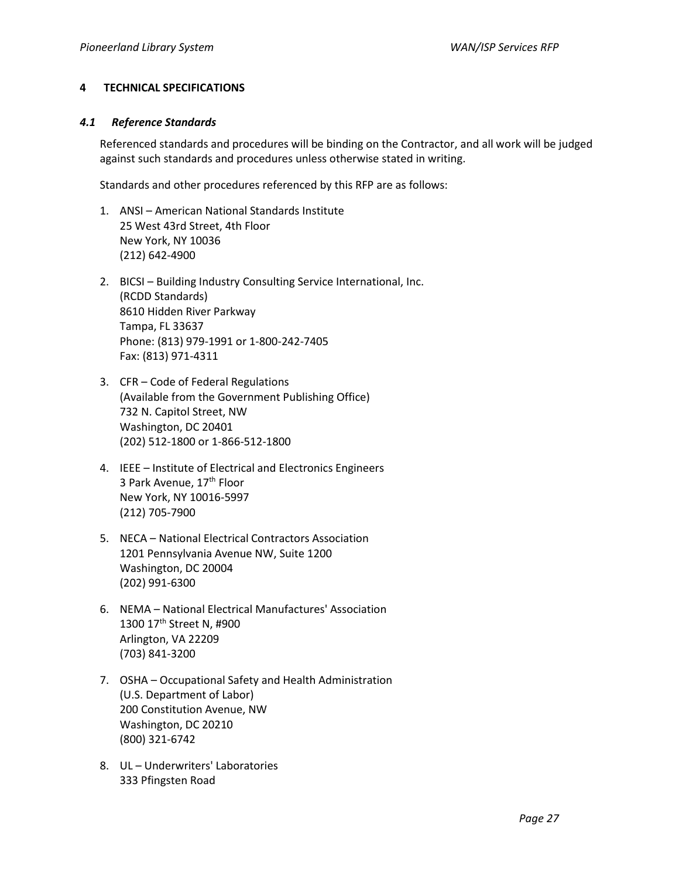# 4 TECHNICAL SPECIFICATIONS

## *4.1 Reference Standards*

Referenced standards and procedures will be binding on the Contractor, and all work will be judged against such standards and procedures unless otherwise stated in writing.

Standards and other procedures referenced by this RFP are as follows:

1. ANSI – American National Standards Institute
   25 West 43rd Street, 4th Floor
   New York, NY 10036
   (212) 642-4900

2. BICSI – Building Industry Consulting Service International, Inc.
   (RCDD Standards)
   8610 Hidden River Parkway
   Tampa, FL 33637
   Phone: (813) 979-1991 or 1-800-242-7405
   Fax: (813) 971-4311

3. CFR – Code of Federal Regulations
   (Available from the Government Publishing Office)
   732 N. Capitol Street, NW
   Washington, DC 20401
   (202) 512-1800 or 1-866-512-1800

4. IEEE – Institute of Electrical and Electronics Engineers
   3 Park Avenue, 17th Floor
   New York, NY 10016-5997
   (212) 705-7900

5. NECA – National Electrical Contractors Association
   1201 Pennsylvania Avenue NW, Suite 1200
   Washington, DC 20004
   (202) 991-6300

6. NEMA – National Electrical Manufactures' Association
   1300 17th Street N, #900
   Arlington, VA 22209
   (703) 841-3200

7. OSHA – Occupational Safety and Health Administration
   (U.S. Department of Labor)
   200 Constitution Avenue, NW
   Washington, DC 20210
   (800) 321-6742

8. UL – Underwriters' Laboratories
   333 Pfingsten Road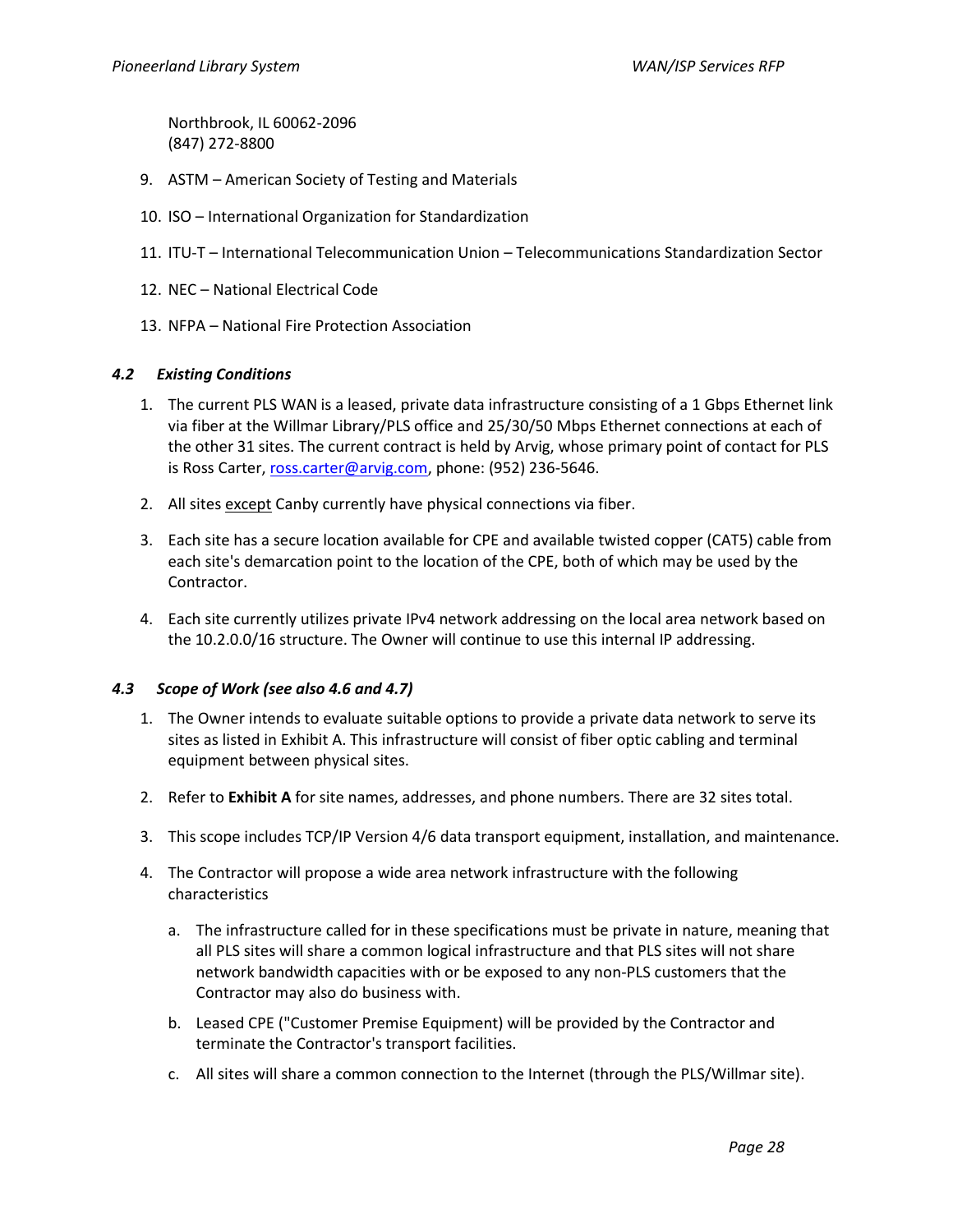Northbrook, IL 60062-2096
(847) 272-8800

9. ASTM – American Society of Testing and Materials

10. ISO – International Organization for Standardization

11. ITU-T – International Telecommunication Union – Telecommunications Standardization Sector

12. NEC – National Electrical Code

13. NFPA – National Fire Protection Association

### *4.2 Existing Conditions*

1. The current PLS WAN is a leased, private data infrastructure consisting of a 1 Gbps Ethernet link via fiber at the Willmar Library/PLS office and 25/30/50 Mbps Ethernet connections at each of the other 31 sites. The current contract is held by Arvig, whose primary point of contact for PLS is Ross Carter, ross.carter@arvig.com, phone: (952) 236-5646.

2. All sites except Canby currently have physical connections via fiber.

3. Each site has a secure location available for CPE and available twisted copper (CAT5) cable from each site's demarcation point to the location of the CPE, both of which may be used by the Contractor.

4. Each site currently utilizes private IPv4 network addressing on the local area network based on the 10.2.0.0/16 structure. The Owner will continue to use this internal IP addressing.

### *4.3 Scope of Work (see also 4.6 and 4.7)*

1. The Owner intends to evaluate suitable options to provide a private data network to serve its sites as listed in Exhibit A. This infrastructure will consist of fiber optic cabling and terminal equipment between physical sites.

2. Refer to **Exhibit A** for site names, addresses, and phone numbers. There are 32 sites total.

3. This scope includes TCP/IP Version 4/6 data transport equipment, installation, and maintenance.

4. The Contractor will propose a wide area network infrastructure with the following characteristics

   a. The infrastructure called for in these specifications must be private in nature, meaning that all PLS sites will share a common logical infrastructure and that PLS sites will not share network bandwidth capacities with or be exposed to any non-PLS customers that the Contractor may also do business with.

   b. Leased CPE ("Customer Premise Equipment) will be provided by the Contractor and terminate the Contractor's transport facilities.

   c. All sites will share a common connection to the Internet (through the PLS/Willmar site).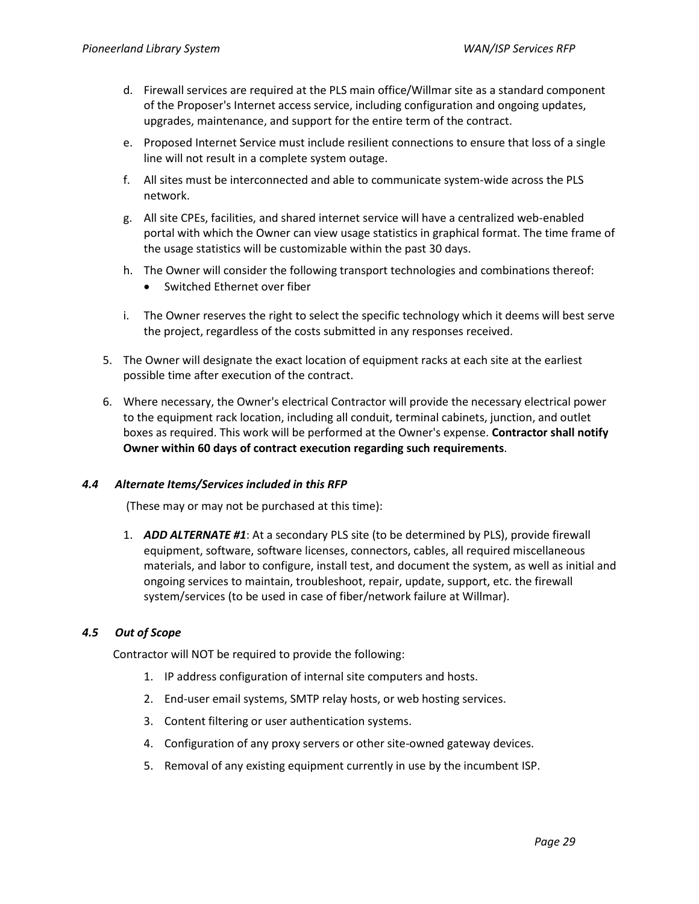d. Firewall services are required at the PLS main office/Willmar site as a standard component of the Proposer's Internet access service, including configuration and ongoing updates, upgrades, maintenance, and support for the entire term of the contract.

e. Proposed Internet Service must include resilient connections to ensure that loss of a single line will not result in a complete system outage.

f. All sites must be interconnected and able to communicate system-wide across the PLS network.

g. All site CPEs, facilities, and shared internet service will have a centralized web-enabled portal with which the Owner can view usage statistics in graphical format. The time frame of the usage statistics will be customizable within the past 30 days.

h. The Owner will consider the following transport technologies and combinations thereof:
   - Switched Ethernet over fiber

i. The Owner reserves the right to select the specific technology which it deems will best serve the project, regardless of the costs submitted in any responses received.

5. The Owner will designate the exact location of equipment racks at each site at the earliest possible time after execution of the contract.

6. Where necessary, the Owner's electrical Contractor will provide the necessary electrical power to the equipment rack location, including all conduit, terminal cabinets, junction, and outlet boxes as required. This work will be performed at the Owner's expense. **Contractor shall notify Owner within 60 days of contract execution regarding such requirements**.

### *4.4 Alternate Items/Services included in this RFP*

(These may or may not be purchased at this time):

1. ***ADD ALTERNATE #1***: At a secondary PLS site (to be determined by PLS), provide firewall equipment, software, software licenses, connectors, cables, all required miscellaneous materials, and labor to configure, install test, and document the system, as well as initial and ongoing services to maintain, troubleshoot, repair, update, support, etc. the firewall system/services (to be used in case of fiber/network failure at Willmar).

### *4.5 Out of Scope*

Contractor will NOT be required to provide the following:

1. IP address configuration of internal site computers and hosts.
2. End-user email systems, SMTP relay hosts, or web hosting services.
3. Content filtering or user authentication systems.
4. Configuration of any proxy servers or other site-owned gateway devices.
5. Removal of any existing equipment currently in use by the incumbent ISP.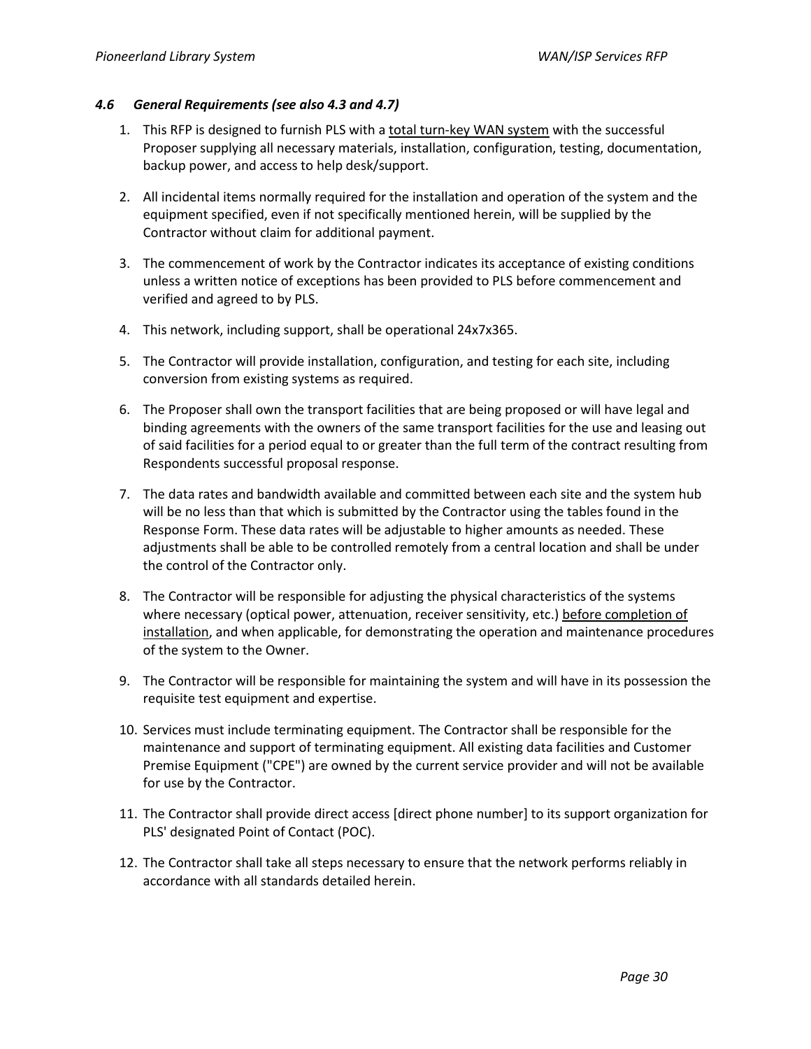### *4.6 General Requirements (see also 4.3 and 4.7)*

1. This RFP is designed to furnish PLS with a <u>total turn-key WAN system</u> with the successful Proposer supplying all necessary materials, installation, configuration, testing, documentation, backup power, and access to help desk/support.

2. All incidental items normally required for the installation and operation of the system and the equipment specified, even if not specifically mentioned herein, will be supplied by the Contractor without claim for additional payment.

3. The commencement of work by the Contractor indicates its acceptance of existing conditions unless a written notice of exceptions has been provided to PLS before commencement and verified and agreed to by PLS.

4. This network, including support, shall be operational 24x7x365.

5. The Contractor will provide installation, configuration, and testing for each site, including conversion from existing systems as required.

6. The Proposer shall own the transport facilities that are being proposed or will have legal and binding agreements with the owners of the same transport facilities for the use and leasing out of said facilities for a period equal to or greater than the full term of the contract resulting from Respondents successful proposal response.

7. The data rates and bandwidth available and committed between each site and the system hub will be no less than that which is submitted by the Contractor using the tables found in the Response Form. These data rates will be adjustable to higher amounts as needed. These adjustments shall be able to be controlled remotely from a central location and shall be under the control of the Contractor only.

8. The Contractor will be responsible for adjusting the physical characteristics of the systems where necessary (optical power, attenuation, receiver sensitivity, etc.) <u>before completion of installation</u>, and when applicable, for demonstrating the operation and maintenance procedures of the system to the Owner.

9. The Contractor will be responsible for maintaining the system and will have in its possession the requisite test equipment and expertise.

10. Services must include terminating equipment. The Contractor shall be responsible for the maintenance and support of terminating equipment. All existing data facilities and Customer Premise Equipment ("CPE") are owned by the current service provider and will not be available for use by the Contractor.

11. The Contractor shall provide direct access [direct phone number] to its support organization for PLS' designated Point of Contact (POC).

12. The Contractor shall take all steps necessary to ensure that the network performs reliably in accordance with all standards detailed herein.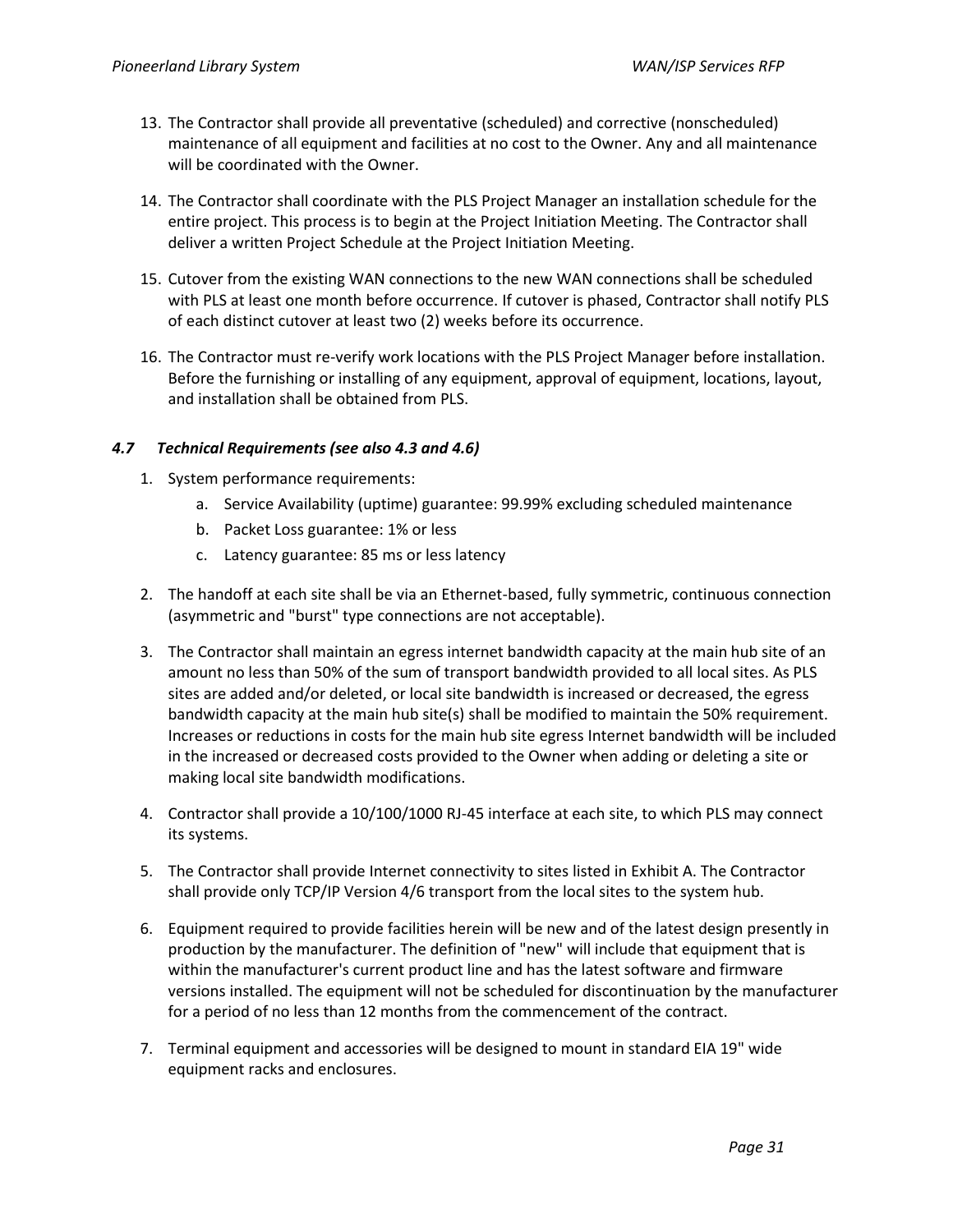13. The Contractor shall provide all preventative (scheduled) and corrective (nonscheduled) maintenance of all equipment and facilities at no cost to the Owner. Any and all maintenance will be coordinated with the Owner.

14. The Contractor shall coordinate with the PLS Project Manager an installation schedule for the entire project. This process is to begin at the Project Initiation Meeting. The Contractor shall deliver a written Project Schedule at the Project Initiation Meeting.

15. Cutover from the existing WAN connections to the new WAN connections shall be scheduled with PLS at least one month before occurrence. If cutover is phased, Contractor shall notify PLS of each distinct cutover at least two (2) weeks before its occurrence.

16. The Contractor must re-verify work locations with the PLS Project Manager before installation. Before the furnishing or installing of any equipment, approval of equipment, locations, layout, and installation shall be obtained from PLS.

### *4.7 Technical Requirements (see also 4.3 and 4.6)*

1. System performance requirements:
    a. Service Availability (uptime) guarantee: 99.99% excluding scheduled maintenance
    b. Packet Loss guarantee: 1% or less
    c. Latency guarantee: 85 ms or less latency

2. The handoff at each site shall be via an Ethernet-based, fully symmetric, continuous connection (asymmetric and "burst" type connections are not acceptable).

3. The Contractor shall maintain an egress internet bandwidth capacity at the main hub site of an amount no less than 50% of the sum of transport bandwidth provided to all local sites. As PLS sites are added and/or deleted, or local site bandwidth is increased or decreased, the egress bandwidth capacity at the main hub site(s) shall be modified to maintain the 50% requirement. Increases or reductions in costs for the main hub site egress Internet bandwidth will be included in the increased or decreased costs provided to the Owner when adding or deleting a site or making local site bandwidth modifications.

4. Contractor shall provide a 10/100/1000 RJ-45 interface at each site, to which PLS may connect its systems.

5. The Contractor shall provide Internet connectivity to sites listed in Exhibit A. The Contractor shall provide only TCP/IP Version 4/6 transport from the local sites to the system hub.

6. Equipment required to provide facilities herein will be new and of the latest design presently in production by the manufacturer. The definition of "new" will include that equipment that is within the manufacturer's current product line and has the latest software and firmware versions installed. The equipment will not be scheduled for discontinuation by the manufacturer for a period of no less than 12 months from the commencement of the contract.

7. Terminal equipment and accessories will be designed to mount in standard EIA 19" wide equipment racks and enclosures.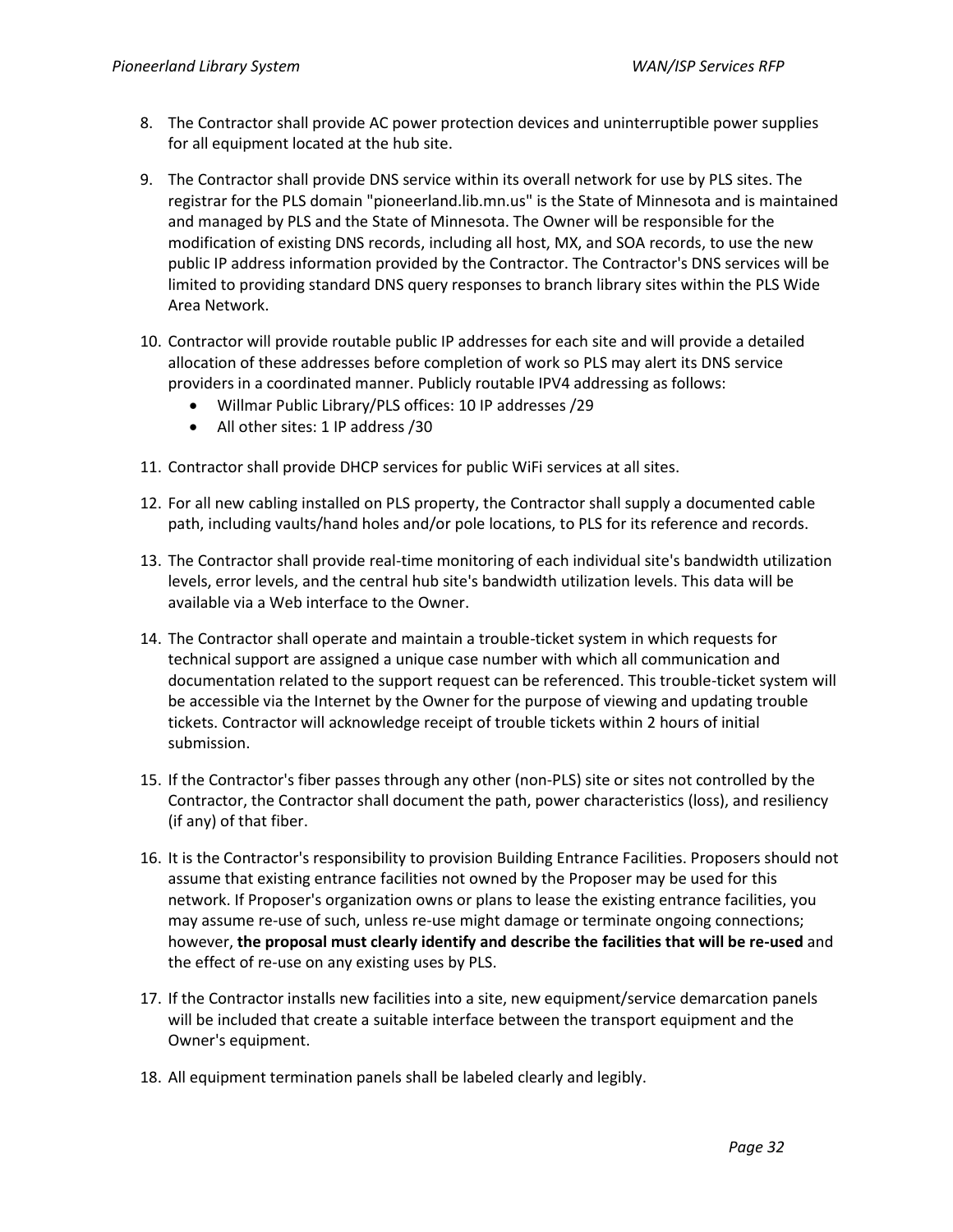8. The Contractor shall provide AC power protection devices and uninterruptible power supplies for all equipment located at the hub site.

9. The Contractor shall provide DNS service within its overall network for use by PLS sites. The registrar for the PLS domain "pioneerland.lib.mn.us" is the State of Minnesota and is maintained and managed by PLS and the State of Minnesota. The Owner will be responsible for the modification of existing DNS records, including all host, MX, and SOA records, to use the new public IP address information provided by the Contractor. The Contractor's DNS services will be limited to providing standard DNS query responses to branch library sites within the PLS Wide Area Network.

10. Contractor will provide routable public IP addresses for each site and will provide a detailed allocation of these addresses before completion of work so PLS may alert its DNS service providers in a coordinated manner. Publicly routable IPV4 addressing as follows:
    - Willmar Public Library/PLS offices: 10 IP addresses /29
    - All other sites: 1 IP address /30

11. Contractor shall provide DHCP services for public WiFi services at all sites.

12. For all new cabling installed on PLS property, the Contractor shall supply a documented cable path, including vaults/hand holes and/or pole locations, to PLS for its reference and records.

13. The Contractor shall provide real-time monitoring of each individual site's bandwidth utilization levels, error levels, and the central hub site's bandwidth utilization levels. This data will be available via a Web interface to the Owner.

14. The Contractor shall operate and maintain a trouble-ticket system in which requests for technical support are assigned a unique case number with which all communication and documentation related to the support request can be referenced. This trouble-ticket system will be accessible via the Internet by the Owner for the purpose of viewing and updating trouble tickets. Contractor will acknowledge receipt of trouble tickets within 2 hours of initial submission.

15. If the Contractor's fiber passes through any other (non-PLS) site or sites not controlled by the Contractor, the Contractor shall document the path, power characteristics (loss), and resiliency (if any) of that fiber.

16. It is the Contractor's responsibility to provision Building Entrance Facilities. Proposers should not assume that existing entrance facilities not owned by the Proposer may be used for this network. If Proposer's organization owns or plans to lease the existing entrance facilities, you may assume re-use of such, unless re-use might damage or terminate ongoing connections; however, **the proposal must clearly identify and describe the facilities that will be re-used** and the effect of re-use on any existing uses by PLS.

17. If the Contractor installs new facilities into a site, new equipment/service demarcation panels will be included that create a suitable interface between the transport equipment and the Owner's equipment.

18. All equipment termination panels shall be labeled clearly and legibly.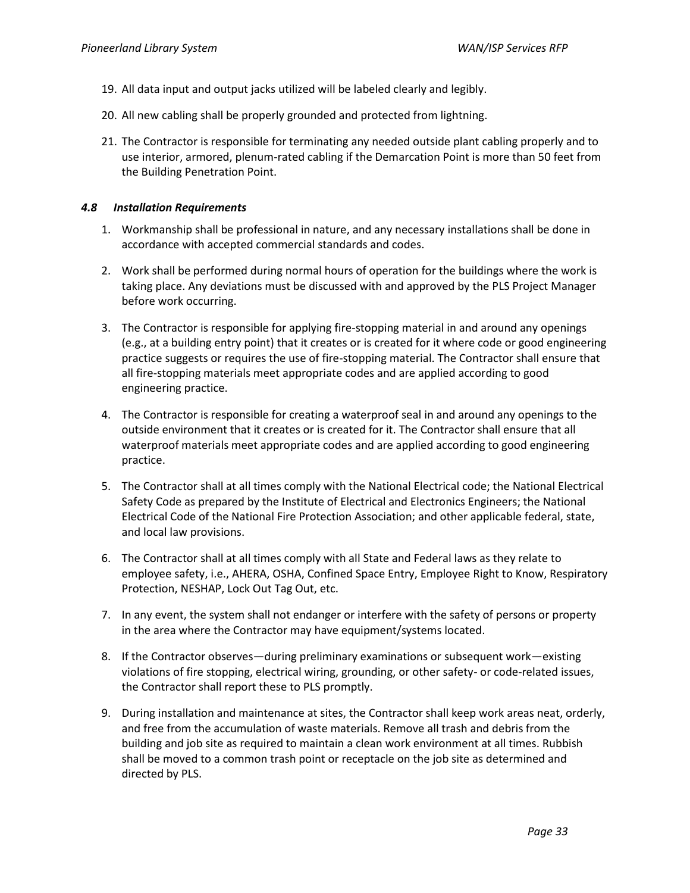19. All data input and output jacks utilized will be labeled clearly and legibly.

20. All new cabling shall be properly grounded and protected from lightning.

21. The Contractor is responsible for terminating any needed outside plant cabling properly and to use interior, armored, plenum-rated cabling if the Demarcation Point is more than 50 feet from the Building Penetration Point.

### *4.8 Installation Requirements*

1. Workmanship shall be professional in nature, and any necessary installations shall be done in accordance with accepted commercial standards and codes.

2. Work shall be performed during normal hours of operation for the buildings where the work is taking place. Any deviations must be discussed with and approved by the PLS Project Manager before work occurring.

3. The Contractor is responsible for applying fire-stopping material in and around any openings (e.g., at a building entry point) that it creates or is created for it where code or good engineering practice suggests or requires the use of fire-stopping material. The Contractor shall ensure that all fire-stopping materials meet appropriate codes and are applied according to good engineering practice.

4. The Contractor is responsible for creating a waterproof seal in and around any openings to the outside environment that it creates or is created for it. The Contractor shall ensure that all waterproof materials meet appropriate codes and are applied according to good engineering practice.

5. The Contractor shall at all times comply with the National Electrical code; the National Electrical Safety Code as prepared by the Institute of Electrical and Electronics Engineers; the National Electrical Code of the National Fire Protection Association; and other applicable federal, state, and local law provisions.

6. The Contractor shall at all times comply with all State and Federal laws as they relate to employee safety, i.e., AHERA, OSHA, Confined Space Entry, Employee Right to Know, Respiratory Protection, NESHAP, Lock Out Tag Out, etc.

7. In any event, the system shall not endanger or interfere with the safety of persons or property in the area where the Contractor may have equipment/systems located.

8. If the Contractor observes—during preliminary examinations or subsequent work—existing violations of fire stopping, electrical wiring, grounding, or other safety- or code-related issues, the Contractor shall report these to PLS promptly.

9. During installation and maintenance at sites, the Contractor shall keep work areas neat, orderly, and free from the accumulation of waste materials. Remove all trash and debris from the building and job site as required to maintain a clean work environment at all times. Rubbish shall be moved to a common trash point or receptacle on the job site as determined and directed by PLS.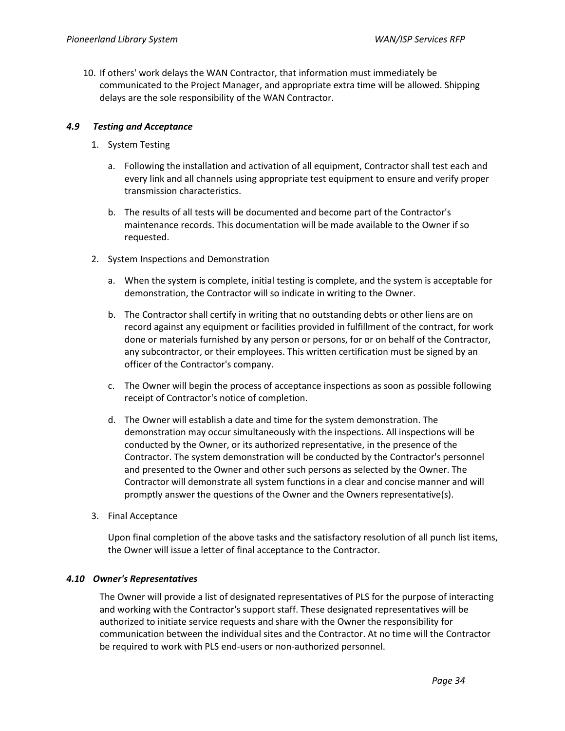10. If others' work delays the WAN Contractor, that information must immediately be communicated to the Project Manager, and appropriate extra time will be allowed. Shipping delays are the sole responsibility of the WAN Contractor.

### *4.9 Testing and Acceptance*

1. System Testing

   a. Following the installation and activation of all equipment, Contractor shall test each and every link and all channels using appropriate test equipment to ensure and verify proper transmission characteristics.

   b. The results of all tests will be documented and become part of the Contractor's maintenance records. This documentation will be made available to the Owner if so requested.

2. System Inspections and Demonstration

   a. When the system is complete, initial testing is complete, and the system is acceptable for demonstration, the Contractor will so indicate in writing to the Owner.

   b. The Contractor shall certify in writing that no outstanding debts or other liens are on record against any equipment or facilities provided in fulfillment of the contract, for work done or materials furnished by any person or persons, for or on behalf of the Contractor, any subcontractor, or their employees. This written certification must be signed by an officer of the Contractor's company.

   c. The Owner will begin the process of acceptance inspections as soon as possible following receipt of Contractor's notice of completion.

   d. The Owner will establish a date and time for the system demonstration. The demonstration may occur simultaneously with the inspections. All inspections will be conducted by the Owner, or its authorized representative, in the presence of the Contractor. The system demonstration will be conducted by the Contractor's personnel and presented to the Owner and other such persons as selected by the Owner. The Contractor will demonstrate all system functions in a clear and concise manner and will promptly answer the questions of the Owner and the Owners representative(s).

3. Final Acceptance

   Upon final completion of the above tasks and the satisfactory resolution of all punch list items, the Owner will issue a letter of final acceptance to the Contractor.

### *4.10 Owner's Representatives*

The Owner will provide a list of designated representatives of PLS for the purpose of interacting and working with the Contractor's support staff. These designated representatives will be authorized to initiate service requests and share with the Owner the responsibility for communication between the individual sites and the Contractor. At no time will the Contractor be required to work with PLS end-users or non-authorized personnel.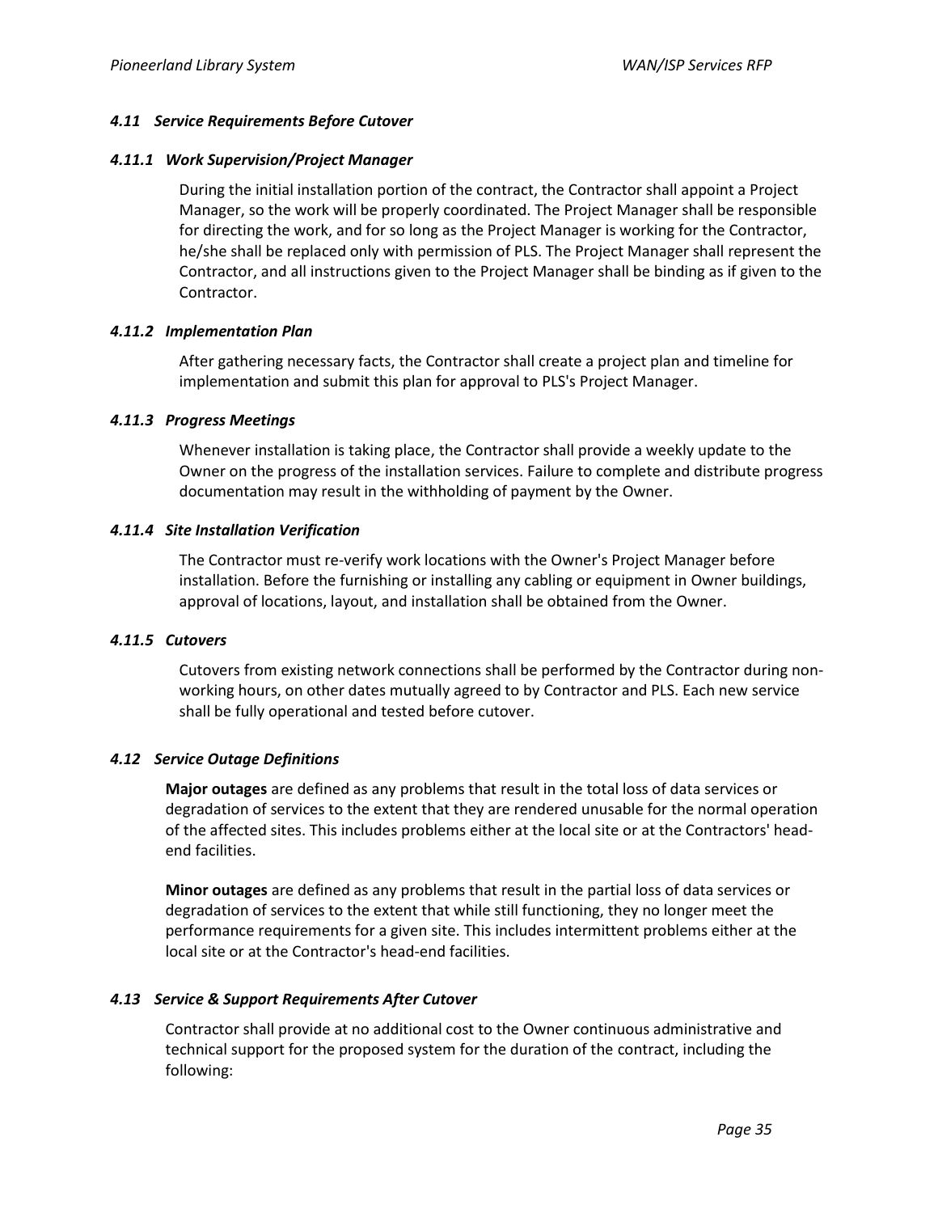### *4.11 Service Requirements Before Cutover*

#### *4.11.1 Work Supervision/Project Manager*

During the initial installation portion of the contract, the Contractor shall appoint a Project Manager, so the work will be properly coordinated. The Project Manager shall be responsible for directing the work, and for so long as the Project Manager is working for the Contractor, he/she shall be replaced only with permission of PLS. The Project Manager shall represent the Contractor, and all instructions given to the Project Manager shall be binding as if given to the Contractor.

#### *4.11.2 Implementation Plan*

After gathering necessary facts, the Contractor shall create a project plan and timeline for implementation and submit this plan for approval to PLS's Project Manager.

#### *4.11.3 Progress Meetings*

Whenever installation is taking place, the Contractor shall provide a weekly update to the Owner on the progress of the installation services. Failure to complete and distribute progress documentation may result in the withholding of payment by the Owner.

#### *4.11.4 Site Installation Verification*

The Contractor must re-verify work locations with the Owner's Project Manager before installation. Before the furnishing or installing any cabling or equipment in Owner buildings, approval of locations, layout, and installation shall be obtained from the Owner.

#### *4.11.5 Cutovers*

Cutovers from existing network connections shall be performed by the Contractor during non-working hours, on other dates mutually agreed to by Contractor and PLS. Each new service shall be fully operational and tested before cutover.

### *4.12 Service Outage Definitions*

**Major outages** are defined as any problems that result in the total loss of data services or degradation of services to the extent that they are rendered unusable for the normal operation of the affected sites. This includes problems either at the local site or at the Contractors' head-end facilities.

**Minor outages** are defined as any problems that result in the partial loss of data services or degradation of services to the extent that while still functioning, they no longer meet the performance requirements for a given site. This includes intermittent problems either at the local site or at the Contractor's head-end facilities.

### *4.13 Service & Support Requirements After Cutover*

Contractor shall provide at no additional cost to the Owner continuous administrative and technical support for the proposed system for the duration of the contract, including the following: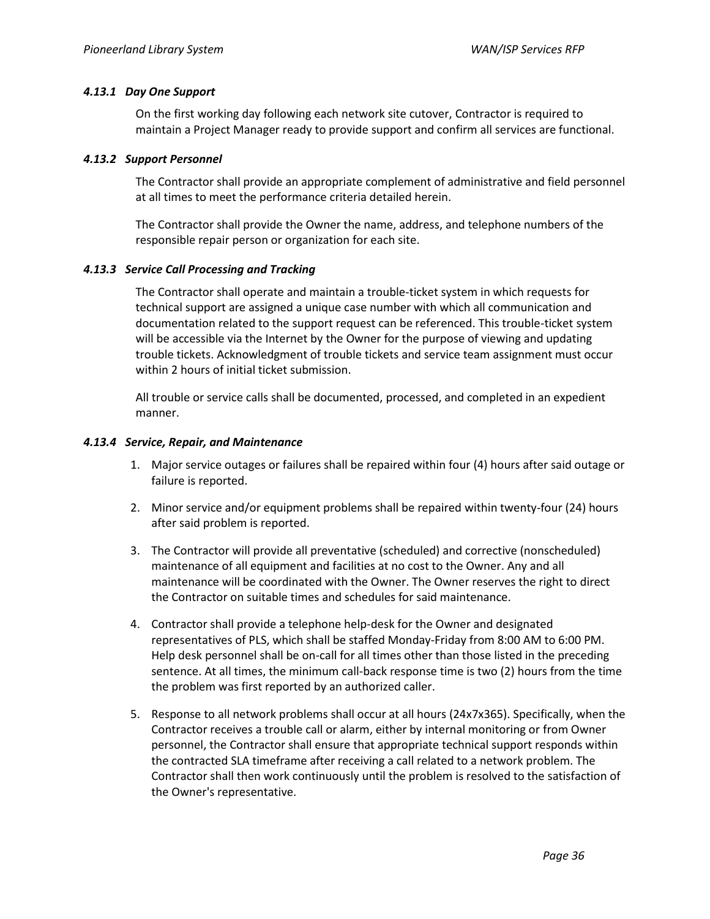#### *4.13.1 Day One Support*

On the first working day following each network site cutover, Contractor is required to maintain a Project Manager ready to provide support and confirm all services are functional.

#### *4.13.2 Support Personnel*

The Contractor shall provide an appropriate complement of administrative and field personnel at all times to meet the performance criteria detailed herein.

The Contractor shall provide the Owner the name, address, and telephone numbers of the responsible repair person or organization for each site.

#### *4.13.3 Service Call Processing and Tracking*

The Contractor shall operate and maintain a trouble-ticket system in which requests for technical support are assigned a unique case number with which all communication and documentation related to the support request can be referenced. This trouble-ticket system will be accessible via the Internet by the Owner for the purpose of viewing and updating trouble tickets. Acknowledgment of trouble tickets and service team assignment must occur within 2 hours of initial ticket submission.

All trouble or service calls shall be documented, processed, and completed in an expedient manner.

#### *4.13.4 Service, Repair, and Maintenance*

1. Major service outages or failures shall be repaired within four (4) hours after said outage or failure is reported.
2. Minor service and/or equipment problems shall be repaired within twenty-four (24) hours after said problem is reported.
3. The Contractor will provide all preventative (scheduled) and corrective (nonscheduled) maintenance of all equipment and facilities at no cost to the Owner. Any and all maintenance will be coordinated with the Owner. The Owner reserves the right to direct the Contractor on suitable times and schedules for said maintenance.
4. Contractor shall provide a telephone help-desk for the Owner and designated representatives of PLS, which shall be staffed Monday-Friday from 8:00 AM to 6:00 PM. Help desk personnel shall be on-call for all times other than those listed in the preceding sentence. At all times, the minimum call-back response time is two (2) hours from the time the problem was first reported by an authorized caller.
5. Response to all network problems shall occur at all hours (24x7x365). Specifically, when the Contractor receives a trouble call or alarm, either by internal monitoring or from Owner personnel, the Contractor shall ensure that appropriate technical support responds within the contracted SLA timeframe after receiving a call related to a network problem. The Contractor shall then work continuously until the problem is resolved to the satisfaction of the Owner's representative.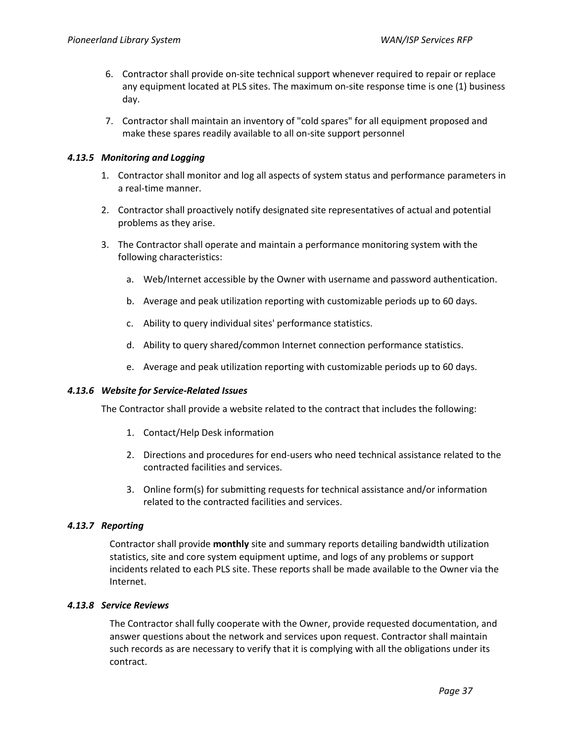6. Contractor shall provide on-site technical support whenever required to repair or replace any equipment located at PLS sites. The maximum on-site response time is one (1) business day.

7. Contractor shall maintain an inventory of "cold spares" for all equipment proposed and make these spares readily available to all on-site support personnel

#### *4.13.5 Monitoring and Logging*

1. Contractor shall monitor and log all aspects of system status and performance parameters in a real-time manner.

2. Contractor shall proactively notify designated site representatives of actual and potential problems as they arise.

3. The Contractor shall operate and maintain a performance monitoring system with the following characteristics:

    a. Web/Internet accessible by the Owner with username and password authentication.

    b. Average and peak utilization reporting with customizable periods up to 60 days.

    c. Ability to query individual sites' performance statistics.

    d. Ability to query shared/common Internet connection performance statistics.

    e. Average and peak utilization reporting with customizable periods up to 60 days.

#### *4.13.6 Website for Service-Related Issues*

The Contractor shall provide a website related to the contract that includes the following:

1. Contact/Help Desk information

2. Directions and procedures for end-users who need technical assistance related to the contracted facilities and services.

3. Online form(s) for submitting requests for technical assistance and/or information related to the contracted facilities and services.

#### *4.13.7 Reporting*

Contractor shall provide **monthly** site and summary reports detailing bandwidth utilization statistics, site and core system equipment uptime, and logs of any problems or support incidents related to each PLS site. These reports shall be made available to the Owner via the Internet.

#### *4.13.8 Service Reviews*

The Contractor shall fully cooperate with the Owner, provide requested documentation, and answer questions about the network and services upon request. Contractor shall maintain such records as are necessary to verify that it is complying with all the obligations under its contract.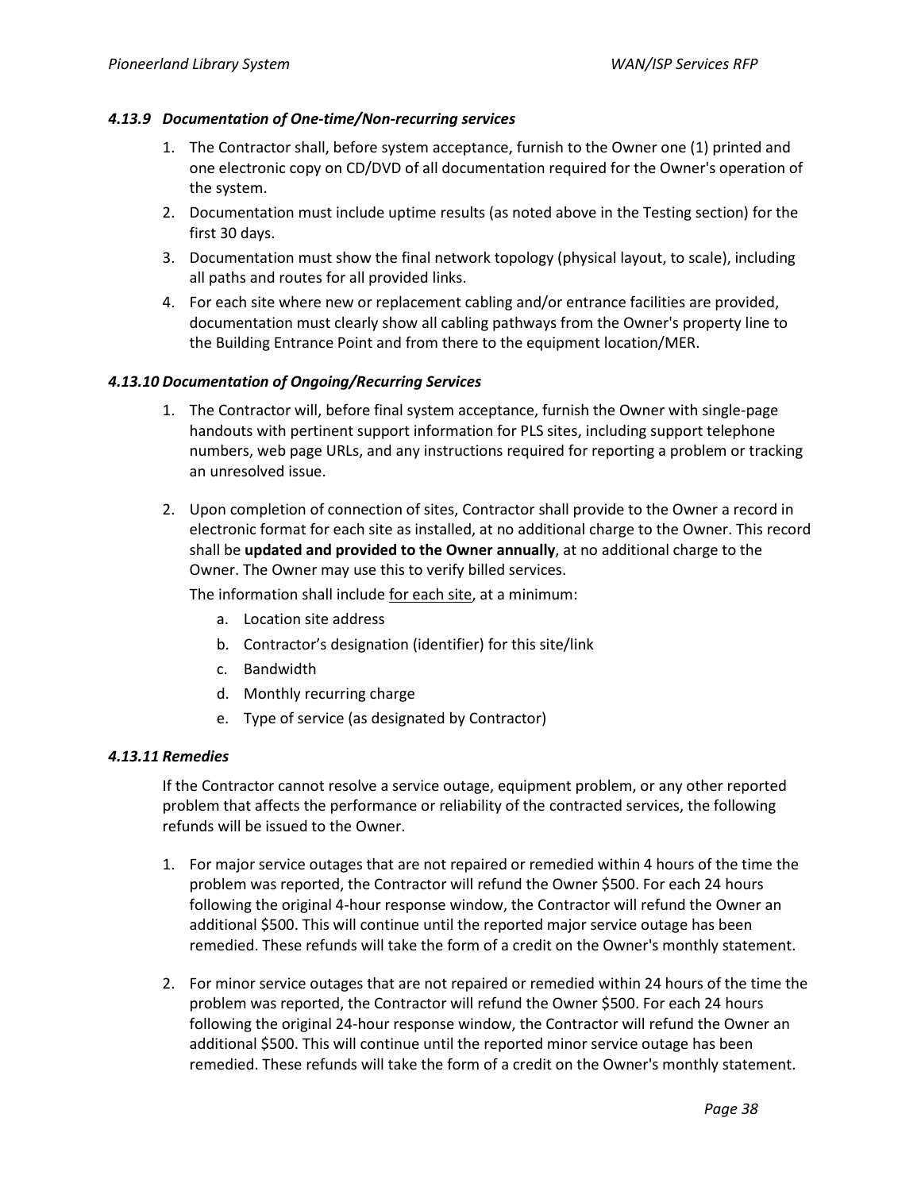#### *4.13.9 Documentation of One-time/Non-recurring services*

1. The Contractor shall, before system acceptance, furnish to the Owner one (1) printed and one electronic copy on CD/DVD of all documentation required for the Owner's operation of the system.
2. Documentation must include uptime results (as noted above in the Testing section) for the first 30 days.
3. Documentation must show the final network topology (physical layout, to scale), including all paths and routes for all provided links.
4. For each site where new or replacement cabling and/or entrance facilities are provided, documentation must clearly show all cabling pathways from the Owner's property line to the Building Entrance Point and from there to the equipment location/MER.

#### *4.13.10 Documentation of Ongoing/Recurring Services*

1. The Contractor will, before final system acceptance, furnish the Owner with single-page handouts with pertinent support information for PLS sites, including support telephone numbers, web page URLs, and any instructions required for reporting a problem or tracking an unresolved issue.

2. Upon completion of connection of sites, Contractor shall provide to the Owner a record in electronic format for each site as installed, at no additional charge to the Owner. This record shall be **updated and provided to the Owner annually**, at no additional charge to the Owner. The Owner may use this to verify billed services.

   The information shall include for each site, at a minimum:

   a. Location site address
   b. Contractor's designation (identifier) for this site/link
   c. Bandwidth
   d. Monthly recurring charge
   e. Type of service (as designated by Contractor)

#### *4.13.11 Remedies*

If the Contractor cannot resolve a service outage, equipment problem, or any other reported problem that affects the performance or reliability of the contracted services, the following refunds will be issued to the Owner.

1. For major service outages that are not repaired or remedied within 4 hours of the time the problem was reported, the Contractor will refund the Owner $500. For each 24 hours following the original 4-hour response window, the Contractor will refund the Owner an additional $500. This will continue until the reported major service outage has been remedied. These refunds will take the form of a credit on the Owner's monthly statement.

2. For minor service outages that are not repaired or remedied within 24 hours of the time the problem was reported, the Contractor will refund the Owner $500. For each 24 hours following the original 24-hour response window, the Contractor will refund the Owner an additional $500. This will continue until the reported minor service outage has been remedied. These refunds will take the form of a credit on the Owner's monthly statement.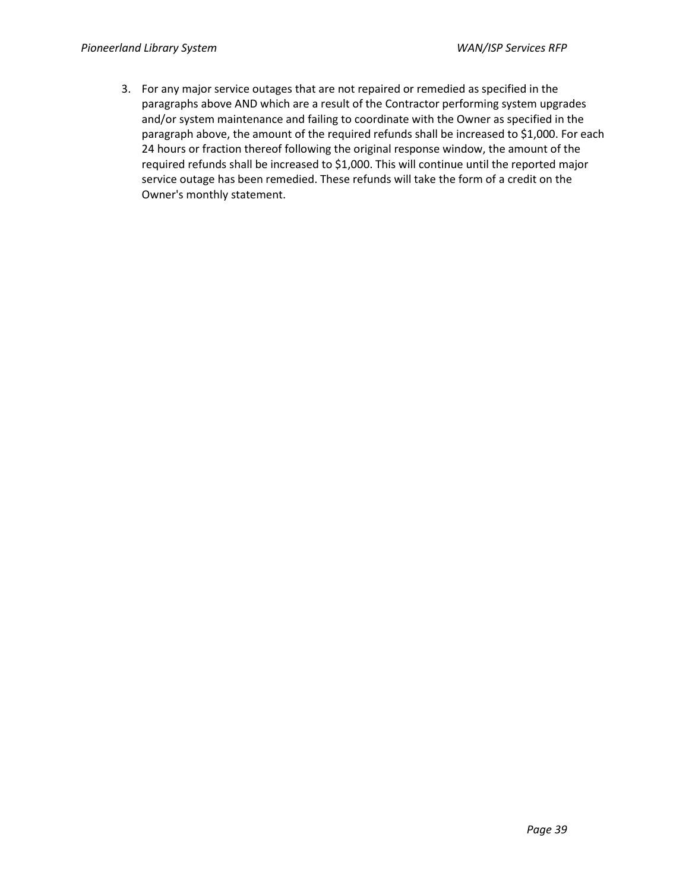3. For any major service outages that are not repaired or remedied as specified in the paragraphs above AND which are a result of the Contractor performing system upgrades and/or system maintenance and failing to coordinate with the Owner as specified in the paragraph above, the amount of the required refunds shall be increased to $1,000. For each 24 hours or fraction thereof following the original response window, the amount of the required refunds shall be increased to $1,000. This will continue until the reported major service outage has been remedied. These refunds will take the form of a credit on the Owner's monthly statement.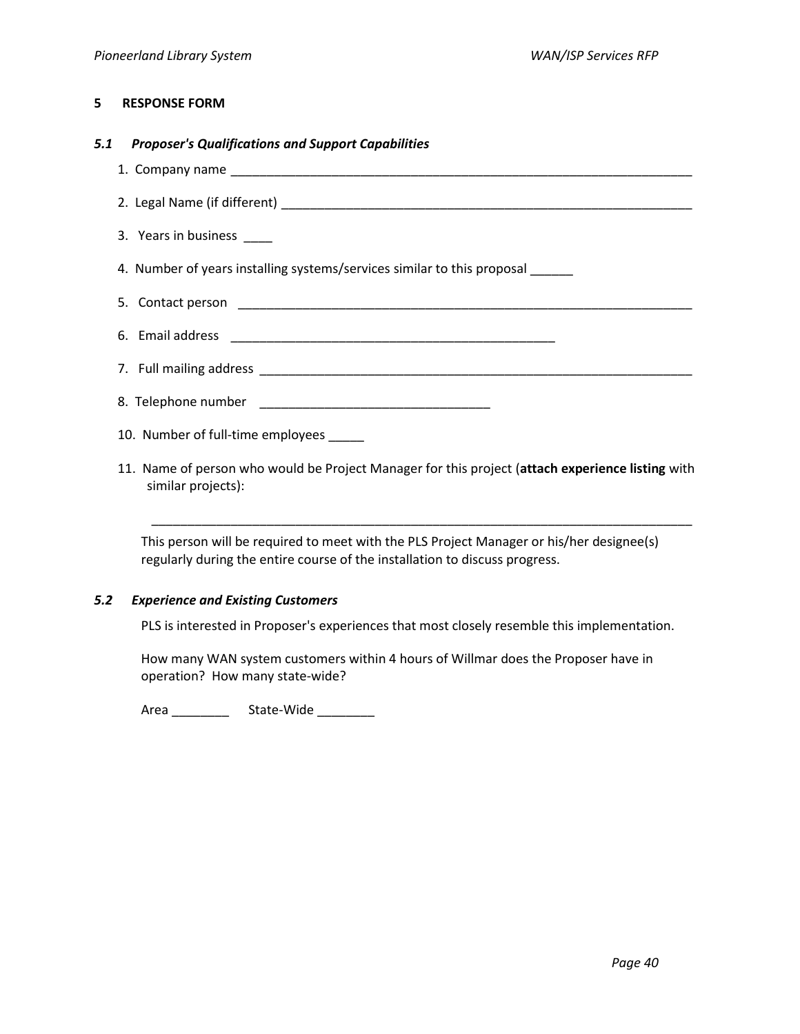## 5 RESPONSE FORM

### *5.1 Proposer's Qualifications and Support Capabilities*

1. Company name ____________________________________________________________________

2. Legal Name (if different) ____________________________________________________________

3. Years in business ____

4. Number of years installing systems/services similar to this proposal ______

5. Contact person ___________________________________________________________________

6. Email address _______________________________________________

7. Full mailing address ________________________________________________________________

8. Telephone number _________________________________

10. Number of full-time employees _____

11. Name of person who would be Project Manager for this project (**attach experience listing** with similar projects):

    ______________________________________________________________________________

    This person will be required to meet with the PLS Project Manager or his/her designee(s) regularly during the entire course of the installation to discuss progress.

### *5.2 Experience and Existing Customers*

PLS is interested in Proposer's experiences that most closely resemble this implementation.

How many WAN system customers within 4 hours of Willmar does the Proposer have in operation? How many state-wide?

Area ________ State-Wide ________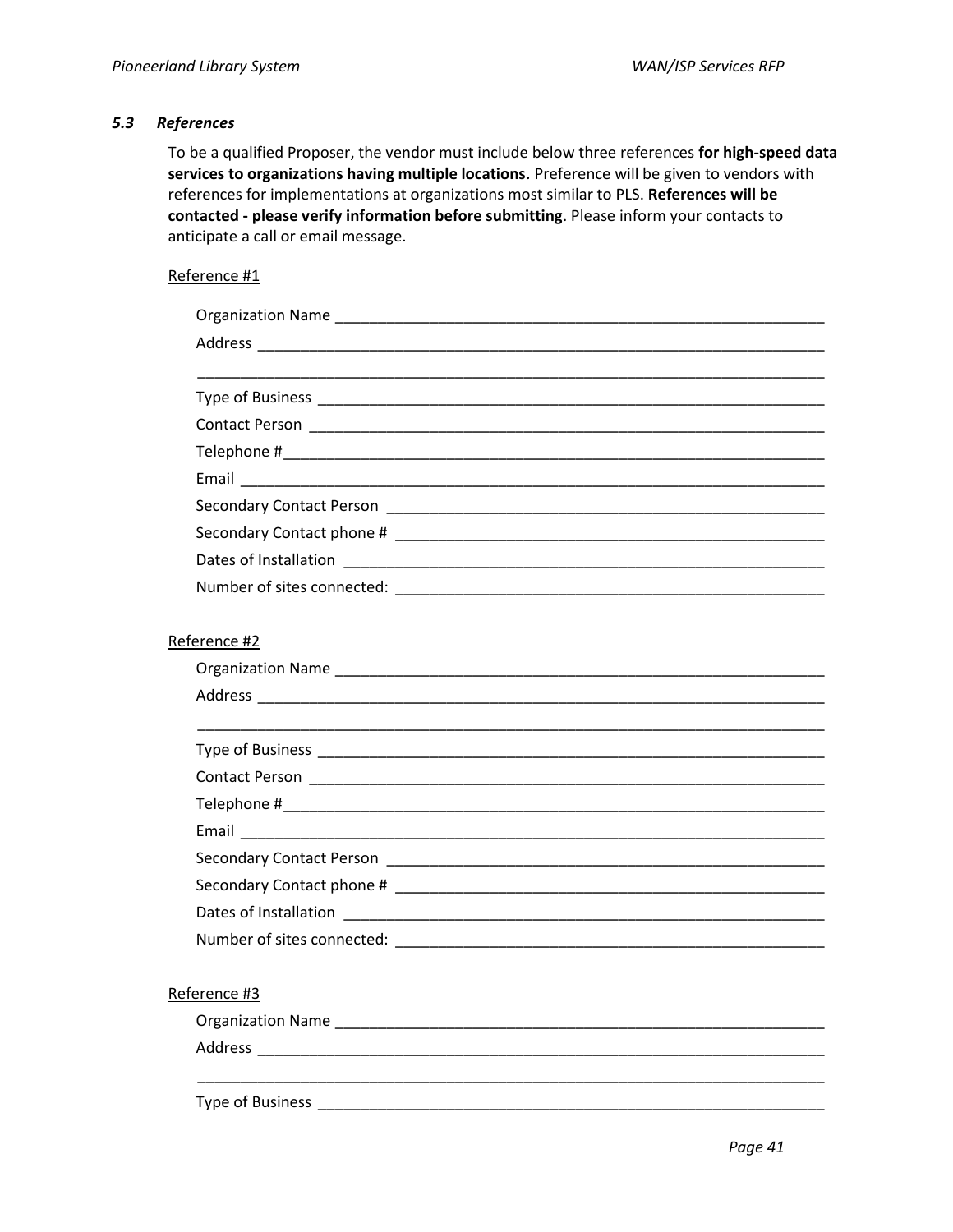### *5.3 References*

To be a qualified Proposer, the vendor must include below three references **for high-speed data services to organizations having multiple locations.** Preference will be given to vendors with references for implementations at organizations most similar to PLS. **References will be contacted - please verify information before submitting**. Please inform your contacts to anticipate a call or email message.

Reference #1

Organization Name ____________________________________________________________

Address ______________________________________________________________________

______________________________________________________________________________

Type of Business _______________________________________________________________

Contact Person _________________________________________________________________

Telephone #____________________________________________________________________

Email _________________________________________________________________________

Secondary Contact Person ________________________________________________________

Secondary Contact phone # _______________________________________________________

Dates of Installation _____________________________________________________________

Number of sites connected: ________________________________________________________

Reference #2

Organization Name ____________________________________________________________

Address ______________________________________________________________________

______________________________________________________________________________

Type of Business _______________________________________________________________

Contact Person _________________________________________________________________

Telephone #____________________________________________________________________

Email _________________________________________________________________________

Secondary Contact Person ________________________________________________________

Secondary Contact phone # _______________________________________________________

Dates of Installation _____________________________________________________________

Number of sites connected: ________________________________________________________

Reference #3

Organization Name ____________________________________________________________

Address ______________________________________________________________________

______________________________________________________________________________

Type of Business _______________________________________________________________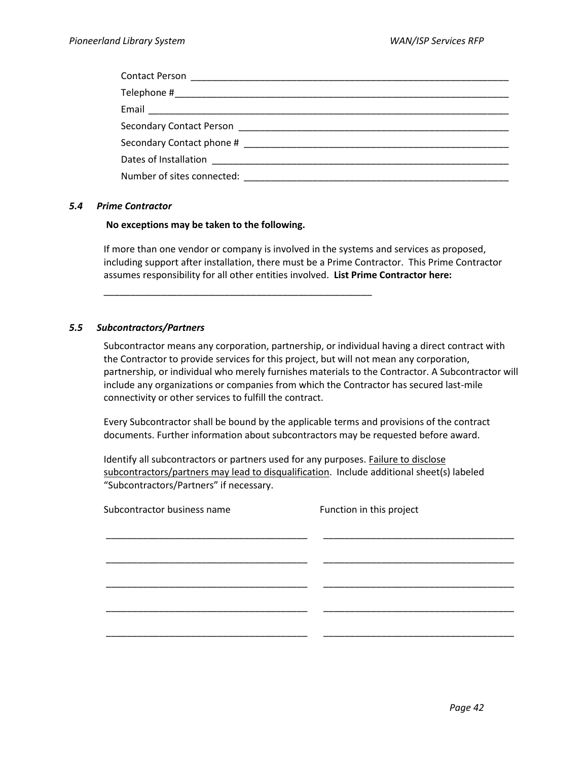Contact Person ______________________________________________________________

Telephone #__________________________________________________________________

Email ______________________________________________________________________

Secondary Contact Person ____________________________________________________

Secondary Contact phone # ___________________________________________________

Dates of Installation ________________________________________________________

Number of sites connected: ___________________________________________________

### *5.4 Prime Contractor*

**No exceptions may be taken to the following.**

If more than one vendor or company is involved in the systems and services as proposed, including support after installation, there must be a Prime Contractor. This Prime Contractor assumes responsibility for all other entities involved. **List Prime Contractor here:**

_____________________________________________________

### *5.5 Subcontractors/Partners*

Subcontractor means any corporation, partnership, or individual having a direct contract with the Contractor to provide services for this project, but will not mean any corporation, partnership, or individual who merely furnishes materials to the Contractor. A Subcontractor will include any organizations or companies from which the Contractor has secured last-mile connectivity or other services to fulfill the contract.

Every Subcontractor shall be bound by the applicable terms and provisions of the contract documents. Further information about subcontractors may be requested before award.

Identify all subcontractors or partners used for any purposes. <u>Failure to disclose subcontractors/partners may lead to disqualification</u>. Include additional sheet(s) labeled "Subcontractors/Partners" if necessary.

| Subcontractor business name | Function in this project |
|---|---|
| ______________________________________ | ____________________________________ |
| ______________________________________ | ____________________________________ |
| ______________________________________ | ____________________________________ |
| ______________________________________ | ____________________________________ |
| ______________________________________ | ____________________________________ |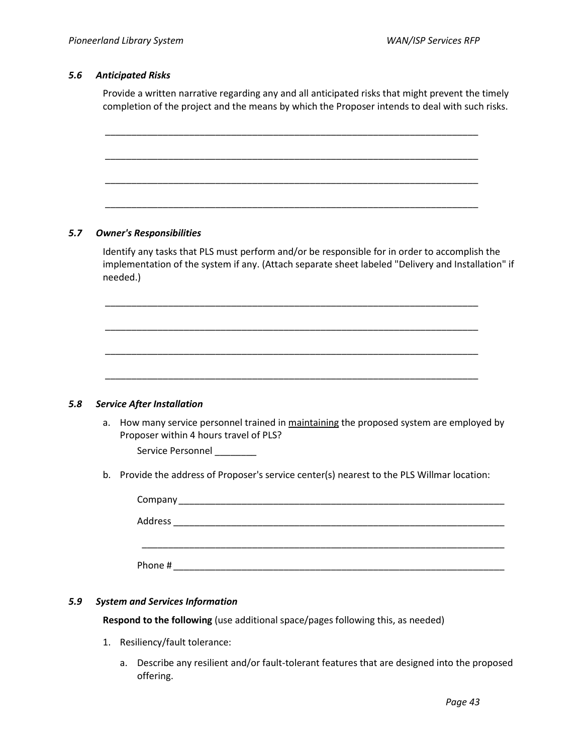### *5.6 Anticipated Risks*

Provide a written narrative regarding any and all anticipated risks that might prevent the timely completion of the project and the means by which the Proposer intends to deal with such risks.

\_\_\_\_\_\_\_\_\_\_\_\_\_\_\_\_\_\_\_\_\_\_\_\_\_\_\_\_\_\_\_\_\_\_\_\_\_\_\_\_\_\_\_\_\_\_\_\_\_\_\_\_\_\_\_\_\_\_\_\_\_\_\_\_\_\_\_\_\_\_

\_\_\_\_\_\_\_\_\_\_\_\_\_\_\_\_\_\_\_\_\_\_\_\_\_\_\_\_\_\_\_\_\_\_\_\_\_\_\_\_\_\_\_\_\_\_\_\_\_\_\_\_\_\_\_\_\_\_\_\_\_\_\_\_\_\_\_\_\_\_

\_\_\_\_\_\_\_\_\_\_\_\_\_\_\_\_\_\_\_\_\_\_\_\_\_\_\_\_\_\_\_\_\_\_\_\_\_\_\_\_\_\_\_\_\_\_\_\_\_\_\_\_\_\_\_\_\_\_\_\_\_\_\_\_\_\_\_\_\_\_

\_\_\_\_\_\_\_\_\_\_\_\_\_\_\_\_\_\_\_\_\_\_\_\_\_\_\_\_\_\_\_\_\_\_\_\_\_\_\_\_\_\_\_\_\_\_\_\_\_\_\_\_\_\_\_\_\_\_\_\_\_\_\_\_\_\_\_\_\_\_

### *5.7 Owner's Responsibilities*

Identify any tasks that PLS must perform and/or be responsible for in order to accomplish the implementation of the system if any. (Attach separate sheet labeled "Delivery and Installation" if needed.)

\_\_\_\_\_\_\_\_\_\_\_\_\_\_\_\_\_\_\_\_\_\_\_\_\_\_\_\_\_\_\_\_\_\_\_\_\_\_\_\_\_\_\_\_\_\_\_\_\_\_\_\_\_\_\_\_\_\_\_\_\_\_\_\_\_\_\_\_\_\_

\_\_\_\_\_\_\_\_\_\_\_\_\_\_\_\_\_\_\_\_\_\_\_\_\_\_\_\_\_\_\_\_\_\_\_\_\_\_\_\_\_\_\_\_\_\_\_\_\_\_\_\_\_\_\_\_\_\_\_\_\_\_\_\_\_\_\_\_\_\_

\_\_\_\_\_\_\_\_\_\_\_\_\_\_\_\_\_\_\_\_\_\_\_\_\_\_\_\_\_\_\_\_\_\_\_\_\_\_\_\_\_\_\_\_\_\_\_\_\_\_\_\_\_\_\_\_\_\_\_\_\_\_\_\_\_\_\_\_\_\_

\_\_\_\_\_\_\_\_\_\_\_\_\_\_\_\_\_\_\_\_\_\_\_\_\_\_\_\_\_\_\_\_\_\_\_\_\_\_\_\_\_\_\_\_\_\_\_\_\_\_\_\_\_\_\_\_\_\_\_\_\_\_\_\_\_\_\_\_\_\_

### *5.8 Service After Installation*

a. How many service personnel trained in <u>maintaining</u> the proposed system are employed by Proposer within 4 hours travel of PLS?

   Service Personnel \_\_\_\_\_\_\_\_

b. Provide the address of Proposer's service center(s) nearest to the PLS Willmar location:

   Company \_\_\_\_\_\_\_\_\_\_\_\_\_\_\_\_\_\_\_\_\_\_\_\_\_\_\_\_\_\_\_\_\_\_\_\_\_\_\_\_\_\_\_\_\_\_\_\_\_\_\_\_\_\_\_\_\_\_\_\_\_\_

   Address \_\_\_\_\_\_\_\_\_\_\_\_\_\_\_\_\_\_\_\_\_\_\_\_\_\_\_\_\_\_\_\_\_\_\_\_\_\_\_\_\_\_\_\_\_\_\_\_\_\_\_\_\_\_\_\_\_\_\_\_\_\_

   \_\_\_\_\_\_\_\_\_\_\_\_\_\_\_\_\_\_\_\_\_\_\_\_\_\_\_\_\_\_\_\_\_\_\_\_\_\_\_\_\_\_\_\_\_\_\_\_\_\_\_\_\_\_\_\_\_\_\_\_\_\_\_\_\_\_\_\_\_

   Phone # \_\_\_\_\_\_\_\_\_\_\_\_\_\_\_\_\_\_\_\_\_\_\_\_\_\_\_\_\_\_\_\_\_\_\_\_\_\_\_\_\_\_\_\_\_\_\_\_\_\_\_\_\_\_\_\_\_\_\_\_\_\_

### *5.9 System and Services Information*

**Respond to the following** (use additional space/pages following this, as needed)

1. Resiliency/fault tolerance:

   a. Describe any resilient and/or fault-tolerant features that are designed into the proposed offering.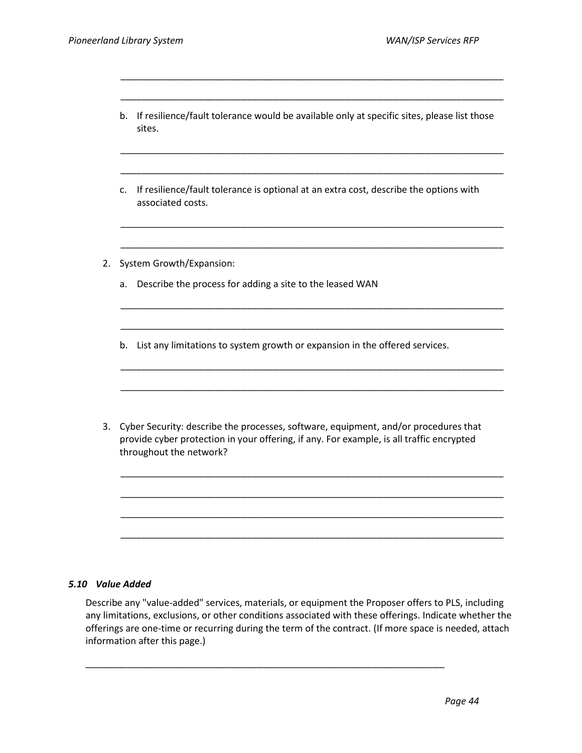\_\_\_\_\_\_\_\_\_\_\_\_\_\_\_\_\_\_\_\_\_\_\_\_\_\_\_\_\_\_\_\_\_\_\_\_\_\_\_\_\_\_\_\_\_\_\_\_\_\_\_\_\_\_\_\_\_\_\_\_\_\_\_\_\_\_\_\_\_\_\_\_

\_\_\_\_\_\_\_\_\_\_\_\_\_\_\_\_\_\_\_\_\_\_\_\_\_\_\_\_\_\_\_\_\_\_\_\_\_\_\_\_\_\_\_\_\_\_\_\_\_\_\_\_\_\_\_\_\_\_\_\_\_\_\_\_\_\_\_\_\_\_\_\_

   b. If resilience/fault tolerance would be available only at specific sites, please list those sites.

   \_\_\_\_\_\_\_\_\_\_\_\_\_\_\_\_\_\_\_\_\_\_\_\_\_\_\_\_\_\_\_\_\_\_\_\_\_\_\_\_\_\_\_\_\_\_\_\_\_\_\_\_\_\_\_\_\_\_\_\_\_\_\_\_\_\_\_\_\_\_\_\_

   \_\_\_\_\_\_\_\_\_\_\_\_\_\_\_\_\_\_\_\_\_\_\_\_\_\_\_\_\_\_\_\_\_\_\_\_\_\_\_\_\_\_\_\_\_\_\_\_\_\_\_\_\_\_\_\_\_\_\_\_\_\_\_\_\_\_\_\_\_\_\_\_

   c. If resilience/fault tolerance is optional at an extra cost, describe the options with associated costs.

   \_\_\_\_\_\_\_\_\_\_\_\_\_\_\_\_\_\_\_\_\_\_\_\_\_\_\_\_\_\_\_\_\_\_\_\_\_\_\_\_\_\_\_\_\_\_\_\_\_\_\_\_\_\_\_\_\_\_\_\_\_\_\_\_\_\_\_\_\_\_\_\_

   \_\_\_\_\_\_\_\_\_\_\_\_\_\_\_\_\_\_\_\_\_\_\_\_\_\_\_\_\_\_\_\_\_\_\_\_\_\_\_\_\_\_\_\_\_\_\_\_\_\_\_\_\_\_\_\_\_\_\_\_\_\_\_\_\_\_\_\_\_\_\_\_

2. System Growth/Expansion:

   a. Describe the process for adding a site to the leased WAN

   \_\_\_\_\_\_\_\_\_\_\_\_\_\_\_\_\_\_\_\_\_\_\_\_\_\_\_\_\_\_\_\_\_\_\_\_\_\_\_\_\_\_\_\_\_\_\_\_\_\_\_\_\_\_\_\_\_\_\_\_\_\_\_\_\_\_\_\_\_\_\_\_

   \_\_\_\_\_\_\_\_\_\_\_\_\_\_\_\_\_\_\_\_\_\_\_\_\_\_\_\_\_\_\_\_\_\_\_\_\_\_\_\_\_\_\_\_\_\_\_\_\_\_\_\_\_\_\_\_\_\_\_\_\_\_\_\_\_\_\_\_\_\_\_\_

   b. List any limitations to system growth or expansion in the offered services.

   \_\_\_\_\_\_\_\_\_\_\_\_\_\_\_\_\_\_\_\_\_\_\_\_\_\_\_\_\_\_\_\_\_\_\_\_\_\_\_\_\_\_\_\_\_\_\_\_\_\_\_\_\_\_\_\_\_\_\_\_\_\_\_\_\_\_\_\_\_\_\_\_

   \_\_\_\_\_\_\_\_\_\_\_\_\_\_\_\_\_\_\_\_\_\_\_\_\_\_\_\_\_\_\_\_\_\_\_\_\_\_\_\_\_\_\_\_\_\_\_\_\_\_\_\_\_\_\_\_\_\_\_\_\_\_\_\_\_\_\_\_\_\_\_\_

3. Cyber Security: describe the processes, software, equipment, and/or procedures that provide cyber protection in your offering, if any. For example, is all traffic encrypted throughout the network?

   \_\_\_\_\_\_\_\_\_\_\_\_\_\_\_\_\_\_\_\_\_\_\_\_\_\_\_\_\_\_\_\_\_\_\_\_\_\_\_\_\_\_\_\_\_\_\_\_\_\_\_\_\_\_\_\_\_\_\_\_\_\_\_\_\_\_\_\_\_\_\_\_

   \_\_\_\_\_\_\_\_\_\_\_\_\_\_\_\_\_\_\_\_\_\_\_\_\_\_\_\_\_\_\_\_\_\_\_\_\_\_\_\_\_\_\_\_\_\_\_\_\_\_\_\_\_\_\_\_\_\_\_\_\_\_\_\_\_\_\_\_\_\_\_\_

   \_\_\_\_\_\_\_\_\_\_\_\_\_\_\_\_\_\_\_\_\_\_\_\_\_\_\_\_\_\_\_\_\_\_\_\_\_\_\_\_\_\_\_\_\_\_\_\_\_\_\_\_\_\_\_\_\_\_\_\_\_\_\_\_\_\_\_\_\_\_\_\_

   \_\_\_\_\_\_\_\_\_\_\_\_\_\_\_\_\_\_\_\_\_\_\_\_\_\_\_\_\_\_\_\_\_\_\_\_\_\_\_\_\_\_\_\_\_\_\_\_\_\_\_\_\_\_\_\_\_\_\_\_\_\_\_\_\_\_\_\_\_\_\_\_

### *5.10 Value Added*

Describe any "value-added" services, materials, or equipment the Proposer offers to PLS, including any limitations, exclusions, or other conditions associated with these offerings. Indicate whether the offerings are one-time or recurring during the term of the contract. (If more space is needed, attach information after this page.)

\_\_\_\_\_\_\_\_\_\_\_\_\_\_\_\_\_\_\_\_\_\_\_\_\_\_\_\_\_\_\_\_\_\_\_\_\_\_\_\_\_\_\_\_\_\_\_\_\_\_\_\_\_\_\_\_\_\_\_\_\_\_\_\_\_\_\_\_\_\_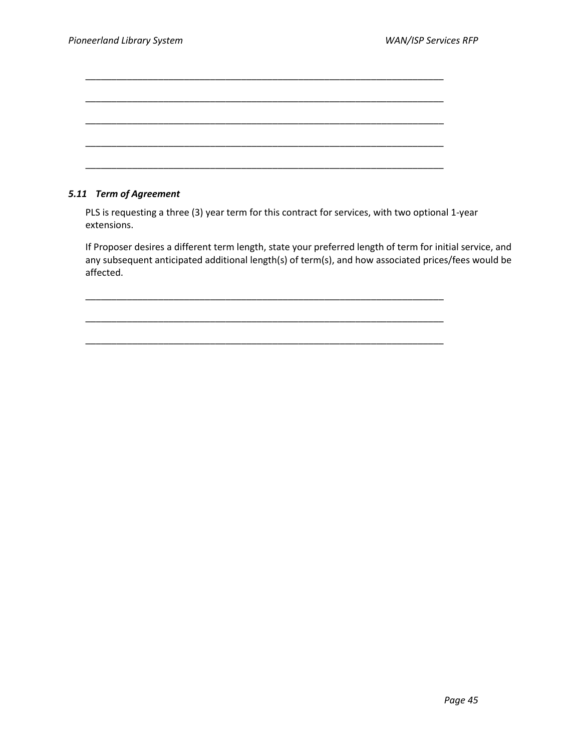\_\_\_\_\_\_\_\_\_\_\_\_\_\_\_\_\_\_\_\_\_\_\_\_\_\_\_\_\_\_\_\_\_\_\_\_\_\_\_\_\_\_\_\_\_\_\_\_\_\_\_\_\_\_\_\_\_\_\_\_\_\_\_\_\_\_\_\_

\_\_\_\_\_\_\_\_\_\_\_\_\_\_\_\_\_\_\_\_\_\_\_\_\_\_\_\_\_\_\_\_\_\_\_\_\_\_\_\_\_\_\_\_\_\_\_\_\_\_\_\_\_\_\_\_\_\_\_\_\_\_\_\_\_\_\_\_

\_\_\_\_\_\_\_\_\_\_\_\_\_\_\_\_\_\_\_\_\_\_\_\_\_\_\_\_\_\_\_\_\_\_\_\_\_\_\_\_\_\_\_\_\_\_\_\_\_\_\_\_\_\_\_\_\_\_\_\_\_\_\_\_\_\_\_\_

\_\_\_\_\_\_\_\_\_\_\_\_\_\_\_\_\_\_\_\_\_\_\_\_\_\_\_\_\_\_\_\_\_\_\_\_\_\_\_\_\_\_\_\_\_\_\_\_\_\_\_\_\_\_\_\_\_\_\_\_\_\_\_\_\_\_\_\_

\_\_\_\_\_\_\_\_\_\_\_\_\_\_\_\_\_\_\_\_\_\_\_\_\_\_\_\_\_\_\_\_\_\_\_\_\_\_\_\_\_\_\_\_\_\_\_\_\_\_\_\_\_\_\_\_\_\_\_\_\_\_\_\_\_\_\_\_

### *5.11 Term of Agreement*

PLS is requesting a three (3) year term for this contract for services, with two optional 1-year extensions.

If Proposer desires a different term length, state your preferred length of term for initial service, and any subsequent anticipated additional length(s) of term(s), and how associated prices/fees would be affected.

\_\_\_\_\_\_\_\_\_\_\_\_\_\_\_\_\_\_\_\_\_\_\_\_\_\_\_\_\_\_\_\_\_\_\_\_\_\_\_\_\_\_\_\_\_\_\_\_\_\_\_\_\_\_\_\_\_\_\_\_\_\_\_\_\_\_\_\_

\_\_\_\_\_\_\_\_\_\_\_\_\_\_\_\_\_\_\_\_\_\_\_\_\_\_\_\_\_\_\_\_\_\_\_\_\_\_\_\_\_\_\_\_\_\_\_\_\_\_\_\_\_\_\_\_\_\_\_\_\_\_\_\_\_\_\_\_

\_\_\_\_\_\_\_\_\_\_\_\_\_\_\_\_\_\_\_\_\_\_\_\_\_\_\_\_\_\_\_\_\_\_\_\_\_\_\_\_\_\_\_\_\_\_\_\_\_\_\_\_\_\_\_\_\_\_\_\_\_\_\_\_\_\_\_\_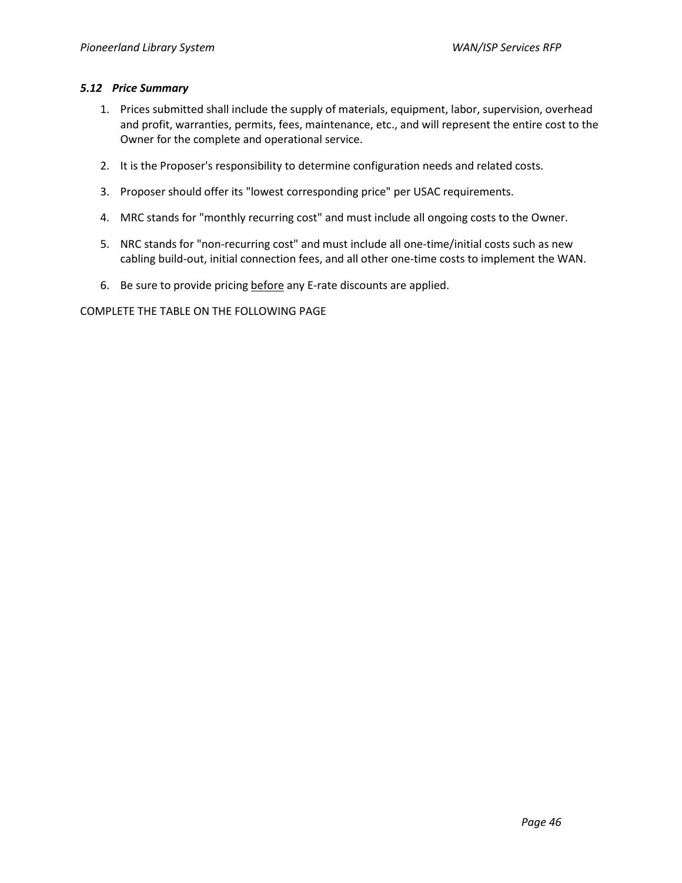### *5.12 Price Summary*

1. Prices submitted shall include the supply of materials, equipment, labor, supervision, overhead and profit, warranties, permits, fees, maintenance, etc., and will represent the entire cost to the Owner for the complete and operational service.
2. It is the Proposer's responsibility to determine configuration needs and related costs.
3. Proposer should offer its "lowest corresponding price" per USAC requirements.
4. MRC stands for "monthly recurring cost" and must include all ongoing costs to the Owner.
5. NRC stands for "non-recurring cost" and must include all one-time/initial costs such as new cabling build-out, initial connection fees, and all other one-time costs to implement the WAN.
6. Be sure to provide pricing <u>before</u> any E-rate discounts are applied.

COMPLETE THE TABLE ON THE FOLLOWING PAGE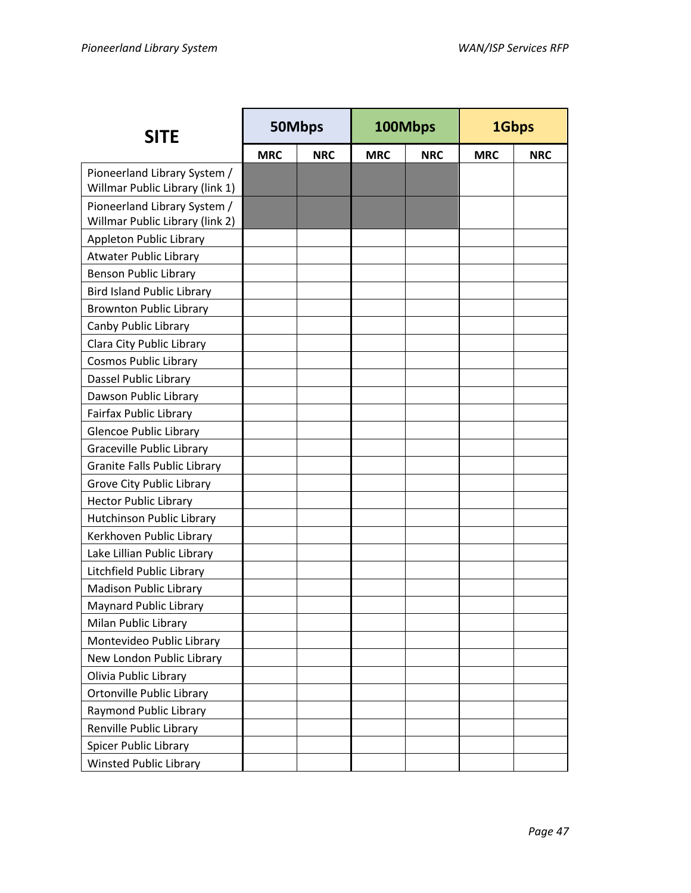| SITE | 50Mbps | | 100Mbps | | 1Gbps | |
|---|---|---|---|---|---|---|
| | MRC | NRC | MRC | NRC | MRC | NRC |
| Pioneerland Library System / Willmar Public Library (link 1) | | | | | | |
| Pioneerland Library System / Willmar Public Library (link 2) | | | | | | |
| Appleton Public Library | | | | | | |
| Atwater Public Library | | | | | | |
| Benson Public Library | | | | | | |
| Bird Island Public Library | | | | | | |
| Brownton Public Library | | | | | | |
| Canby Public Library | | | | | | |
| Clara City Public Library | | | | | | |
| Cosmos Public Library | | | | | | |
| Dassel Public Library | | | | | | |
| Dawson Public Library | | | | | | |
| Fairfax Public Library | | | | | | |
| Glencoe Public Library | | | | | | |
| Graceville Public Library | | | | | | |
| Granite Falls Public Library | | | | | | |
| Grove City Public Library | | | | | | |
| Hector Public Library | | | | | | |
| Hutchinson Public Library | | | | | | |
| Kerkhoven Public Library | | | | | | |
| Lake Lillian Public Library | | | | | | |
| Litchfield Public Library | | | | | | |
| Madison Public Library | | | | | | |
| Maynard Public Library | | | | | | |
| Milan Public Library | | | | | | |
| Montevideo Public Library | | | | | | |
| New London Public Library | | | | | | |
| Olivia Public Library | | | | | | |
| Ortonville Public Library | | | | | | |
| Raymond Public Library | | | | | | |
| Renville Public Library | | | | | | |
| Spicer Public Library | | | | | | |
| Winsted Public Library | | | | | | |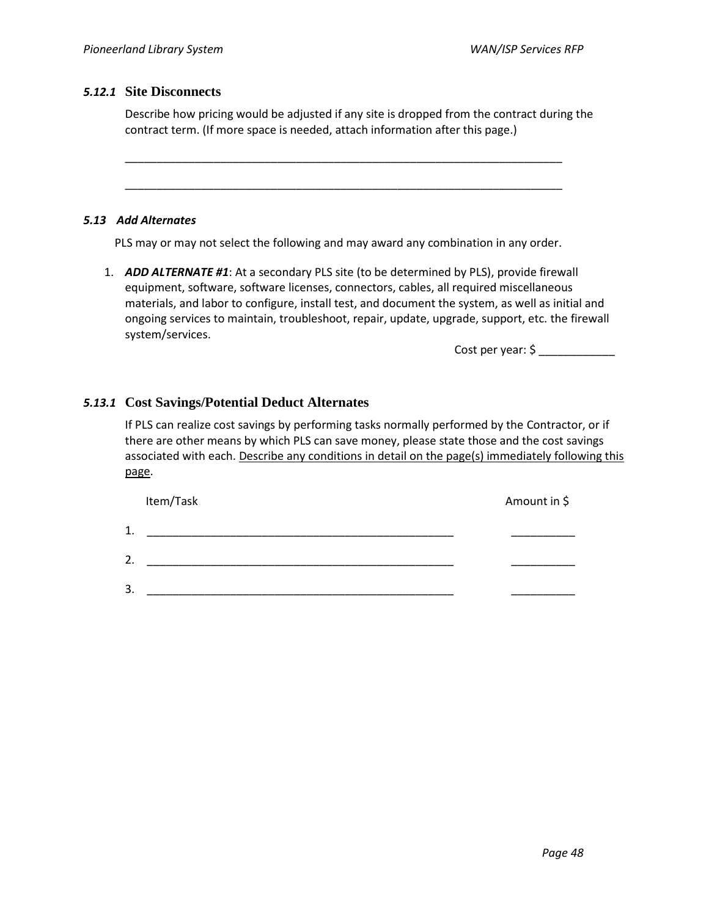### *5.12.1* Site Disconnects

Describe how pricing would be adjusted if any site is dropped from the contract during the contract term. (If more space is needed, attach information after this page.)

________________________________________________________________________

________________________________________________________________________

### *5.13 Add Alternates*

PLS may or may not select the following and may award any combination in any order.

1. ***ADD ALTERNATE #1***: At a secondary PLS site (to be determined by PLS), provide firewall equipment, software, software licenses, connectors, cables, all required miscellaneous materials, and labor to configure, install test, and document the system, as well as initial and ongoing services to maintain, troubleshoot, repair, update, upgrade, support, etc. the firewall system/services.

   Cost per year: $ ____________

### *5.13.1* Cost Savings/Potential Deduct Alternates

If PLS can realize cost savings by performing tasks normally performed by the Contractor, or if there are other means by which PLS can save money, please state those and the cost savings associated with each. <u>Describe any conditions in detail on the page(s) immediately following this page</u>.

| | Item/Task | Amount in $ |
|---|---|---|
| 1. | __________________________________________________ | __________ |
| 2. | __________________________________________________ | __________ |
| 3. | __________________________________________________ | __________ |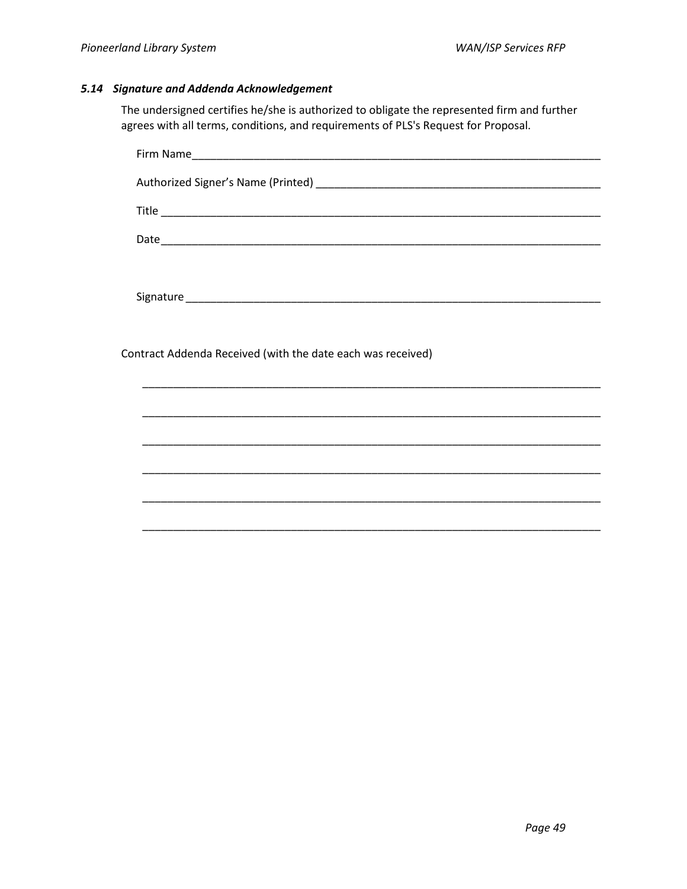### *5.14 Signature and Addenda Acknowledgement*

The undersigned certifies he/she is authorized to obligate the represented firm and further agrees with all terms, conditions, and requirements of PLS's Request for Proposal.

Firm Name_______________________________________________________________________

Authorized Signer's Name (Printed) ______________________________________________

Title _____________________________________________________________________________

Date______________________________________________________________________________

Signature _________________________________________________________________________

Contract Addenda Received (with the date each was received)

_____________________________________________________________________________

_____________________________________________________________________________

_____________________________________________________________________________

_____________________________________________________________________________

_____________________________________________________________________________

_____________________________________________________________________________